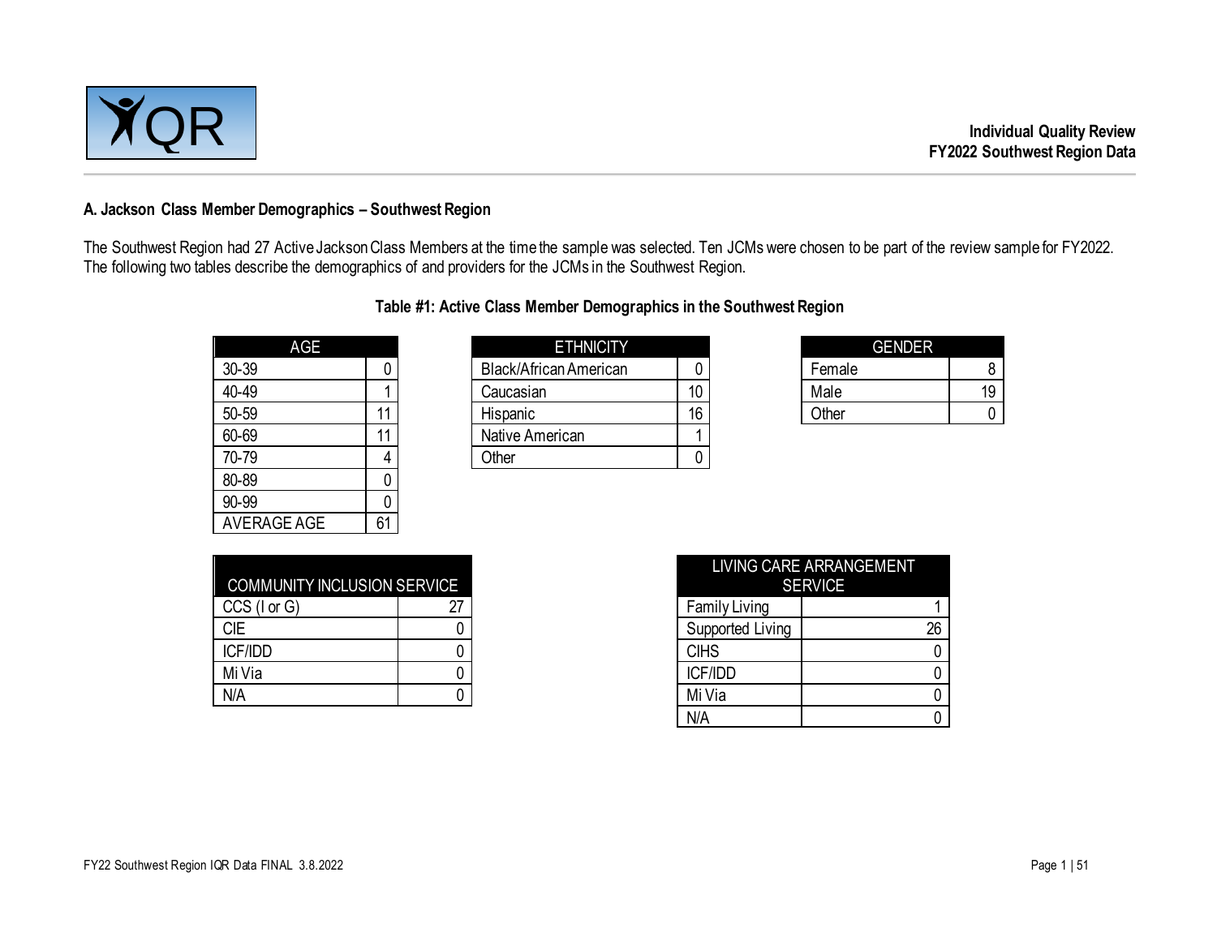**Individual Quality Review**
**FY2022 Southwest Region Data**

## A. Jackson Class Member Demographics – Southwest Region

The Southwest Region had 27 Active Jackson Class Members at the time the sample was selected. Ten JCMs were chosen to be part of the review sample for FY2022. The following two tables describe the demographics of and providers for the JCMs in the Southwest Region.

### Table #1: Active Class Member Demographics in the Southwest Region

| AGE | |
|---|---|
| 30-39 | 0 |
| 40-49 | 1 |
| 50-59 | 11 |
| 60-69 | 11 |
| 70-79 | 4 |
| 80-89 | 0 |
| 90-99 | 0 |
| AVERAGE AGE | 61 |

| ETHNICITY | |
|---|---|
| Black/African American | 0 |
| Caucasian | 10 |
| Hispanic | 16 |
| Native American | 1 |
| Other | 0 |

| GENDER | |
|---|---|
| Female | 8 |
| Male | 19 |
| Other | 0 |

| COMMUNITY INCLUSION SERVICE | |
|---|---|
| CCS (I or G) | 27 |
| CIE | 0 |
| ICF/IDD | 0 |
| Mi Via | 0 |
| N/A | 0 |

| LIVING CARE ARRANGEMENT SERVICE | |
|---|---|
| Family Living | 1 |
| Supported Living | 26 |
| CIHS | 0 |
| ICF/IDD | 0 |
| Mi Via | 0 |
| N/A | 0 |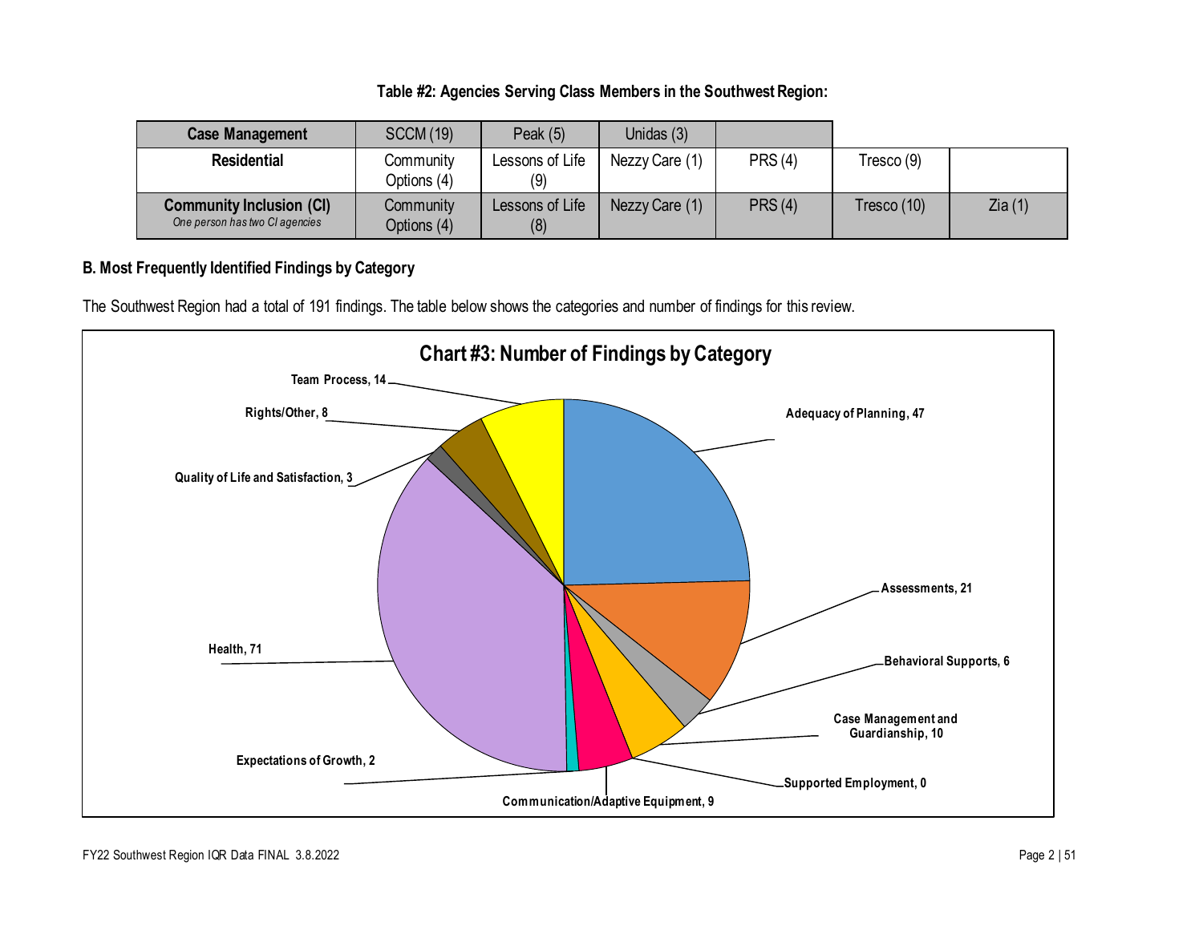**Table #2: Agencies Serving Class Members in the Southwest Region:**

| Case Management | SCCM (19) | Peak (5) | Unidas (3) | | | |
|---|---|---|---|---|---|---|
| **Residential** | Community Options (4) | Lessons of Life (9) | Nezzy Care (1) | PRS (4) | Tresco (9) | |
| **Community Inclusion (CI)** *One person has two CI agencies* | Community Options (4) | Lessons of Life (8) | Nezzy Care (1) | PRS (4) | Tresco (10) | Zia (1) |

### B. Most Frequently Identified Findings by Category

The Southwest Region had a total of 191 findings. The table below shows the categories and number of findings for this review.

**Chart #3: Number of Findings by Category**

| Category | Number of Findings |
|---|---|
| Adequacy of Planning | 47 |
| Assessments | 21 |
| Behavioral Supports | 6 |
| Case Management and Guardianship | 10 |
| Supported Employment | 0 |
| Communication/Adaptive Equipment | 9 |
| Expectations of Growth | 2 |
| Health | 71 |
| Quality of Life and Satisfaction | 3 |
| Rights/Other | 8 |
| Team Process | 14 |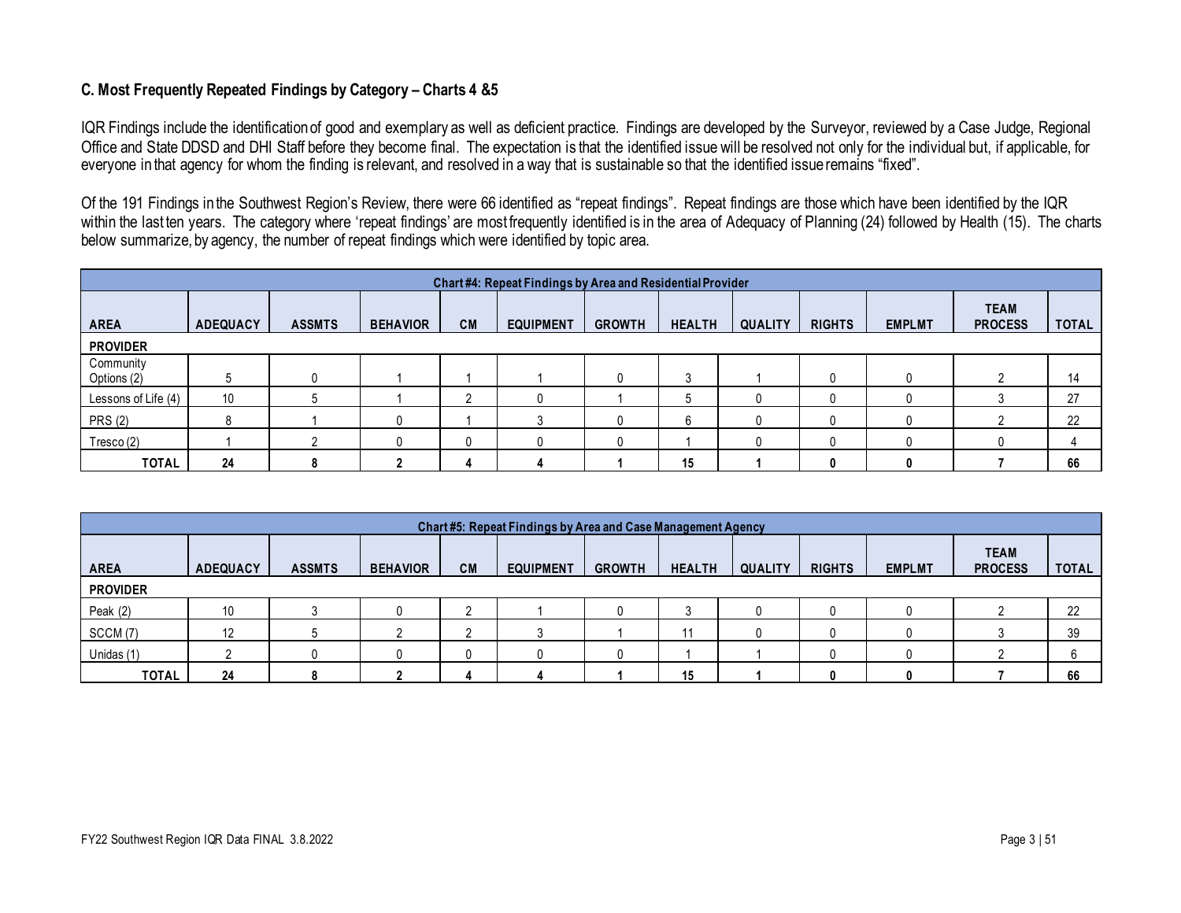## C. Most Frequently Repeated Findings by Category – Charts 4 &5

IQR Findings include the identification of good and exemplary as well as deficient practice. Findings are developed by the Surveyor, reviewed by a Case Judge, Regional Office and State DDSD and DHI Staff before they become final. The expectation is that the identified issue will be resolved not only for the individual but, if applicable, for everyone in that agency for whom the finding is relevant, and resolved in a way that is sustainable so that the identified issue remains "fixed".

Of the 191 Findings in the Southwest Region's Review, there were 66 identified as "repeat findings". Repeat findings are those which have been identified by the IQR within the last ten years. The category where 'repeat findings' are most frequently identified is in the area of Adequacy of Planning (24) followed by Health (15). The charts below summarize, by agency, the number of repeat findings which were identified by topic area.

| Chart #4: Repeat Findings by Area and Residential Provider | | | | | | | | | | | | |
|---|---|---|---|---|---|---|---|---|---|---|---|---|
| **AREA** | **ADEQUACY** | **ASSMTS** | **BEHAVIOR** | **CM** | **EQUIPMENT** | **GROWTH** | **HEALTH** | **QUALITY** | **RIGHTS** | **EMPLMT** | **TEAM PROCESS** | **TOTAL** |
| **PROVIDER** | | | | | | | | | | | | |
| Community Options (2) | 5 | 0 | 1 | 1 | 1 | 0 | 3 | 1 | 0 | 0 | 2 | 14 |
| Lessons of Life (4) | 10 | 5 | 1 | 2 | 0 | 1 | 5 | 0 | 0 | 0 | 3 | 27 |
| PRS (2) | 8 | 1 | 0 | 1 | 3 | 0 | 6 | 0 | 0 | 0 | 2 | 22 |
| Tresco (2) | 1 | 2 | 0 | 0 | 0 | 0 | 1 | 0 | 0 | 0 | 0 | 4 |
| **TOTAL** | **24** | **8** | **2** | **4** | **4** | **1** | **15** | **1** | **0** | **0** | **7** | **66** |

| Chart #5: Repeat Findings by Area and Case Management Agency | | | | | | | | | | | | |
|---|---|---|---|---|---|---|---|---|---|---|---|---|
| **AREA** | **ADEQUACY** | **ASSMTS** | **BEHAVIOR** | **CM** | **EQUIPMENT** | **GROWTH** | **HEALTH** | **QUALITY** | **RIGHTS** | **EMPLMT** | **TEAM PROCESS** | **TOTAL** |
| **PROVIDER** | | | | | | | | | | | | |
| Peak (2) | 10 | 3 | 0 | 2 | 1 | 0 | 3 | 0 | 0 | 0 | 2 | 22 |
| SCCM (7) | 12 | 5 | 2 | 2 | 3 | 1 | 11 | 0 | 0 | 0 | 3 | 39 |
| Unidas (1) | 2 | 0 | 0 | 0 | 0 | 0 | 1 | 1 | 0 | 0 | 2 | 6 |
| **TOTAL** | **24** | **8** | **2** | **4** | **4** | **1** | **15** | **1** | **0** | **0** | **7** | **66** |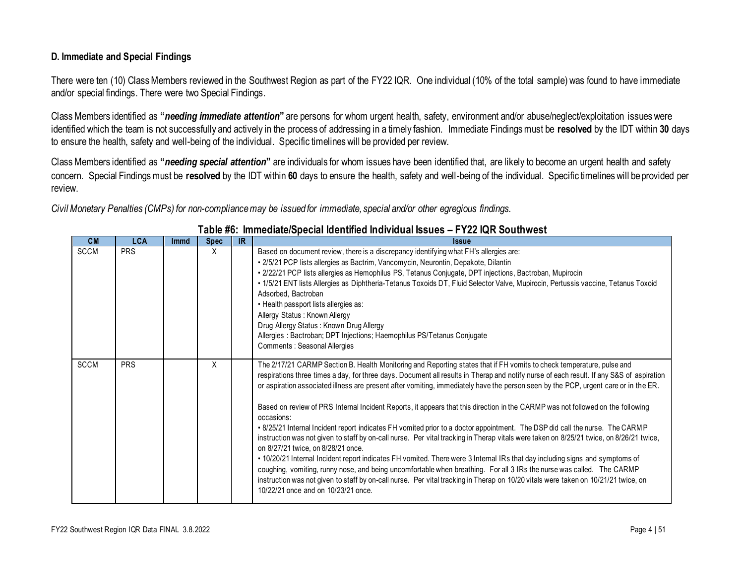### D. Immediate and Special Findings

There were ten (10) Class Members reviewed in the Southwest Region as part of the FY22 IQR. One individual (10% of the total sample) was found to have immediate and/or special findings. There were two Special Findings.

Class Members identified as **"*needing immediate attention*"** are persons for whom urgent health, safety, environment and/or abuse/neglect/exploitation issues were identified which the team is not successfully and actively in the process of addressing in a timely fashion. Immediate Findings must be **resolved** by the IDT within **30** days to ensure the health, safety and well-being of the individual. Specific timelines will be provided per review.

Class Members identified as **"*needing special attention*"** are individuals for whom issues have been identified that, are likely to become an urgent health and safety concern. Special Findings must be **resolved** by the IDT within **60** days to ensure the health, safety and well-being of the individual. Specific timelines will be provided per review.

*Civil Monetary Penalties (CMPs) for non-compliance may be issued for immediate, special and/or other egregious findings.*

**Table #6: Immediate/Special Identified Individual Issues – FY22 IQR Southwest**

| CM | LCA | Immd | Spec | IR | Issue |
|---|---|---|---|---|---|
| SCCM | PRS | | X | | Based on document review, there is a discrepancy identifying what FH's allergies are:<br>• 2/5/21 PCP lists allergies as Bactrim, Vancomycin, Neurontin, Depakote, Dilantin<br>• 2/22/21 PCP lists allergies as Hemophilus PS, Tetanus Conjugate, DPT injections, Bactroban, Mupirocin<br>• 1/5/21 ENT lists Allergies as Diphtheria-Tetanus Toxoids DT, Fluid Selector Valve, Mupirocin, Pertussis vaccine, Tetanus Toxoid Adsorbed, Bactroban<br>• Health passport lists allergies as:<br>Allergy Status : Known Allergy<br>Drug Allergy Status : Known Drug Allergy<br>Allergies : Bactroban; DPT Injections; Haemophilus PS/Tetanus Conjugate<br>Comments : Seasonal Allergies |
| SCCM | PRS | | X | | The 2/17/21 CARMP Section B. Health Monitoring and Reporting states that if FH vomits to check temperature, pulse and respirations three times a day, for three days. Document all results in Therap and notify nurse of each result. If any S&S of aspiration or aspiration associated illness are present after vomiting, immediately have the person seen by the PCP, urgent care or in the ER.<br><br>Based on review of PRS Internal Incident Reports, it appears that this direction in the CARMP was not followed on the following occasions:<br>• 8/25/21 Internal Incident report indicates FH vomited prior to a doctor appointment. The DSP did call the nurse. The CARMP instruction was not given to staff by on-call nurse. Per vital tracking in Therap vitals were taken on 8/25/21 twice, on 8/26/21 twice, on 8/27/21 twice, on 8/28/21 once.<br>• 10/20/21 Internal Incident report indicates FH vomited. There were 3 Internal IRs that day including signs and symptoms of coughing, vomiting, runny nose, and being uncomfortable when breathing. For all 3 IRs the nurse was called. The CARMP instruction was not given to staff by on-call nurse. Per vital tracking in Therap on 10/20 vitals were taken on 10/21/21 twice, on 10/22/21 once and on 10/23/21 once. |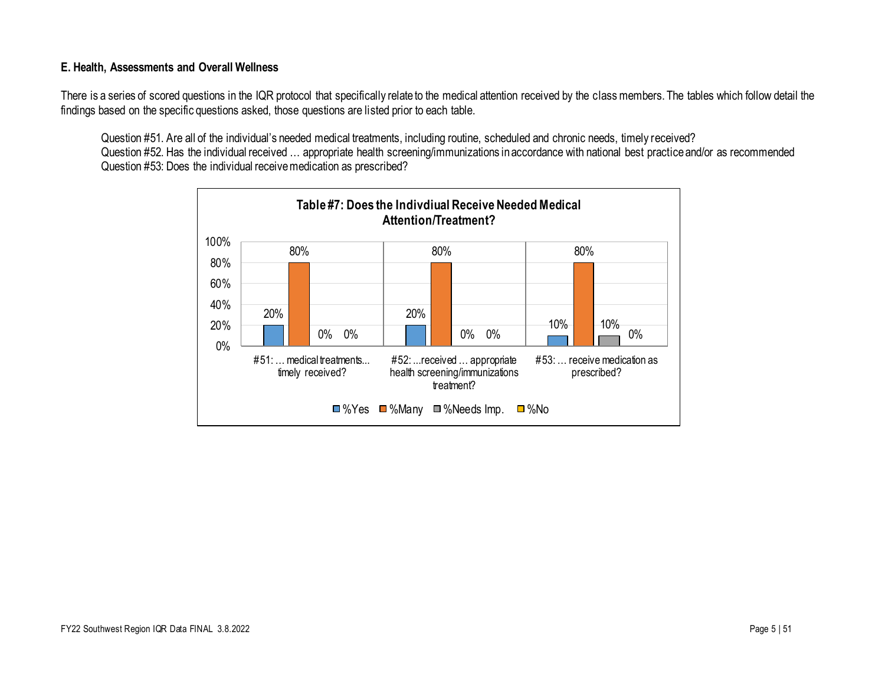**E. Health, Assessments and Overall Wellness**

There is a series of scored questions in the IQR protocol that specifically relate to the medical attention received by the class members. The tables which follow detail the findings based on the specific questions asked, those questions are listed prior to each table.

Question #51. Are all of the individual's needed medical treatments, including routine, scheduled and chronic needs, timely received?
Question #52. Has the individual received … appropriate health screening/immunizations in accordance with national best practice and/or as recommended
Question #53: Does the individual receive medication as prescribed?

**Table #7: Does the Indivdiual Receive Needed Medical Attention/Treatment?**

| | %Yes | %Many | %Needs Imp. | %No |
|---|---|---|---|---|
| #51: … medical treatments... timely received? | 20% | 80% | 0% | 0% |
| #52: ...received … appropriate health screening/immunizations treatment? | 20% | 80% | 0% | 0% |
| #53: … receive medication as prescribed? | 10% | 80% | 10% | 0% |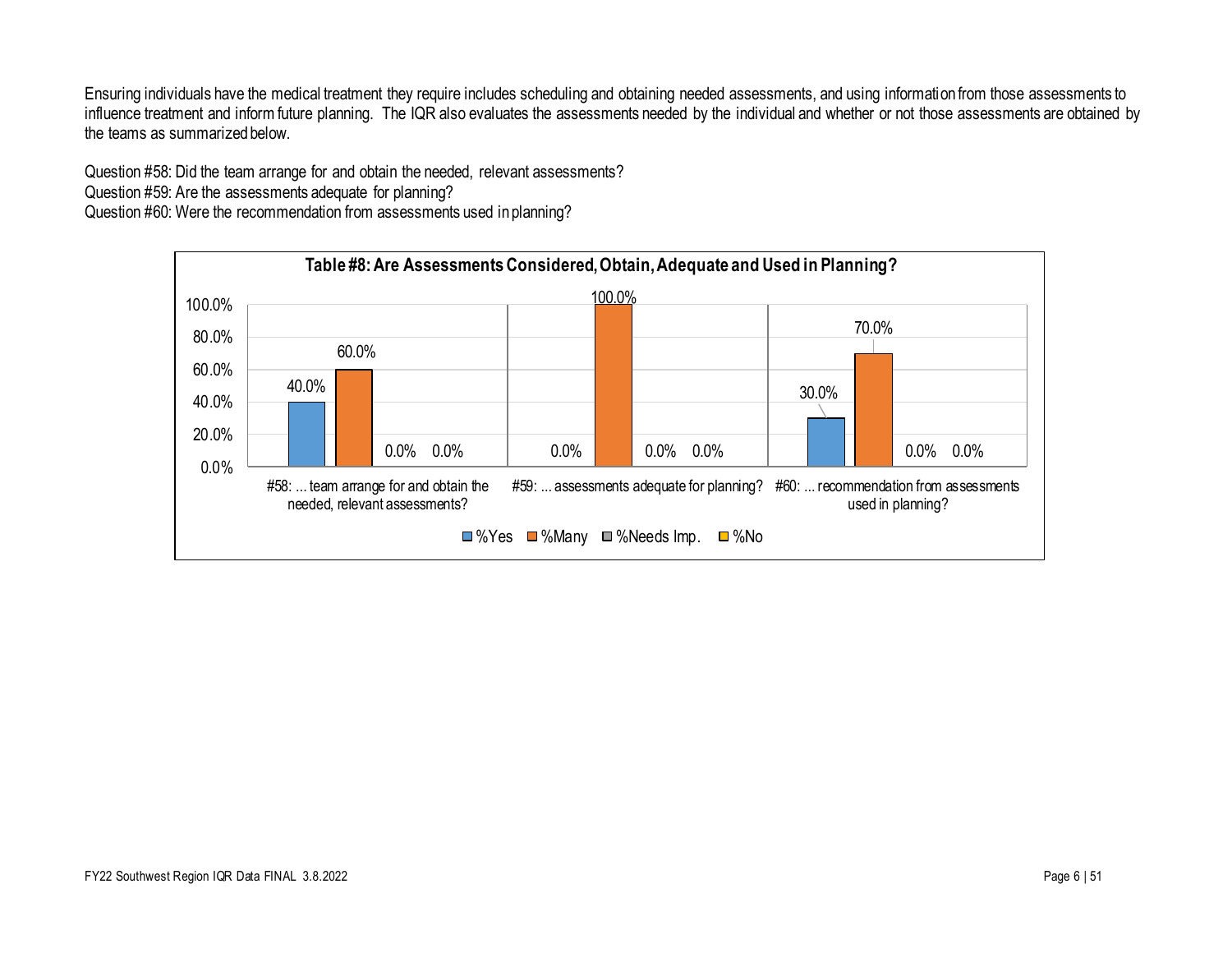Ensuring individuals have the medical treatment they require includes scheduling and obtaining needed assessments, and using information from those assessments to influence treatment and inform future planning. The IQR also evaluates the assessments needed by the individual and whether or not those assessments are obtained by the teams as summarized below.

Question #58: Did the team arrange for and obtain the needed, relevant assessments?
Question #59: Are the assessments adequate for planning?
Question #60: Were the recommendation from assessments used in planning?

**Table #8: Are Assessments Considered, Obtain, Adequate and Used in Planning?**

| | %Yes | %Many | %Needs Imp. | %No |
|---|---|---|---|---|
| #58: ... team arrange for and obtain the needed, relevant assessments? | 40.0% | 60.0% | 0.0% | 0.0% |
| #59: ... assessments adequate for planning? | 0.0% | 100.0% | 0.0% | 0.0% |
| #60: ... recommendation from assessments used in planning? | 30.0% | 70.0% | 0.0% | 0.0% |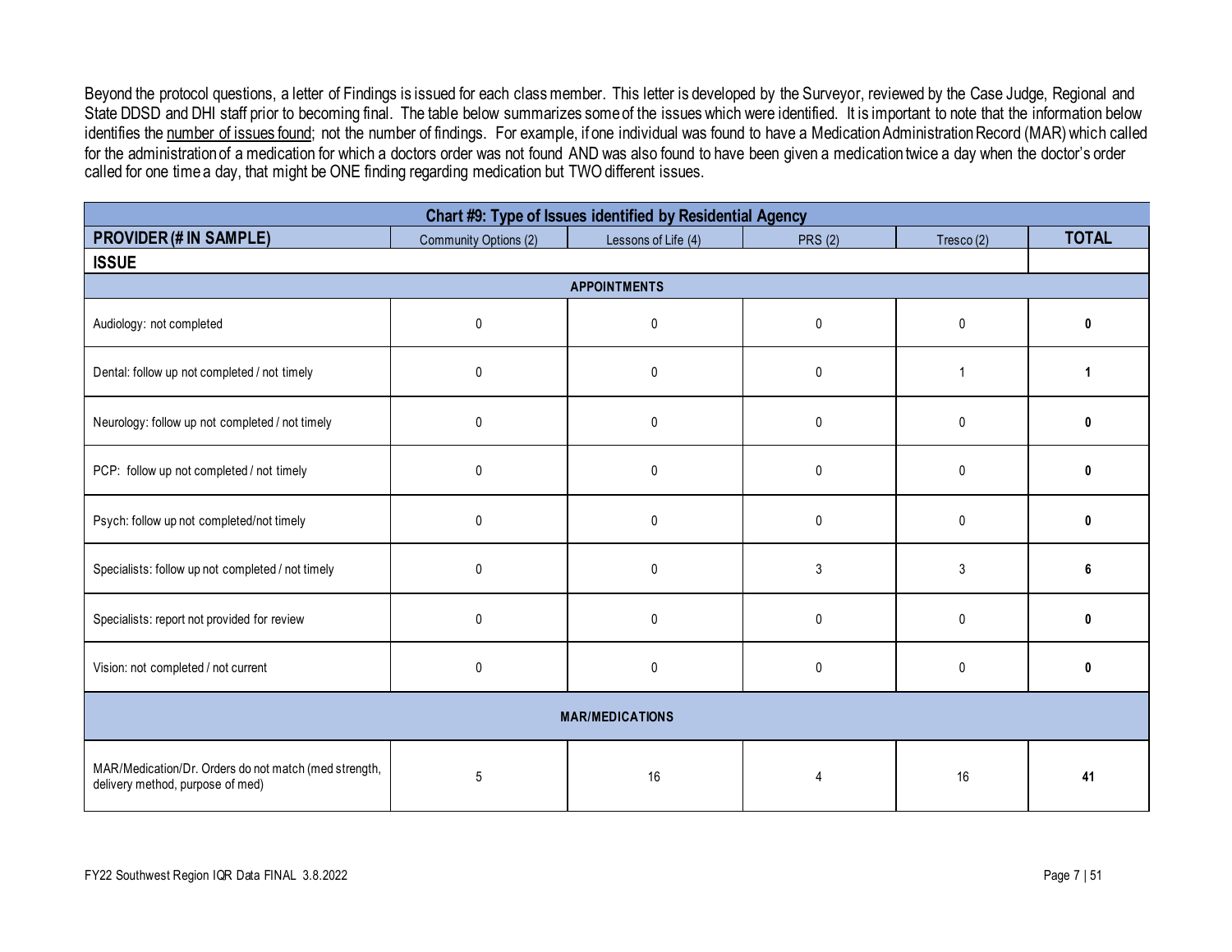Beyond the protocol questions, a letter of Findings is issued for each class member. This letter is developed by the Surveyor, reviewed by the Case Judge, Regional and State DDSD and DHI staff prior to becoming final. The table below summarizes some of the issues which were identified. It is important to note that the information below identifies the <u>number of issues found</u>; not the number of findings. For example, if one individual was found to have a Medication Administration Record (MAR) which called for the administration of a medication for which a doctors order was not found AND was also found to have been given a medication twice a day when the doctor's order called for one time a day, that might be ONE finding regarding medication but TWO different issues.

| Chart #9: Type of Issues identified by Residential Agency | | | | | |
|---|---|---|---|---|---|
| **PROVIDER (# IN SAMPLE)** | Community Options (2) | Lessons of Life (4) | PRS (2) | Tresco (2) | **TOTAL** |
| **ISSUE** | | | | | |
| **APPOINTMENTS** | | | | | |
| Audiology: not completed | 0 | 0 | 0 | 0 | **0** |
| Dental: follow up not completed / not timely | 0 | 0 | 0 | 1 | **1** |
| Neurology: follow up not completed / not timely | 0 | 0 | 0 | 0 | **0** |
| PCP: follow up not completed / not timely | 0 | 0 | 0 | 0 | **0** |
| Psych: follow up not completed/not timely | 0 | 0 | 0 | 0 | **0** |
| Specialists: follow up not completed / not timely | 0 | 0 | 3 | 3 | **6** |
| Specialists: report not provided for review | 0 | 0 | 0 | 0 | **0** |
| Vision: not completed / not current | 0 | 0 | 0 | 0 | **0** |
| **MAR/MEDICATIONS** | | | | | |
| MAR/Medication/Dr. Orders do not match (med strength, delivery method, purpose of med) | 5 | 16 | 4 | 16 | **41** |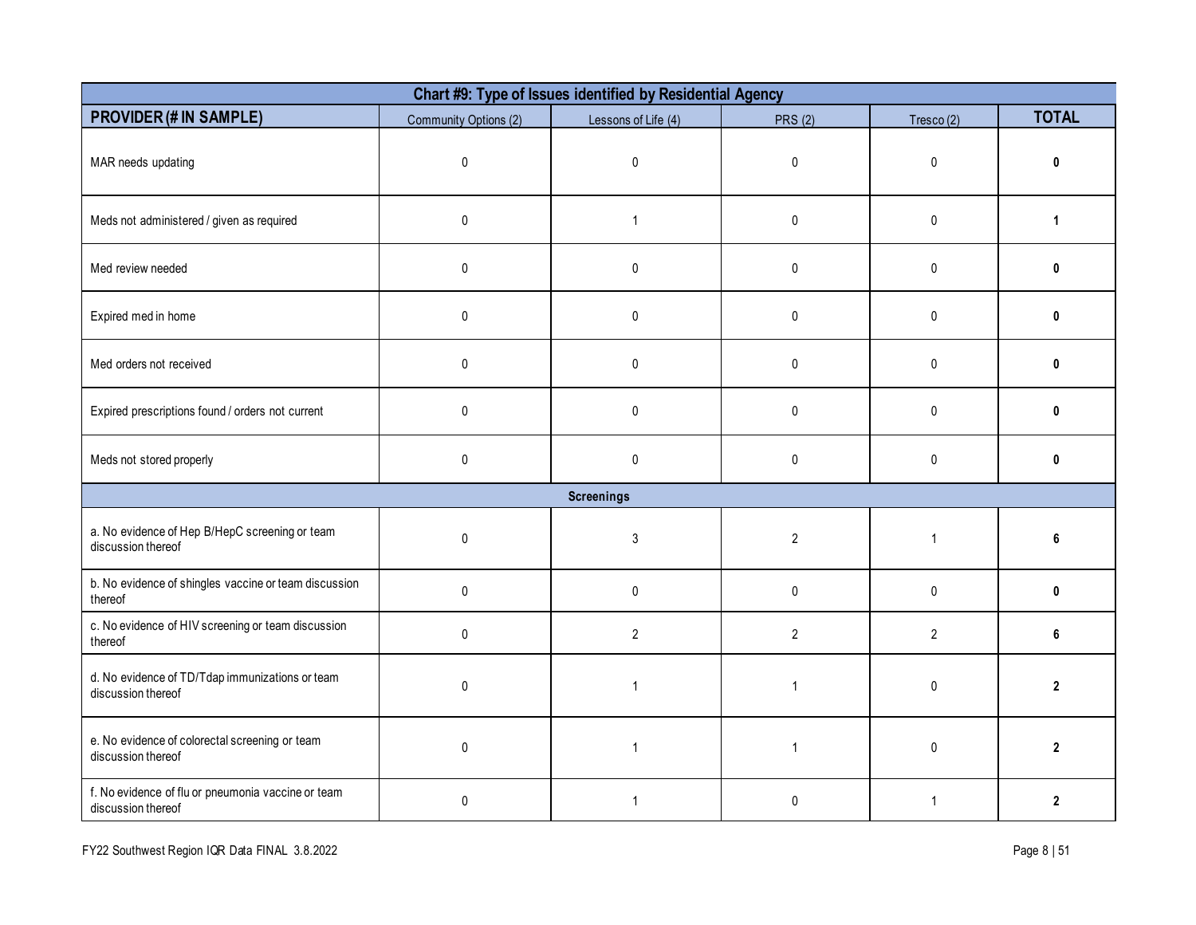| Chart #9: Type of Issues identified by Residential Agency | | | | | |
|---|---|---|---|---|---|
| **PROVIDER (# IN SAMPLE)** | Community Options (2) | Lessons of Life (4) | PRS (2) | Tresco (2) | **TOTAL** |
| MAR needs updating | 0 | 0 | 0 | 0 | **0** |
| Meds not administered / given as required | 0 | 1 | 0 | 0 | **1** |
| Med review needed | 0 | 0 | 0 | 0 | **0** |
| Expired med in home | 0 | 0 | 0 | 0 | **0** |
| Med orders not received | 0 | 0 | 0 | 0 | **0** |
| Expired prescriptions found / orders not current | 0 | 0 | 0 | 0 | **0** |
| Meds not stored properly | 0 | 0 | 0 | 0 | **0** |
| **Screenings** | | | | | |
| a. No evidence of Hep B/HepC screening or team discussion thereof | 0 | 3 | 2 | 1 | **6** |
| b. No evidence of shingles vaccine or team discussion thereof | 0 | 0 | 0 | 0 | **0** |
| c. No evidence of HIV screening or team discussion thereof | 0 | 2 | 2 | 2 | **6** |
| d. No evidence of TD/Tdap immunizations or team discussion thereof | 0 | 1 | 1 | 0 | **2** |
| e. No evidence of colorectal screening or team discussion thereof | 0 | 1 | 1 | 0 | **2** |
| f. No evidence of flu or pneumonia vaccine or team discussion thereof | 0 | 1 | 0 | 1 | **2** |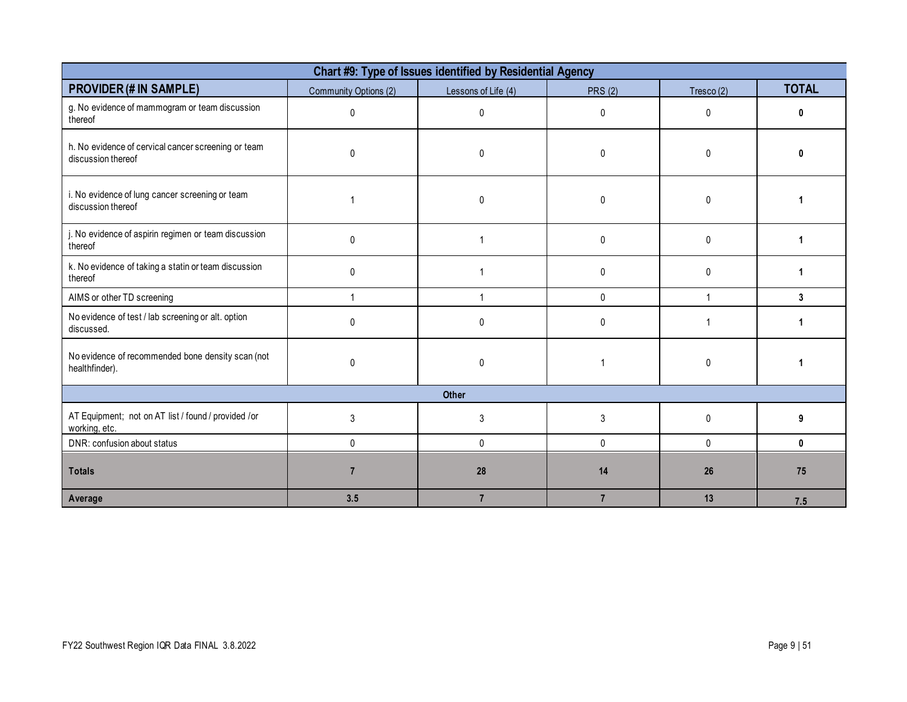| Chart #9: Type of Issues identified by Residential Agency | | | | | |
|---|---|---|---|---|---|
| **PROVIDER (# IN SAMPLE)** | Community Options (2) | Lessons of Life (4) | PRS (2) | Tresco (2) | **TOTAL** |
| g. No evidence of mammogram or team discussion thereof | 0 | 0 | 0 | 0 | **0** |
| h. No evidence of cervical cancer screening or team discussion thereof | 0 | 0 | 0 | 0 | **0** |
| i. No evidence of lung cancer screening or team discussion thereof | 1 | 0 | 0 | 0 | **1** |
| j. No evidence of aspirin regimen or team discussion thereof | 0 | 1 | 0 | 0 | **1** |
| k. No evidence of taking a statin or team discussion thereof | 0 | 1 | 0 | 0 | **1** |
| AIMS or other TD screening | 1 | 1 | 0 | 1 | **3** |
| No evidence of test / lab screening or alt. option discussed. | 0 | 0 | 0 | 1 | **1** |
| No evidence of recommended bone density scan (not healthfinder). | 0 | 0 | 1 | 0 | **1** |
| **Other** | | | | | |
| AT Equipment; not on AT list / found / provided /or working, etc. | 3 | 3 | 3 | 0 | **9** |
| DNR: confusion about status | 0 | 0 | 0 | 0 | **0** |
| **Totals** | **7** | **28** | **14** | **26** | **75** |
| **Average** | **3.5** | **7** | **7** | **13** | **7.5** |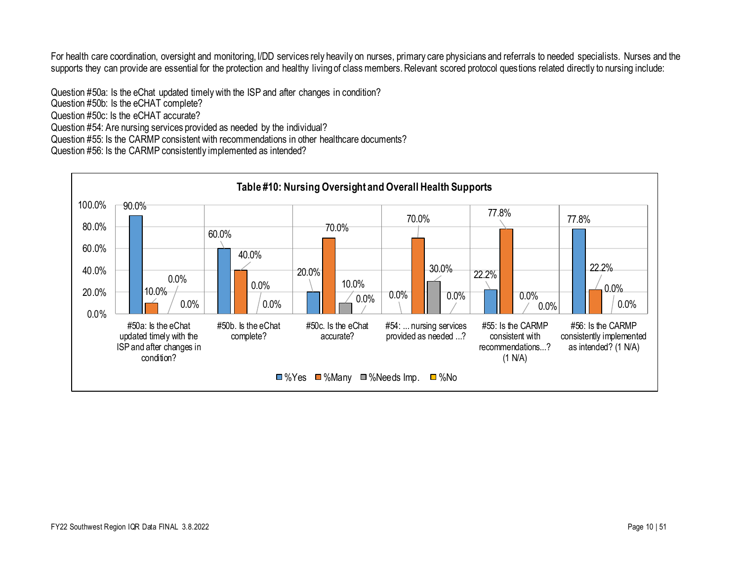For health care coordination, oversight and monitoring, I/DD services rely heavily on nurses, primary care physicians and referrals to needed specialists. Nurses and the supports they can provide are essential for the protection and healthy living of class members. Relevant scored protocol questions related directly to nursing include:

Question #50a: Is the eChat updated timely with the ISP and after changes in condition?
Question #50b: Is the eCHAT complete?
Question #50c: Is the eCHAT accurate?
Question #54: Are nursing services provided as needed by the individual?
Question #55: Is the CARMP consistent with recommendations in other healthcare documents?
Question #56: Is the CARMP consistently implemented as intended?

**Table #10: Nursing Oversight and Overall Health Supports**

| Question | %Yes | %Many | %Needs Imp. | %No |
|---|---|---|---|---|
| #50a: Is the eChat updated timely with the ISP and after changes in condition? | 90.0% | 10.0% | 0.0% | 0.0% |
| #50b. Is the eChat complete? | 60.0% | 40.0% | 0.0% | 0.0% |
| #50c. Is the eChat accurate? | 20.0% | 70.0% | 10.0% | 0.0% |
| #54: ... nursing services provided as needed ...? | 0.0% | 70.0% | 30.0% | 0.0% |
| #55: Is the CARMP consistent with recommendations...? (1 N/A) | 22.2% | 77.8% | 0.0% | 0.0% |
| #56: Is the CARMP consistently implemented as intended? (1 N/A) | 77.8% | 22.2% | 0.0% | 0.0% |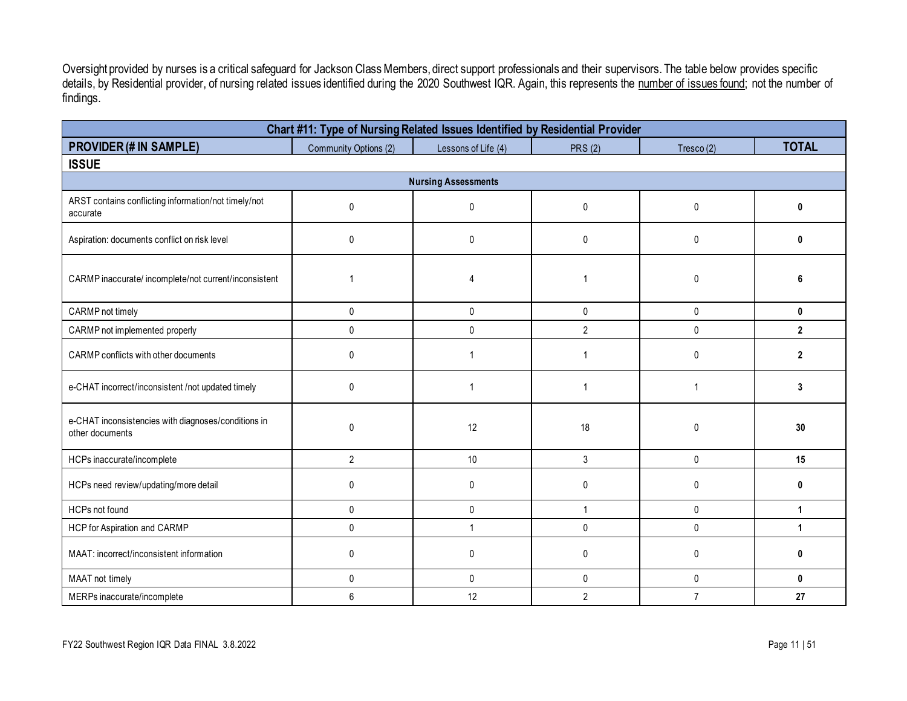Oversight provided by nurses is a critical safeguard for Jackson Class Members, direct support professionals and their supervisors. The table below provides specific details, by Residential provider, of nursing related issues identified during the 2020 Southwest IQR. Again, this represents the number of issues found; not the number of findings.

| Chart #11: Type of Nursing Related Issues Identified by Residential Provider | | | | | |
|---|---|---|---|---|---|
| **PROVIDER (# IN SAMPLE)** | Community Options (2) | Lessons of Life (4) | PRS (2) | Tresco (2) | **TOTAL** |
| **ISSUE** | | | | | |
| **Nursing Assessments** | | | | | |
| ARST contains conflicting information/not timely/not accurate | 0 | 0 | 0 | 0 | **0** |
| Aspiration: documents conflict on risk level | 0 | 0 | 0 | 0 | **0** |
| CARMP inaccurate/ incomplete/not current/inconsistent | 1 | 4 | 1 | 0 | **6** |
| CARMP not timely | 0 | 0 | 0 | 0 | **0** |
| CARMP not implemented properly | 0 | 0 | 2 | 0 | **2** |
| CARMP conflicts with other documents | 0 | 1 | 1 | 0 | **2** |
| e-CHAT incorrect/inconsistent /not updated timely | 0 | 1 | 1 | 1 | **3** |
| e-CHAT inconsistencies with diagnoses/conditions in other documents | 0 | 12 | 18 | 0 | **30** |
| HCPs inaccurate/incomplete | 2 | 10 | 3 | 0 | **15** |
| HCPs need review/updating/more detail | 0 | 0 | 0 | 0 | **0** |
| HCPs not found | 0 | 0 | 1 | 0 | **1** |
| HCP for Aspiration and CARMP | 0 | 1 | 0 | 0 | **1** |
| MAAT: incorrect/inconsistent information | 0 | 0 | 0 | 0 | **0** |
| MAAT not timely | 0 | 0 | 0 | 0 | **0** |
| MERPs inaccurate/incomplete | 6 | 12 | 2 | 7 | **27** |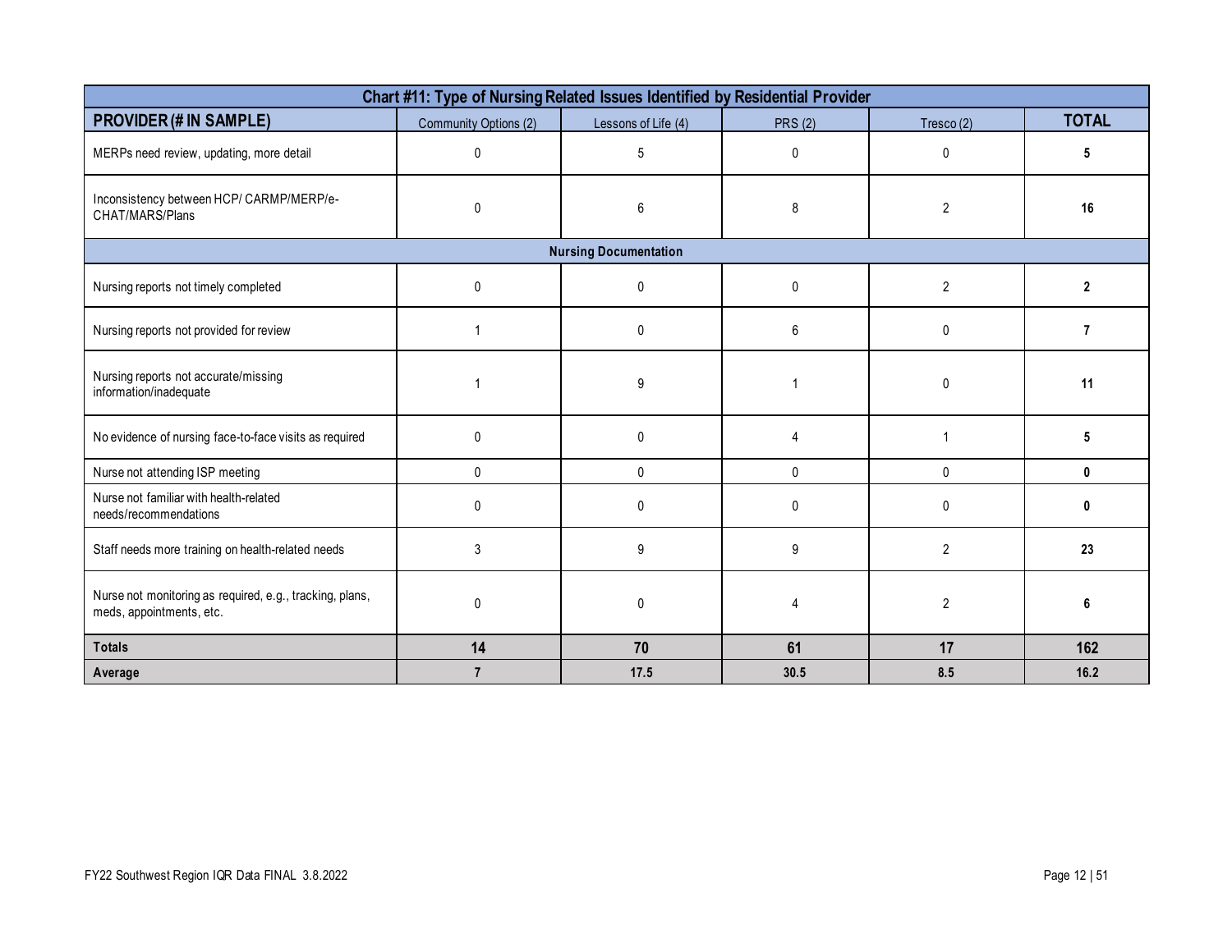| Chart #11: Type of Nursing Related Issues Identified by Residential Provider | | | | | |
|---|---|---|---|---|---|
| **PROVIDER (# IN SAMPLE)** | Community Options (2) | Lessons of Life (4) | PRS (2) | Tresco (2) | **TOTAL** |
| MERPs need review, updating, more detail | 0 | 5 | 0 | 0 | **5** |
| Inconsistency between HCP/ CARMP/MERP/e-CHAT/MARS/Plans | 0 | 6 | 8 | 2 | **16** |
| **Nursing Documentation** | | | | | |
| Nursing reports not timely completed | 0 | 0 | 0 | 2 | **2** |
| Nursing reports not provided for review | 1 | 0 | 6 | 0 | **7** |
| Nursing reports not accurate/missing information/inadequate | 1 | 9 | 1 | 0 | **11** |
| No evidence of nursing face-to-face visits as required | 0 | 0 | 4 | 1 | **5** |
| Nurse not attending ISP meeting | 0 | 0 | 0 | 0 | **0** |
| Nurse not familiar with health-related needs/recommendations | 0 | 0 | 0 | 0 | **0** |
| Staff needs more training on health-related needs | 3 | 9 | 9 | 2 | **23** |
| Nurse not monitoring as required, e.g., tracking, plans, meds, appointments, etc. | 0 | 0 | 4 | 2 | **6** |
| **Totals** | **14** | **70** | **61** | **17** | **162** |
| **Average** | **7** | **17.5** | **30.5** | **8.5** | **16.2** |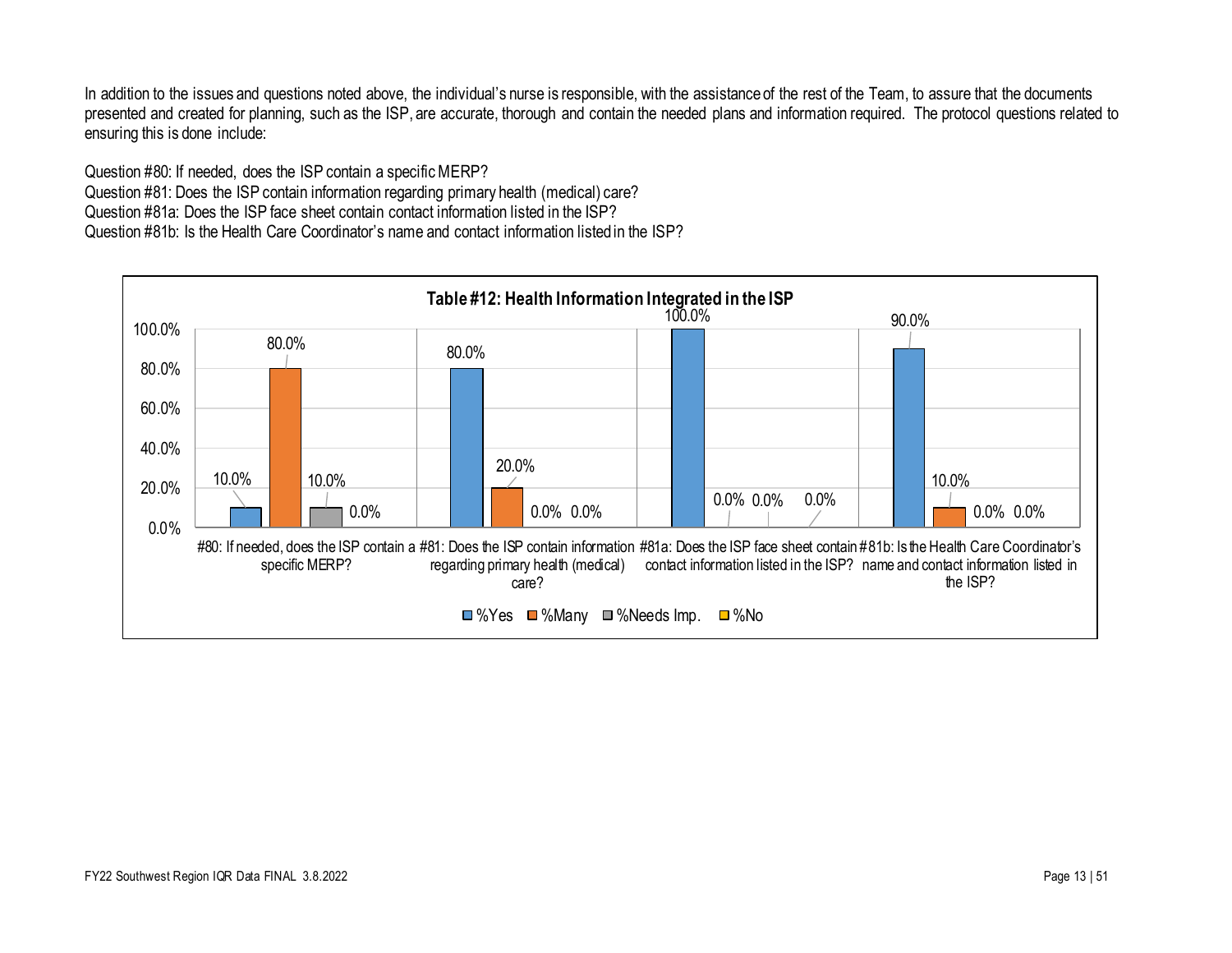In addition to the issues and questions noted above, the individual's nurse is responsible, with the assistance of the rest of the Team, to assure that the documents presented and created for planning, such as the ISP, are accurate, thorough and contain the needed plans and information required. The protocol questions related to ensuring this is done include:

Question #80: If needed, does the ISP contain a specific MERP?
Question #81: Does the ISP contain information regarding primary health (medical) care?
Question #81a: Does the ISP face sheet contain contact information listed in the ISP?
Question #81b: Is the Health Care Coordinator's name and contact information listed in the ISP?

**Table #12: Health Information Integrated in the ISP**

| Question | %Yes | %Many | %Needs Imp. | %No |
|---|---|---|---|---|
| #80: If needed, does the ISP contain a specific MERP? | 10.0% | 80.0% | 10.0% | 0.0% |
| #81: Does the ISP contain information regarding primary health (medical) care? | 80.0% | 20.0% | 0.0% | 0.0% |
| #81a: Does the ISP face sheet contain contact information listed in the ISP? | 100.0% | 0.0% | 0.0% | 0.0% |
| #81b: Is the Health Care Coordinator's name and contact information listed in the ISP? | 90.0% | 10.0% | 0.0% | 0.0% |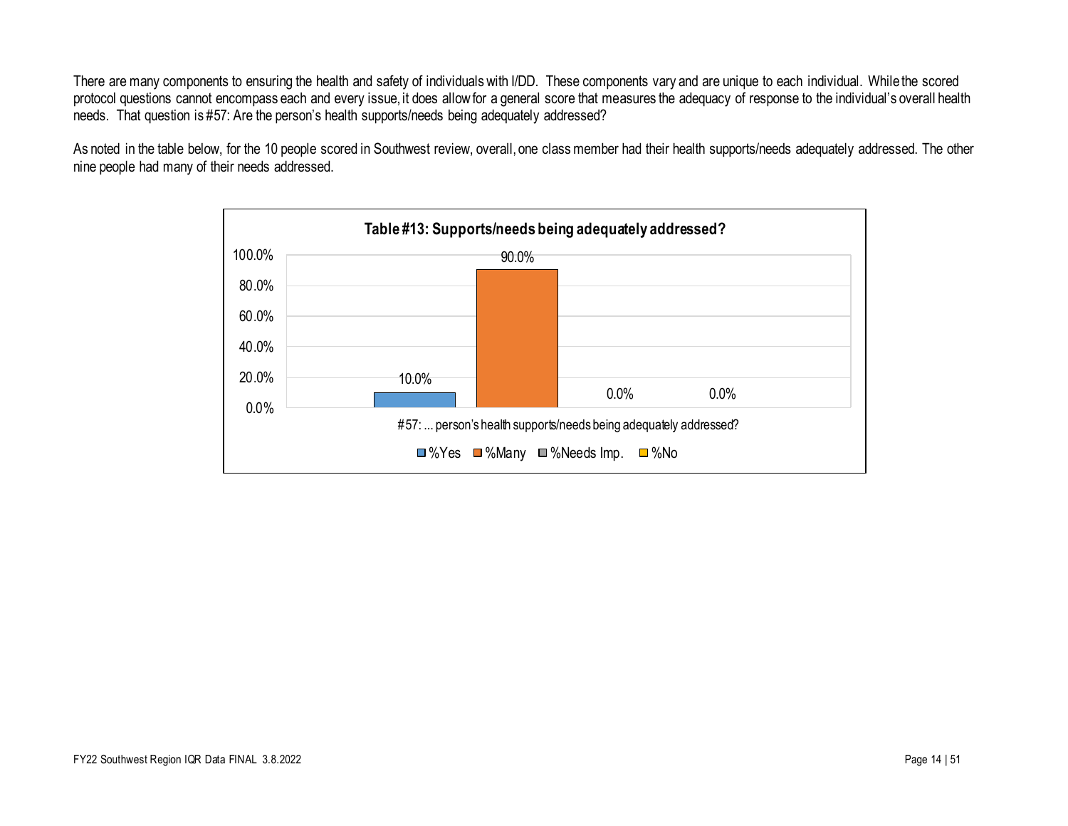There are many components to ensuring the health and safety of individuals with I/DD. These components vary and are unique to each individual. While the scored protocol questions cannot encompass each and every issue, it does allow for a general score that measures the adequacy of response to the individual's overall health needs. That question is #57: Are the person's health supports/needs being adequately addressed?

As noted in the table below, for the 10 people scored in Southwest review, overall, one class member had their health supports/needs adequately addressed. The other nine people had many of their needs addressed.

**Table #13: Supports/needs being adequately addressed?**

| | %Yes | %Many | %Needs Imp. | %No |
|---|---|---|---|---|
| #57: ... person's health supports/needs being adequately addressed? | 10.0% | 90.0% | 0.0% | 0.0% |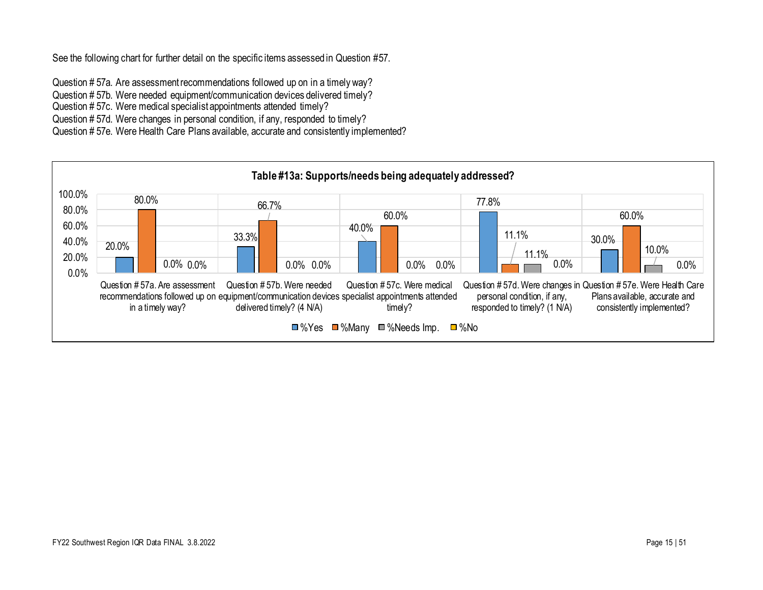See the following chart for further detail on the specific items assessed in Question #57.

Question # 57a. Are assessment recommendations followed up on in a timely way?
Question # 57b. Were needed equipment/communication devices delivered timely?
Question # 57c. Were medical specialist appointments attended timely?
Question # 57d. Were changes in personal condition, if any, responded to timely?
Question # 57e. Were Health Care Plans available, accurate and consistently implemented?

**Table #13a: Supports/needs being adequately addressed?**

| | %Yes | %Many | %Needs Imp. | %No |
|---|---|---|---|---|
| Question # 57a. Are assessment recommendations followed up on in a timely way? | 20.0% | 80.0% | 0.0% | 0.0% |
| Question # 57b. Were needed equipment/communication devices delivered timely? (4 N/A) | 33.3% | 66.7% | 0.0% | 0.0% |
| Question # 57c. Were medical specialist appointments attended timely? | 40.0% | 60.0% | 0.0% | 0.0% |
| Question # 57d. Were changes in personal condition, if any, responded to timely? (1 N/A) | 77.8% | 11.1% | 11.1% | 0.0% |
| Question # 57e. Were Health Care Plans available, accurate and consistently implemented? | 30.0% | 60.0% | 10.0% | 0.0% |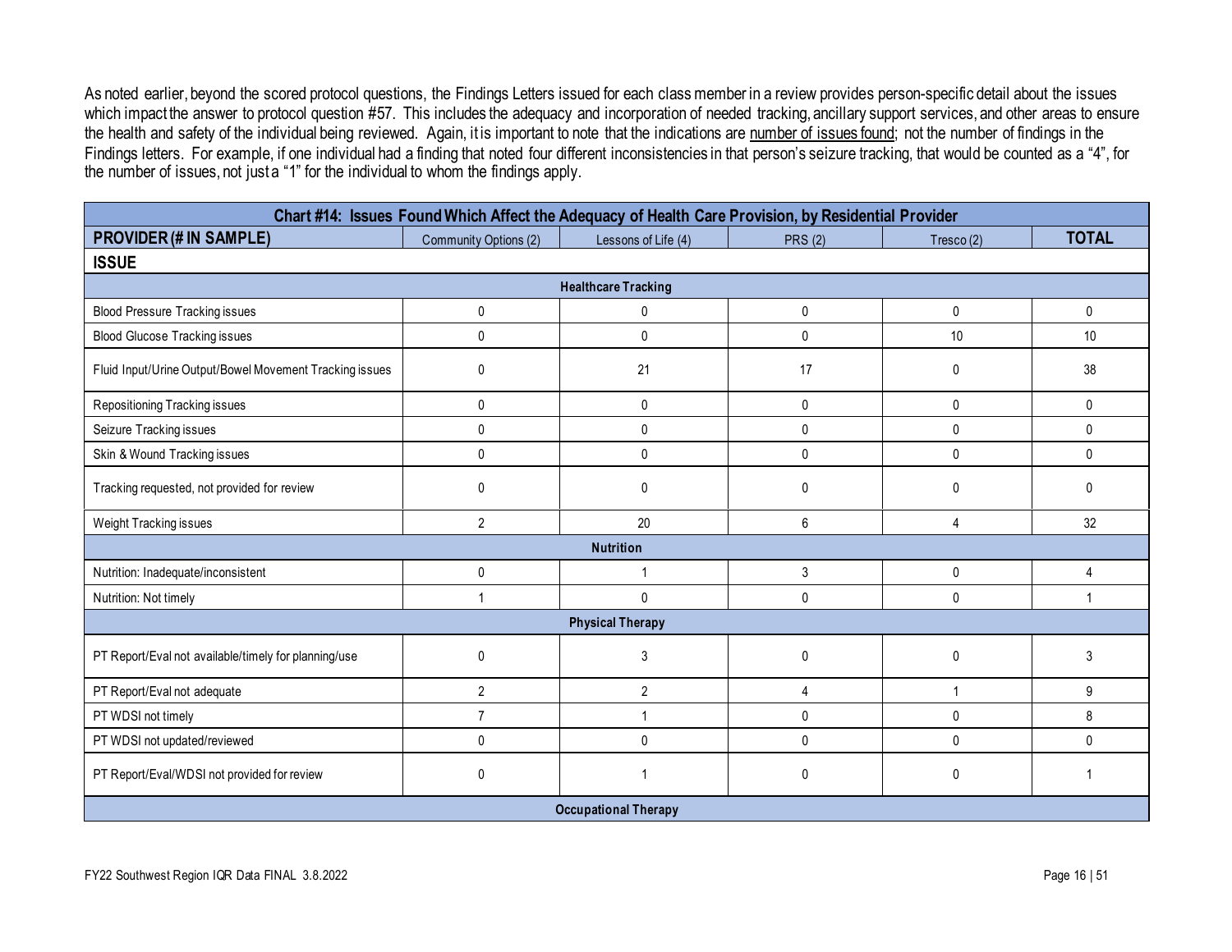As noted earlier, beyond the scored protocol questions, the Findings Letters issued for each class member in a review provides person-specific detail about the issues which impact the answer to protocol question #57. This includes the adequacy and incorporation of needed tracking, ancillary support services, and other areas to ensure the health and safety of the individual being reviewed. Again, it is important to note that the indications are number of issues found; not the number of findings in the Findings letters. For example, if one individual had a finding that noted four different inconsistencies in that person's seizure tracking, that would be counted as a "4", for the number of issues, not just a "1" for the individual to whom the findings apply.

| Chart #14: Issues Found Which Affect the Adequacy of Health Care Provision, by Residential Provider | | | | | |
|---|---|---|---|---|---|
| **PROVIDER (# IN SAMPLE)** | Community Options (2) | Lessons of Life (4) | PRS (2) | Tresco (2) | **TOTAL** |
| **ISSUE** | | | | | |
| **Healthcare Tracking** | | | | | |
| Blood Pressure Tracking issues | 0 | 0 | 0 | 0 | 0 |
| Blood Glucose Tracking issues | 0 | 0 | 0 | 10 | 10 |
| Fluid Input/Urine Output/Bowel Movement Tracking issues | 0 | 21 | 17 | 0 | 38 |
| Repositioning Tracking issues | 0 | 0 | 0 | 0 | 0 |
| Seizure Tracking issues | 0 | 0 | 0 | 0 | 0 |
| Skin & Wound Tracking issues | 0 | 0 | 0 | 0 | 0 |
| Tracking requested, not provided for review | 0 | 0 | 0 | 0 | 0 |
| Weight Tracking issues | 2 | 20 | 6 | 4 | 32 |
| **Nutrition** | | | | | |
| Nutrition: Inadequate/inconsistent | 0 | 1 | 3 | 0 | 4 |
| Nutrition: Not timely | 1 | 0 | 0 | 0 | 1 |
| **Physical Therapy** | | | | | |
| PT Report/Eval not available/timely for planning/use | 0 | 3 | 0 | 0 | 3 |
| PT Report/Eval not adequate | 2 | 2 | 4 | 1 | 9 |
| PT WDSI not timely | 7 | 1 | 0 | 0 | 8 |
| PT WDSI not updated/reviewed | 0 | 0 | 0 | 0 | 0 |
| PT Report/Eval/WDSI not provided for review | 0 | 1 | 0 | 0 | 1 |
| **Occupational Therapy** | | | | | |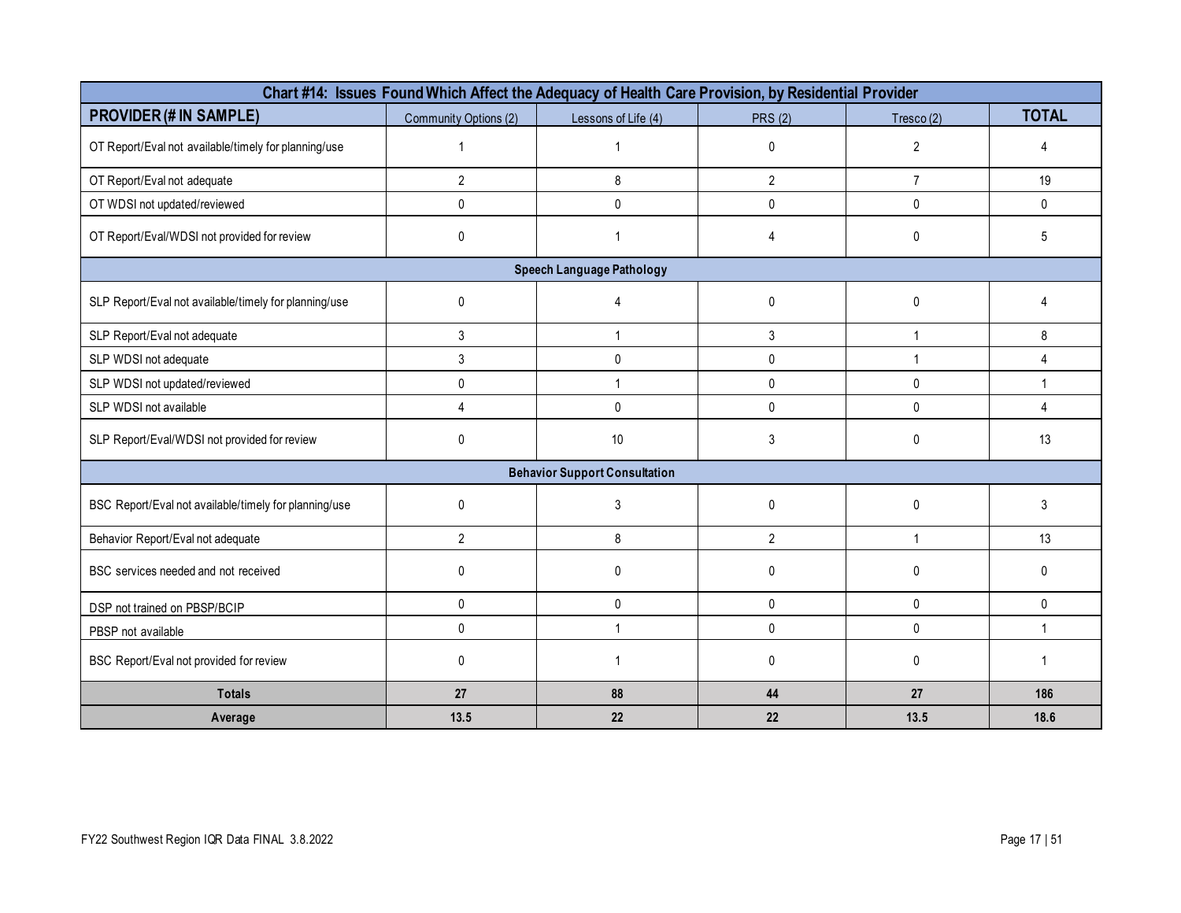| Chart #14: Issues Found Which Affect the Adequacy of Health Care Provision, by Residential Provider | | | | | |
|---|---|---|---|---|---|
| **PROVIDER (# IN SAMPLE)** | Community Options (2) | Lessons of Life (4) | PRS (2) | Tresco (2) | **TOTAL** |
| OT Report/Eval not available/timely for planning/use | 1 | 1 | 0 | 2 | 4 |
| OT Report/Eval not adequate | 2 | 8 | 2 | 7 | 19 |
| OT WDSI not updated/reviewed | 0 | 0 | 0 | 0 | 0 |
| OT Report/Eval/WDSI not provided for review | 0 | 1 | 4 | 0 | 5 |
| **Speech Language Pathology** | | | | | |
| SLP Report/Eval not available/timely for planning/use | 0 | 4 | 0 | 0 | 4 |
| SLP Report/Eval not adequate | 3 | 1 | 3 | 1 | 8 |
| SLP WDSI not adequate | 3 | 0 | 0 | 1 | 4 |
| SLP WDSI not updated/reviewed | 0 | 1 | 0 | 0 | 1 |
| SLP WDSI not available | 4 | 0 | 0 | 0 | 4 |
| SLP Report/Eval/WDSI not provided for review | 0 | 10 | 3 | 0 | 13 |
| **Behavior Support Consultation** | | | | | |
| BSC Report/Eval not available/timely for planning/use | 0 | 3 | 0 | 0 | 3 |
| Behavior Report/Eval not adequate | 2 | 8 | 2 | 1 | 13 |
| BSC services needed and not received | 0 | 0 | 0 | 0 | 0 |
| DSP not trained on PBSP/BCIP | 0 | 0 | 0 | 0 | 0 |
| PBSP not available | 0 | 1 | 0 | 0 | 1 |
| BSC Report/Eval not provided for review | 0 | 1 | 0 | 0 | 1 |
| **Totals** | **27** | **88** | **44** | **27** | **186** |
| **Average** | **13.5** | **22** | **22** | **13.5** | **18.6** |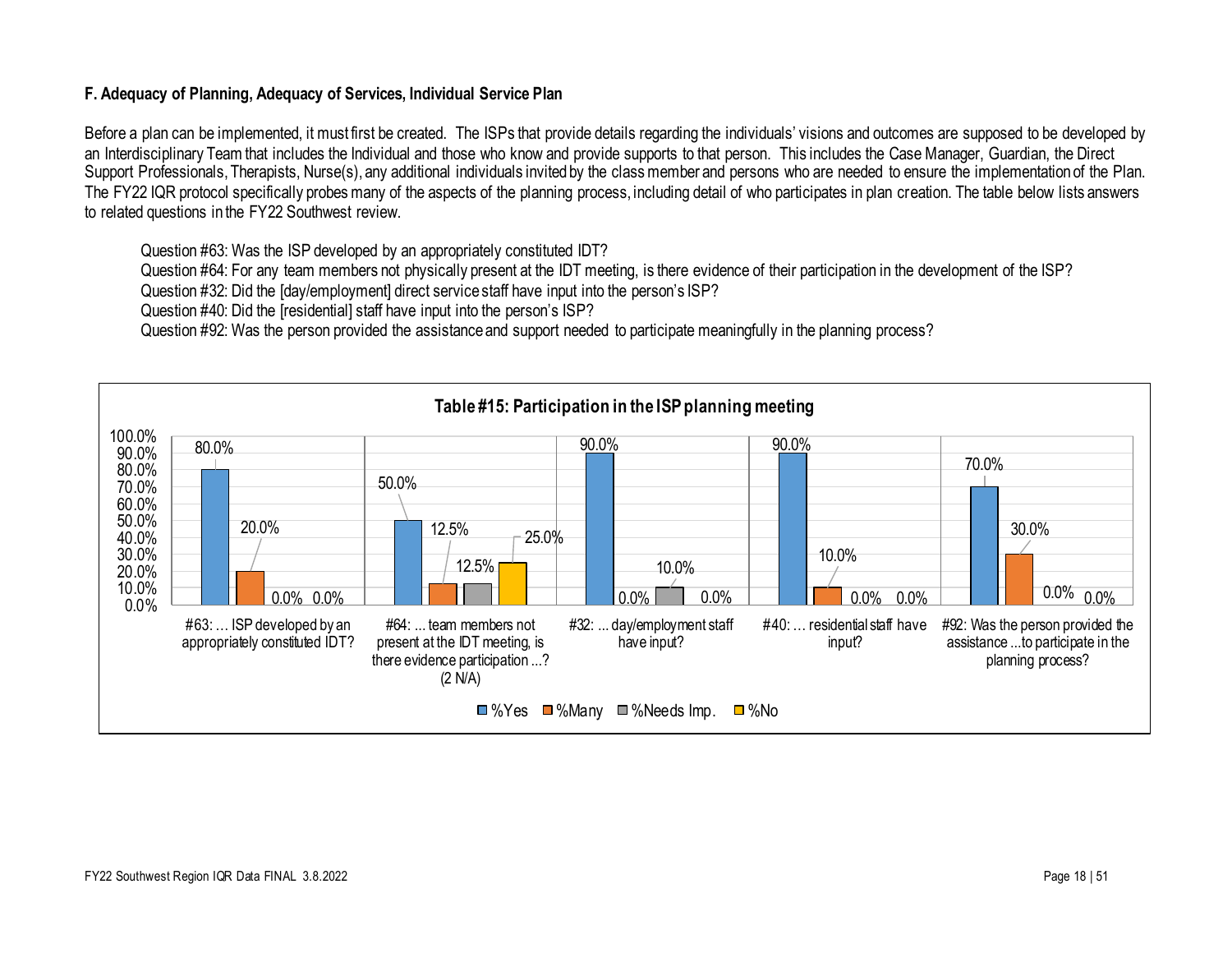### F. Adequacy of Planning, Adequacy of Services, Individual Service Plan

Before a plan can be implemented, it must first be created. The ISPs that provide details regarding the individuals' visions and outcomes are supposed to be developed by an Interdisciplinary Team that includes the Individual and those who know and provide supports to that person. This includes the Case Manager, Guardian, the Direct Support Professionals, Therapists, Nurse(s), any additional individuals invited by the class member and persons who are needed to ensure the implementation of the Plan. The FY22 IQR protocol specifically probes many of the aspects of the planning process, including detail of who participates in plan creation. The table below lists answers to related questions in the FY22 Southwest review.

Question #63: Was the ISP developed by an appropriately constituted IDT?
Question #64: For any team members not physically present at the IDT meeting, is there evidence of their participation in the development of the ISP?
Question #32: Did the [day/employment] direct service staff have input into the person's ISP?
Question #40: Did the [residential] staff have input into the person's ISP?
Question #92: Was the person provided the assistance and support needed to participate meaningfully in the planning process?

**Table #15: Participation in the ISP planning meeting**

| Question | %Yes | %Many | %Needs Imp. | %No |
|---|---|---|---|---|
| #63: … ISP developed by an appropriately constituted IDT? | 80.0% | 20.0% | 0.0% | 0.0% |
| #64: ... team members not present at the IDT meeting, is there evidence participation ...? (2 N/A) | 50.0% | 12.5% | 12.5% | 25.0% |
| #32: ... day/employment staff have input? | 90.0% | 0.0% | 10.0% | 0.0% |
| #40: … residential staff have input? | 90.0% | 10.0% | 0.0% | 0.0% |
| #92: Was the person provided the assistance ...to participate in the planning process? | 70.0% | 30.0% | 0.0% | 0.0% |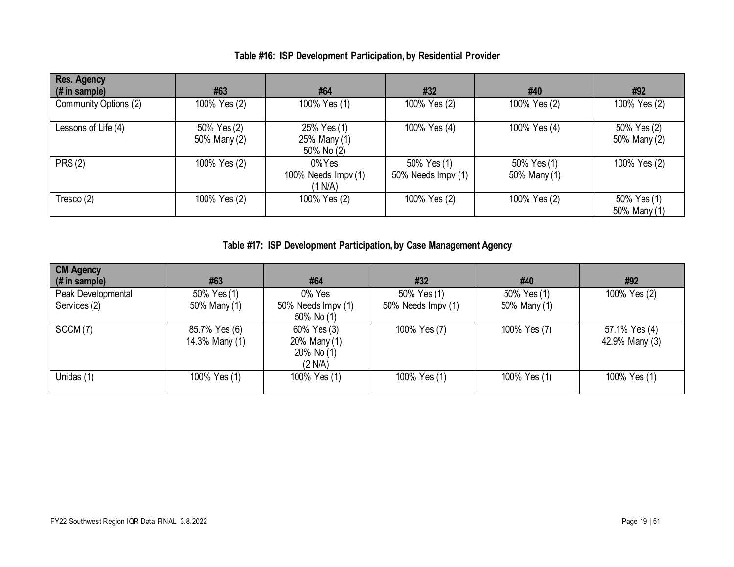**Table #16: ISP Development Participation, by Residential Provider**

| Res. Agency (# in sample) | #63 | #64 | #32 | #40 | #92 |
|---|---|---|---|---|---|
| Community Options (2) | 100% Yes (2) | 100% Yes (1) | 100% Yes (2) | 100% Yes (2) | 100% Yes (2) |
| Lessons of Life (4) | 50% Yes (2)<br>50% Many (2) | 25% Yes (1)<br>25% Many (1)<br>50% No (2) | 100% Yes (4) | 100% Yes (4) | 50% Yes (2)<br>50% Many (2) |
| PRS (2) | 100% Yes (2) | 0% Yes<br>100% Needs Impv (1)<br>(1 N/A) | 50% Yes (1)<br>50% Needs Impv (1) | 50% Yes (1)<br>50% Many (1) | 100% Yes (2) |
| Tresco (2) | 100% Yes (2) | 100% Yes (2) | 100% Yes (2) | 100% Yes (2) | 50% Yes (1)<br>50% Many (1) |

**Table #17: ISP Development Participation, by Case Management Agency**

| CM Agency (# in sample) | #63 | #64 | #32 | #40 | #92 |
|---|---|---|---|---|---|
| Peak Developmental Services (2) | 50% Yes (1)<br>50% Many (1) | 0% Yes<br>50% Needs Impv (1)<br>50% No (1) | 50% Yes (1)<br>50% Needs Impv (1) | 50% Yes (1)<br>50% Many (1) | 100% Yes (2) |
| SCCM (7) | 85.7% Yes (6)<br>14.3% Many (1) | 60% Yes (3)<br>20% Many (1)<br>20% No (1)<br>(2 N/A) | 100% Yes (7) | 100% Yes (7) | 57.1% Yes (4)<br>42.9% Many (3) |
| Unidas (1) | 100% Yes (1) | 100% Yes (1) | 100% Yes (1) | 100% Yes (1) | 100% Yes (1) |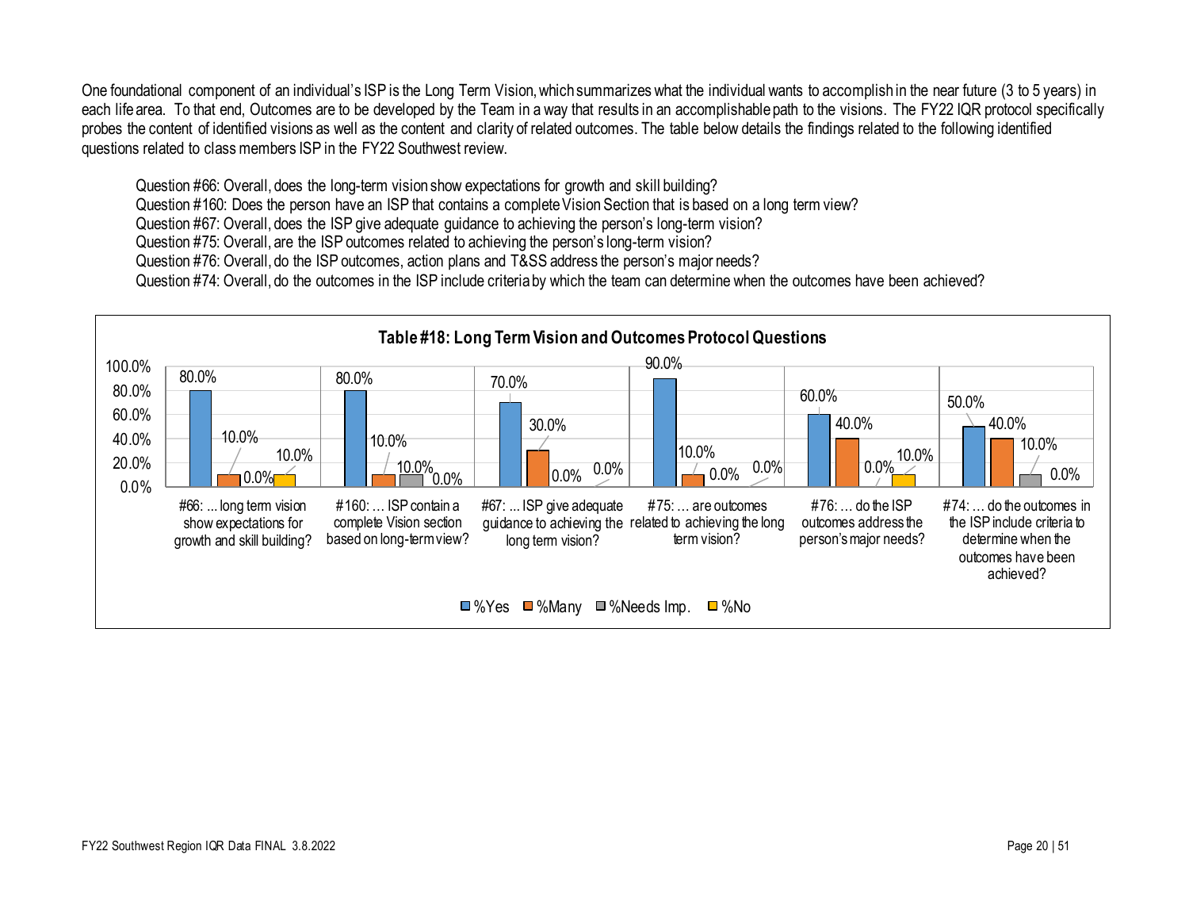One foundational component of an individual's ISP is the Long Term Vision, which summarizes what the individual wants to accomplish in the near future (3 to 5 years) in each life area. To that end, Outcomes are to be developed by the Team in a way that results in an accomplishable path to the visions. The FY22 IQR protocol specifically probes the content of identified visions as well as the content and clarity of related outcomes. The table below details the findings related to the following identified questions related to class members ISP in the FY22 Southwest review.

Question #66: Overall, does the long-term vision show expectations for growth and skill building?
Question #160: Does the person have an ISP that contains a complete Vision Section that is based on a long term view?
Question #67: Overall, does the ISP give adequate guidance to achieving the person's long-term vision?
Question #75: Overall, are the ISP outcomes related to achieving the person's long-term vision?
Question #76: Overall, do the ISP outcomes, action plans and T&SS address the person's major needs?
Question #74: Overall, do the outcomes in the ISP include criteria by which the team can determine when the outcomes have been achieved?

**Table #18: Long Term Vision and Outcomes Protocol Questions**

| Question | %Yes | %Many | %Needs Imp. | %No |
|---|---|---|---|---|
| #66: ... long term vision show expectations for growth and skill building? | 80.0% | 10.0% | 0.0% | 10.0% |
| #160: … ISP contain a complete Vision section based on long-term view? | 80.0% | 10.0% | 10.0% | 0.0% |
| #67: ... ISP give adequate guidance to achieving the long term vision? | 70.0% | 30.0% | 0.0% | 0.0% |
| #75: … are outcomes related to achieving the long term vision? | 90.0% | 10.0% | 0.0% | 0.0% |
| #76: … do the ISP outcomes address the person's major needs? | 60.0% | 40.0% | 0.0% | 10.0% |
| #74: … do the outcomes in the ISP include criteria to determine when the outcomes have been achieved? | 50.0% | 40.0% | 10.0% | 0.0% |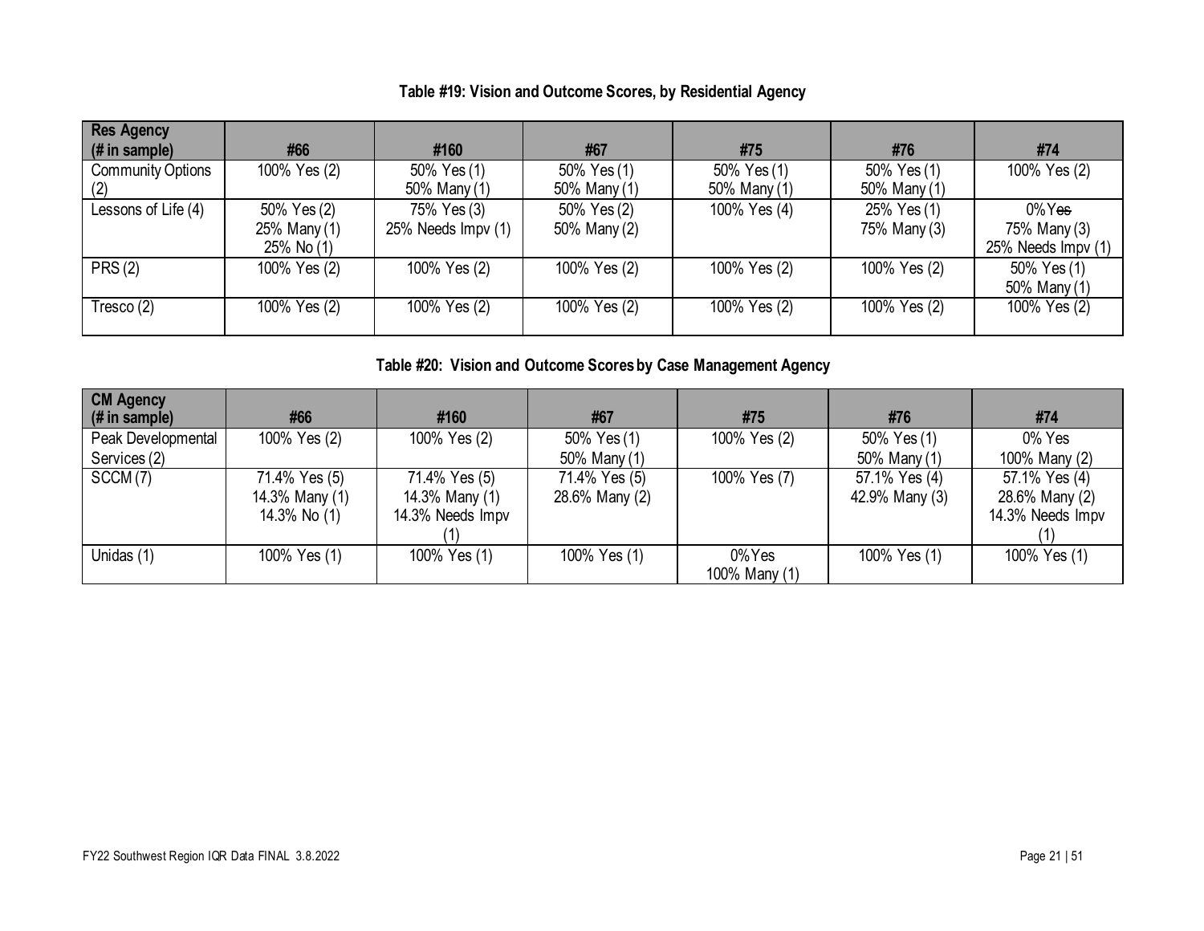**Table #19: Vision and Outcome Scores, by Residential Agency**

| Res Agency (# in sample) | #66 | #160 | #67 | #75 | #76 | #74 |
|---|---|---|---|---|---|---|
| Community Options (2) | 100% Yes (2) | 50% Yes (1) 50% Many (1) | 50% Yes (1) 50% Many (1) | 50% Yes (1) 50% Many (1) | 50% Yes (1) 50% Many (1) | 100% Yes (2) |
| Lessons of Life (4) | 50% Yes (2) 25% Many (1) 25% No (1) | 75% Yes (3) 25% Needs Impv (1) | 50% Yes (2) 50% Many (2) | 100% Yes (4) | 25% Yes (1) 75% Many (3) | 0% ~~Yes~~ 75% Many (3) 25% Needs Impv (1) |
| PRS (2) | 100% Yes (2) | 100% Yes (2) | 100% Yes (2) | 100% Yes (2) | 100% Yes (2) | 50% Yes (1) 50% Many (1) |
| Tresco (2) | 100% Yes (2) | 100% Yes (2) | 100% Yes (2) | 100% Yes (2) | 100% Yes (2) | 100% Yes (2) |

**Table #20: Vision and Outcome Scores by Case Management Agency**

| CM Agency (# in sample) | #66 | #160 | #67 | #75 | #76 | #74 |
|---|---|---|---|---|---|---|
| Peak Developmental Services (2) | 100% Yes (2) | 100% Yes (2) | 50% Yes (1) 50% Many (1) | 100% Yes (2) | 50% Yes (1) 50% Many (1) | 0% Yes 100% Many (2) |
| SCCM (7) | 71.4% Yes (5) 14.3% Many (1) 14.3% No (1) | 71.4% Yes (5) 14.3% Many (1) 14.3% Needs Impv (1) | 71.4% Yes (5) 28.6% Many (2) | 100% Yes (7) | 57.1% Yes (4) 42.9% Many (3) | 57.1% Yes (4) 28.6% Many (2) 14.3% Needs Impv (1) |
| Unidas (1) | 100% Yes (1) | 100% Yes (1) | 100% Yes (1) | 0% Yes 100% Many (1) | 100% Yes (1) | 100% Yes (1) |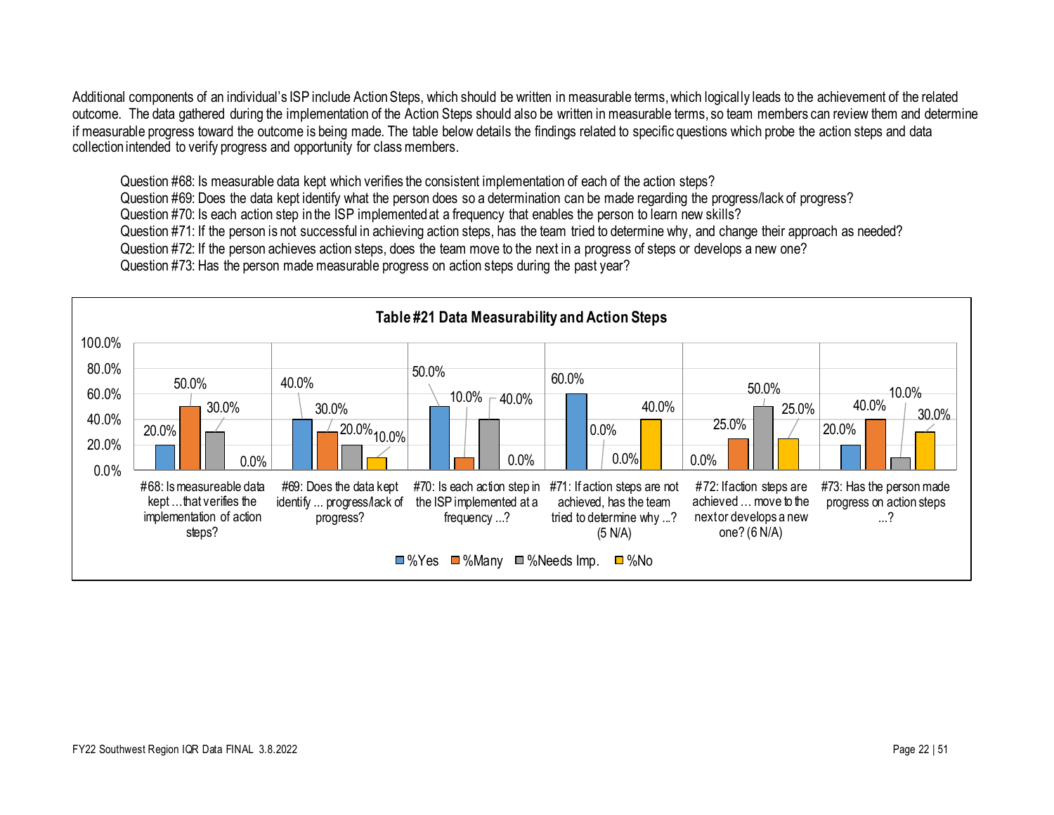Additional components of an individual's ISP include Action Steps, which should be written in measurable terms, which logically leads to the achievement of the related outcome. The data gathered during the implementation of the Action Steps should also be written in measurable terms, so team members can review them and determine if measurable progress toward the outcome is being made. The table below details the findings related to specific questions which probe the action steps and data collection intended to verify progress and opportunity for class members.

Question #68: Is measurable data kept which verifies the consistent implementation of each of the action steps?
Question #69: Does the data kept identify what the person does so a determination can be made regarding the progress/lack of progress?
Question #70: Is each action step in the ISP implemented at a frequency that enables the person to learn new skills?
Question #71: If the person is not successful in achieving action steps, has the team tried to determine why, and change their approach as needed?
Question #72: If the person achieves action steps, does the team move to the next in a progress of steps or develops a new one?
Question #73: Has the person made measurable progress on action steps during the past year?

**Table #21 Data Measurability and Action Steps**

| Question | %Yes | %Many | %Needs Imp. | %No |
|---|---|---|---|---|
| #68: Is measureable data kept …that verifies the implementation of action steps? | 20.0% | 50.0% | 30.0% | 0.0% |
| #69: Does the data kept identify ... progress/lack of progress? | 40.0% | 30.0% | 20.0% | 10.0% |
| #70: Is each action step in the ISP implemented at a frequency ...? | 50.0% | 10.0% | 40.0% | 0.0% |
| #71: If action steps are not achieved, has the team tried to determine why ...? (5 N/A) | 60.0% | 0.0% | 0.0% | 40.0% |
| #72: If action steps are achieved … move to the next or develops a new one? (6 N/A) | 0.0% | 25.0% | 50.0% | 25.0% |
| #73: Has the person made progress on action steps ...? | 20.0% | 40.0% | 10.0% | 30.0% |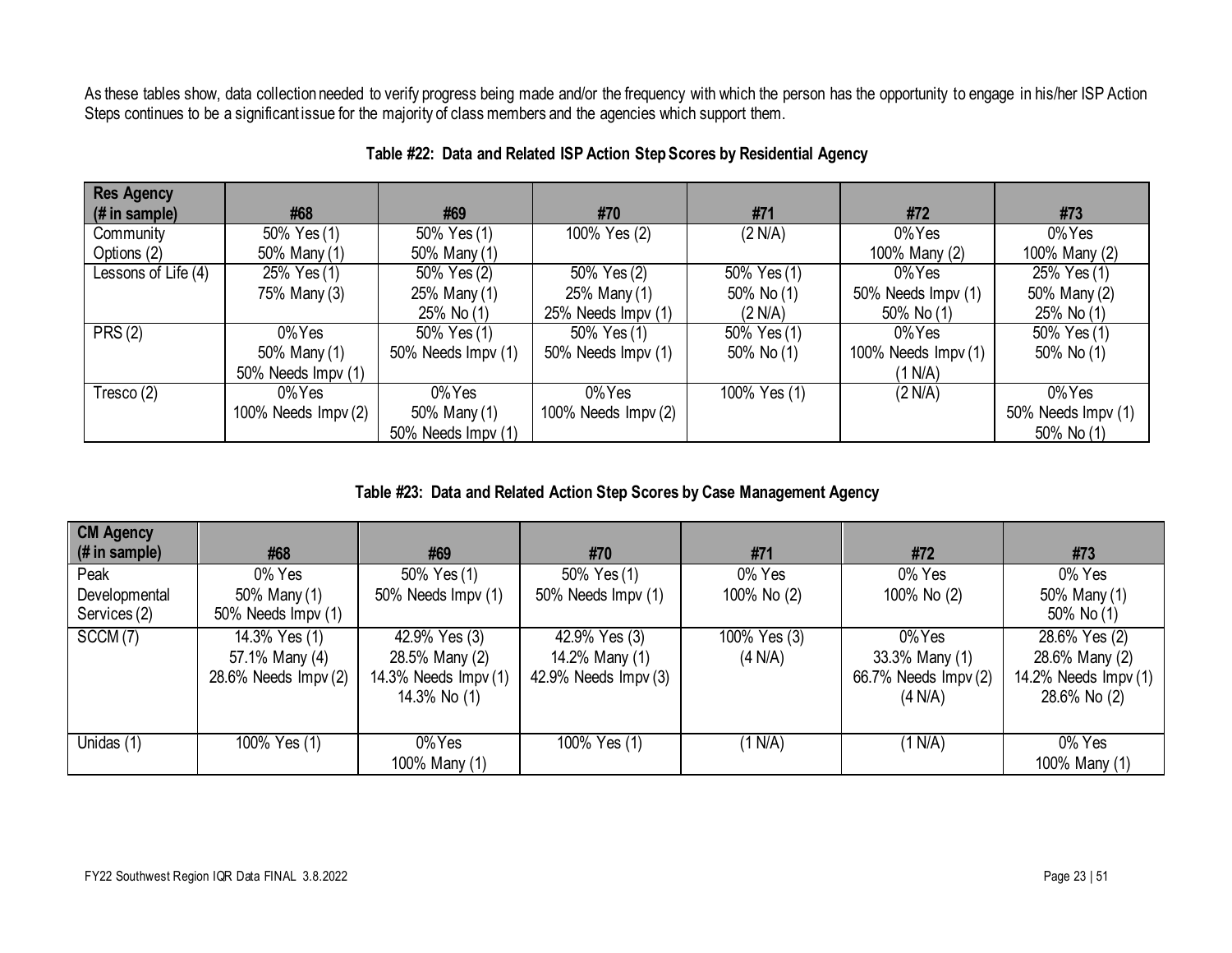As these tables show, data collection needed to verify progress being made and/or the frequency with which the person has the opportunity to engage in his/her ISP Action Steps continues to be a significant issue for the majority of class members and the agencies which support them.

**Table #22: Data and Related ISP Action Step Scores by Residential Agency**

| Res Agency (# in sample) | #68 | #69 | #70 | #71 | #72 | #73 |
|---|---|---|---|---|---|---|
| Community Options (2) | 50% Yes (1)<br>50% Many (1) | 50% Yes (1)<br>50% Many (1) | 100% Yes (2) | (2 N/A) | 0% Yes<br>100% Many (2) | 0% Yes<br>100% Many (2) |
| Lessons of Life (4) | 25% Yes (1)<br>75% Many (3) | 50% Yes (2)<br>25% Many (1)<br>25% No (1) | 50% Yes (2)<br>25% Many (1)<br>25% Needs Impv (1) | 50% Yes (1)<br>50% No (1)<br>(2 N/A) | 0% Yes<br>50% Needs Impv (1)<br>50% No (1) | 25% Yes (1)<br>50% Many (2)<br>25% No (1) |
| PRS (2) | 0% Yes<br>50% Many (1)<br>50% Needs Impv (1) | 50% Yes (1)<br>50% Needs Impv (1) | 50% Yes (1)<br>50% Needs Impv (1) | 50% Yes (1)<br>50% No (1) | 0% Yes<br>100% Needs Impv (1)<br>(1 N/A) | 50% Yes (1)<br>50% No (1) |
| Tresco (2) | 0% Yes<br>100% Needs Impv (2) | 0% Yes<br>50% Many (1)<br>50% Needs Impv (1) | 0% Yes<br>100% Needs Impv (2) | 100% Yes (1) | (2 N/A) | 0% Yes<br>50% Needs Impv (1)<br>50% No (1) |

**Table #23: Data and Related Action Step Scores by Case Management Agency**

| CM Agency (# in sample) | #68 | #69 | #70 | #71 | #72 | #73 |
|---|---|---|---|---|---|---|
| Peak Developmental Services (2) | 0% Yes<br>50% Many (1)<br>50% Needs Impv (1) | 50% Yes (1)<br>50% Needs Impv (1) | 50% Yes (1)<br>50% Needs Impv (1) | 0% Yes<br>100% No (2) | 0% Yes<br>100% No (2) | 0% Yes<br>50% Many (1)<br>50% No (1) |
| SCCM (7) | 14.3% Yes (1)<br>57.1% Many (4)<br>28.6% Needs Impv (2) | 42.9% Yes (3)<br>28.5% Many (2)<br>14.3% Needs Impv (1)<br>14.3% No (1) | 42.9% Yes (3)<br>14.2% Many (1)<br>42.9% Needs Impv (3) | 100% Yes (3)<br>(4 N/A) | 0% Yes<br>33.3% Many (1)<br>66.7% Needs Impv (2)<br>(4 N/A) | 28.6% Yes (2)<br>28.6% Many (2)<br>14.2% Needs Impv (1)<br>28.6% No (2) |
| Unidas (1) | 100% Yes (1) | 0% Yes<br>100% Many (1) | 100% Yes (1) | (1 N/A) | (1 N/A) | 0% Yes<br>100% Many (1) |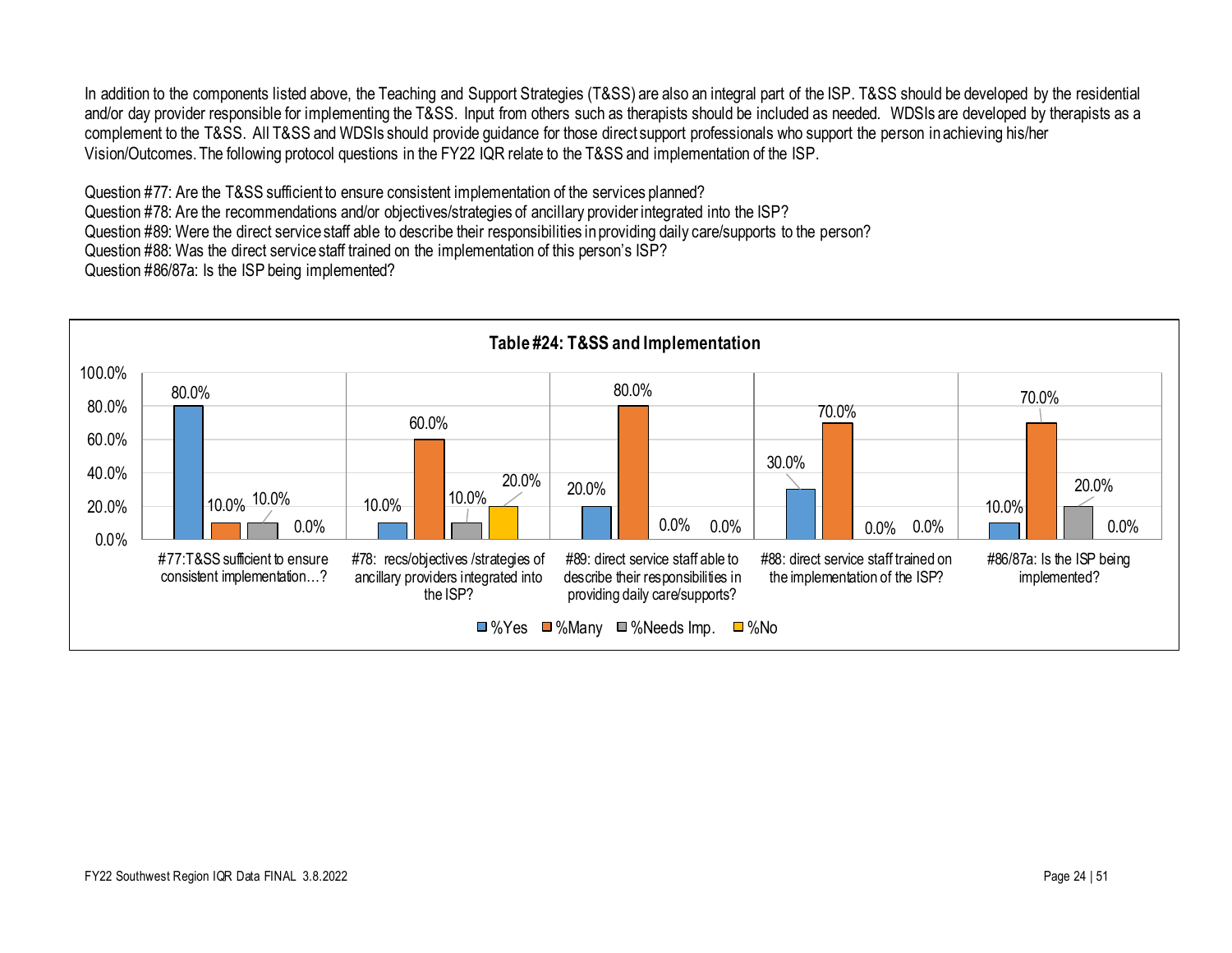In addition to the components listed above, the Teaching and Support Strategies (T&SS) are also an integral part of the ISP. T&SS should be developed by the residential and/or day provider responsible for implementing the T&SS. Input from others such as therapists should be included as needed. WDSIs are developed by therapists as a complement to the T&SS. All T&SS and WDSIs should provide guidance for those direct support professionals who support the person in achieving his/her Vision/Outcomes. The following protocol questions in the FY22 IQR relate to the T&SS and implementation of the ISP.

Question #77: Are the T&SS sufficient to ensure consistent implementation of the services planned?
Question #78: Are the recommendations and/or objectives/strategies of ancillary provider integrated into the ISP?
Question #89: Were the direct service staff able to describe their responsibilities in providing daily care/supports to the person?
Question #88: Was the direct service staff trained on the implementation of this person's ISP?
Question #86/87a: Is the ISP being implemented?

**Table #24: T&SS and Implementation**

| Question | %Yes | %Many | %Needs Imp. | %No |
|---|---|---|---|---|
| #77:T&SS sufficient to ensure consistent implementation…? | 80.0% | 10.0% | 10.0% | 0.0% |
| #78: recs/objectives /strategies of ancillary providers integrated into the ISP? | 10.0% | 60.0% | 10.0% | 20.0% |
| #89: direct service staff able to describe their responsibilities in providing daily care/supports? | 20.0% | 80.0% | 0.0% | 0.0% |
| #88: direct service staff trained on the implementation of the ISP? | 30.0% | 70.0% | 0.0% | 0.0% |
| #86/87a: Is the ISP being implemented? | 10.0% | 70.0% | 20.0% | 0.0% |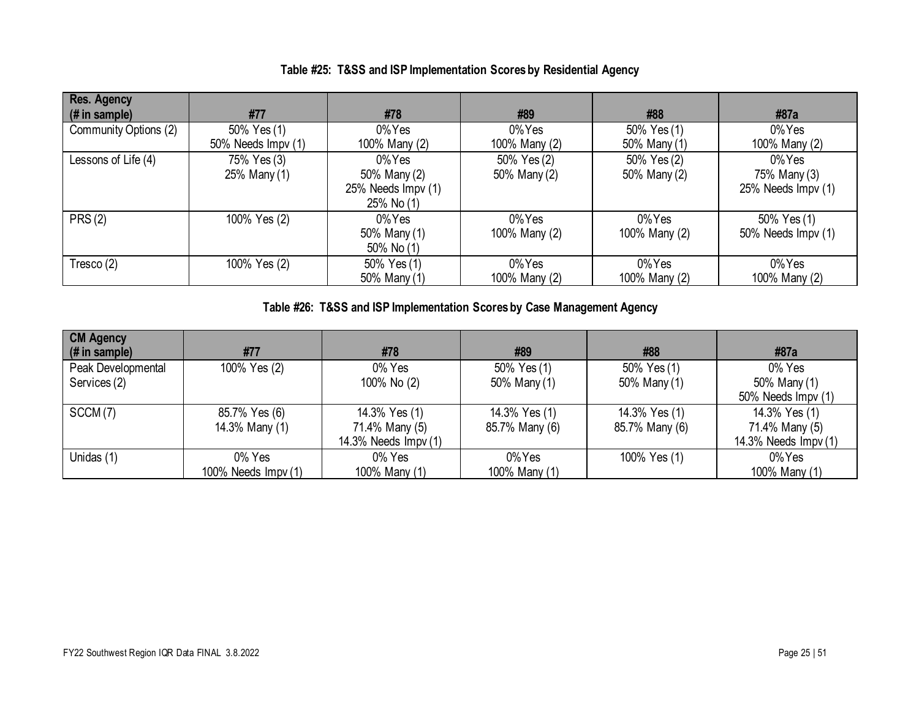**Table #25: T&SS and ISP Implementation Scores by Residential Agency**

| Res. Agency (# in sample) | #77 | #78 | #89 | #88 | #87a |
|---|---|---|---|---|---|
| Community Options (2) | 50% Yes (1)<br>50% Needs Impv (1) | 0% Yes<br>100% Many (2) | 0% Yes<br>100% Many (2) | 50% Yes (1)<br>50% Many (1) | 0% Yes<br>100% Many (2) |
| Lessons of Life (4) | 75% Yes (3)<br>25% Many (1) | 0% Yes<br>50% Many (2)<br>25% Needs Impv (1)<br>25% No (1) | 50% Yes (2)<br>50% Many (2) | 50% Yes (2)<br>50% Many (2) | 0% Yes<br>75% Many (3)<br>25% Needs Impv (1) |
| PRS (2) | 100% Yes (2) | 0% Yes<br>50% Many (1)<br>50% No (1) | 0% Yes<br>100% Many (2) | 0% Yes<br>100% Many (2) | 50% Yes (1)<br>50% Needs Impv (1) |
| Tresco (2) | 100% Yes (2) | 50% Yes (1)<br>50% Many (1) | 0% Yes<br>100% Many (2) | 0% Yes<br>100% Many (2) | 0% Yes<br>100% Many (2) |

**Table #26: T&SS and ISP Implementation Scores by Case Management Agency**

| CM Agency (# in sample) | #77 | #78 | #89 | #88 | #87a |
|---|---|---|---|---|---|
| Peak Developmental Services (2) | 100% Yes (2) | 0% Yes<br>100% No (2) | 50% Yes (1)<br>50% Many (1) | 50% Yes (1)<br>50% Many (1) | 0% Yes<br>50% Many (1)<br>50% Needs Impv (1) |
| SCCM (7) | 85.7% Yes (6)<br>14.3% Many (1) | 14.3% Yes (1)<br>71.4% Many (5)<br>14.3% Needs Impv (1) | 14.3% Yes (1)<br>85.7% Many (6) | 14.3% Yes (1)<br>85.7% Many (6) | 14.3% Yes (1)<br>71.4% Many (5)<br>14.3% Needs Impv (1) |
| Unidas (1) | 0% Yes<br>100% Needs Impv (1) | 0% Yes<br>100% Many (1) | 0% Yes<br>100% Many (1) | 100% Yes (1) | 0% Yes<br>100% Many (1) |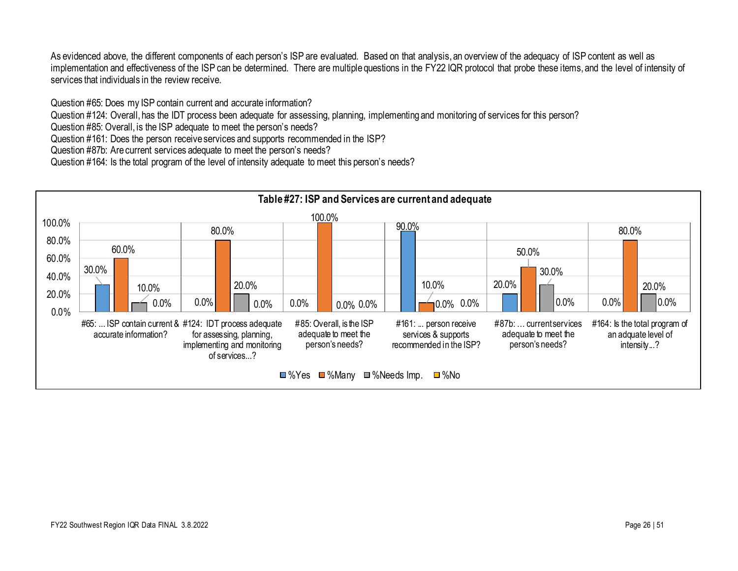As evidenced above, the different components of each person's ISP are evaluated. Based on that analysis, an overview of the adequacy of ISP content as well as implementation and effectiveness of the ISP can be determined. There are multiple questions in the FY22 IQR protocol that probe these items, and the level of intensity of services that individuals in the review receive.

Question #65: Does my ISP contain current and accurate information?
Question #124: Overall, has the IDT process been adequate for assessing, planning, implementing and monitoring of services for this person?
Question #85: Overall, is the ISP adequate to meet the person's needs?
Question #161: Does the person receive services and supports recommended in the ISP?
Question #87b: Are current services adequate to meet the person's needs?
Question #164: Is the total program of the level of intensity adequate to meet this person's needs?

**Table #27: ISP and Services are current and adequate**

| Question | %Yes | %Many | %Needs Imp. | %No |
|---|---|---|---|---|
| #65: ... ISP contain current & accurate information? | 30.0% | 60.0% | 10.0% | 0.0% |
| #124: IDT process adequate for assessing, planning, implementing and monitoring of services...? | 0.0% | 80.0% | 20.0% | 0.0% |
| #85: Overall, is the ISP adequate to meet the person's needs? | 0.0% | 100.0% | 0.0% | 0.0% |
| #161: ... person receive services & supports recommended in the ISP? | 90.0% | 10.0% | 0.0% | 0.0% |
| #87b: ... current services adequate to meet the person's needs? | 20.0% | 50.0% | 30.0% | 0.0% |
| #164: Is the total program of an adquate level of intensity...? | 0.0% | 80.0% | 20.0% | 0.0% |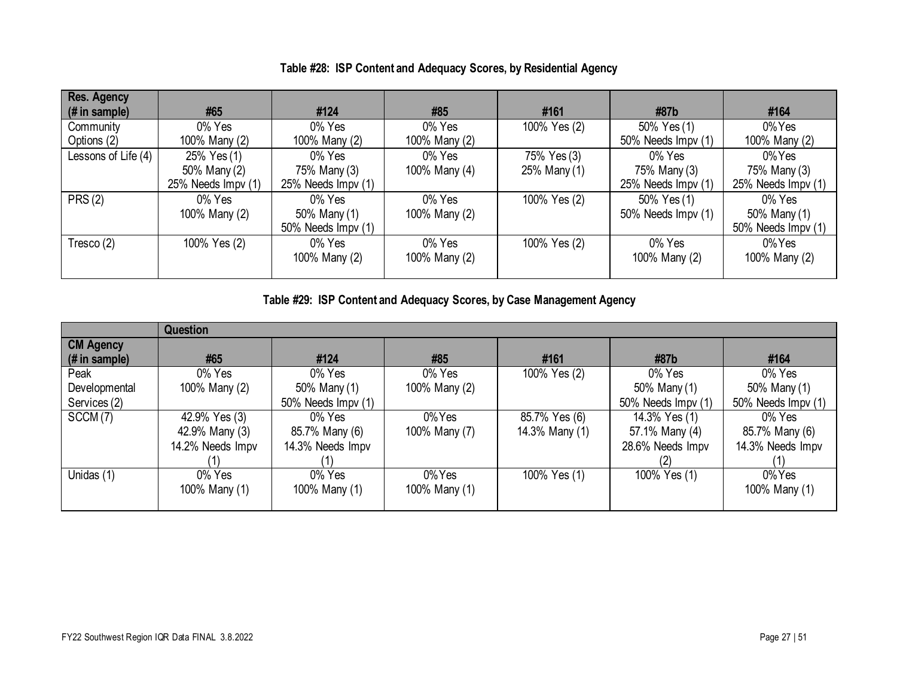**Table #28: ISP Content and Adequacy Scores, by Residential Agency**

| Res. Agency (# in sample) | #65 | #124 | #85 | #161 | #87b | #164 |
|---|---|---|---|---|---|---|
| Community Options (2) | 0% Yes<br>100% Many (2) | 0% Yes<br>100% Many (2) | 0% Yes<br>100% Many (2) | 100% Yes (2) | 50% Yes (1)<br>50% Needs Impv (1) | 0% Yes<br>100% Many (2) |
| Lessons of Life (4) | 25% Yes (1)<br>50% Many (2)<br>25% Needs Impv (1) | 0% Yes<br>75% Many (3)<br>25% Needs Impv (1) | 0% Yes<br>100% Many (4) | 75% Yes (3)<br>25% Many (1) | 0% Yes<br>75% Many (3)<br>25% Needs Impv (1) | 0% Yes<br>75% Many (3)<br>25% Needs Impv (1) |
| PRS (2) | 0% Yes<br>100% Many (2) | 0% Yes<br>50% Many (1)<br>50% Needs Impv (1) | 0% Yes<br>100% Many (2) | 100% Yes (2) | 50% Yes (1)<br>50% Needs Impv (1) | 0% Yes<br>50% Many (1)<br>50% Needs Impv (1) |
| Tresco (2) | 100% Yes (2) | 0% Yes<br>100% Many (2) | 0% Yes<br>100% Many (2) | 100% Yes (2) | 0% Yes<br>100% Many (2) | 0% Yes<br>100% Many (2) |

**Table #29: ISP Content and Adequacy Scores, by Case Management Agency**

| | Question | | | | | |
|---|---|---|---|---|---|---|
| **CM Agency (# in sample)** | **#65** | **#124** | **#85** | **#161** | **#87b** | **#164** |
| Peak Developmental Services (2) | 0% Yes<br>100% Many (2) | 0% Yes<br>50% Many (1)<br>50% Needs Impv (1) | 0% Yes<br>100% Many (2) | 100% Yes (2) | 0% Yes<br>50% Many (1)<br>50% Needs Impv (1) | 0% Yes<br>50% Many (1)<br>50% Needs Impv (1) |
| SCCM (7) | 42.9% Yes (3)<br>42.9% Many (3)<br>14.2% Needs Impv (1) | 0% Yes<br>85.7% Many (6)<br>14.3% Needs Impv (1) | 0% Yes<br>100% Many (7) | 85.7% Yes (6)<br>14.3% Many (1) | 14.3% Yes (1)<br>57.1% Many (4)<br>28.6% Needs Impv (2) | 0% Yes<br>85.7% Many (6)<br>14.3% Needs Impv (1) |
| Unidas (1) | 0% Yes<br>100% Many (1) | 0% Yes<br>100% Many (1) | 0% Yes<br>100% Many (1) | 100% Yes (1) | 100% Yes (1) | 0% Yes<br>100% Many (1) |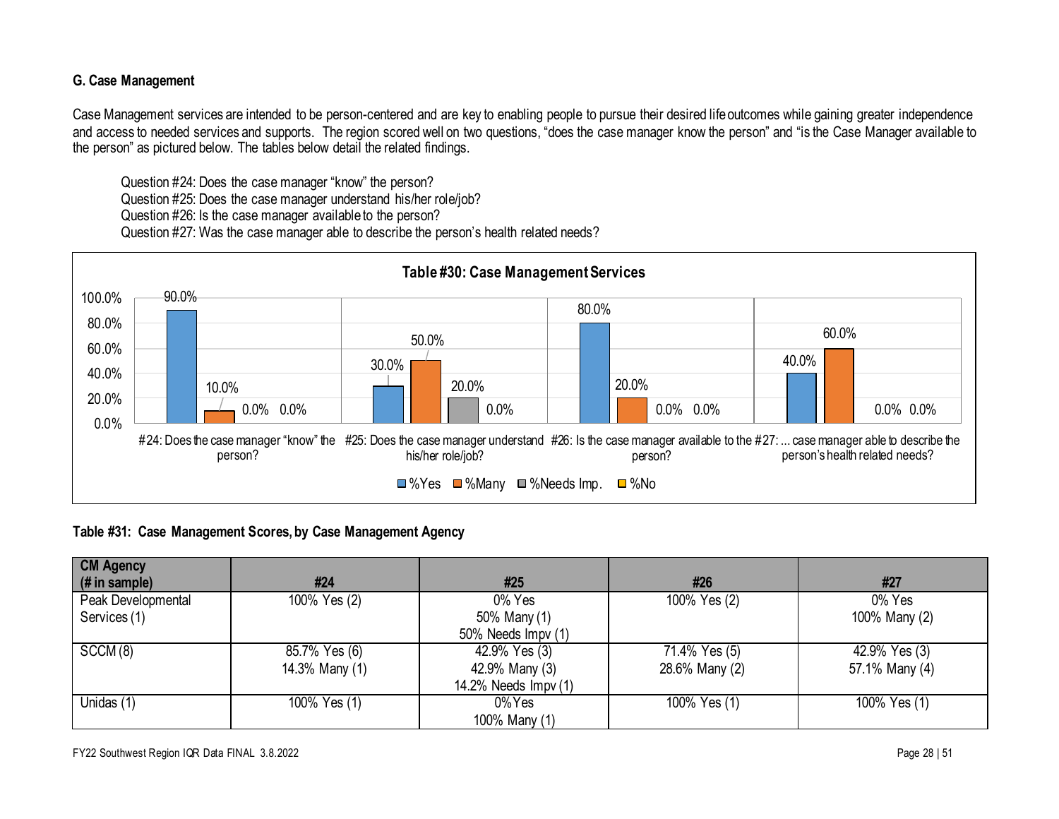### G. Case Management

Case Management services are intended to be person-centered and are key to enabling people to pursue their desired life outcomes while gaining greater independence and access to needed services and supports. The region scored well on two questions, "does the case manager know the person" and "is the Case Manager available to the person" as pictured below. The tables below detail the related findings.

Question #24: Does the case manager "know" the person?
Question #25: Does the case manager understand his/her role/job?
Question #26: Is the case manager available to the person?
Question #27: Was the case manager able to describe the person's health related needs?

**Table #30: Case Management Services**

| | %Yes | %Many | %Needs Imp. | %No |
|---|---|---|---|---|
| #24: Does the case manager "know" the person? | 90.0% | 10.0% | 0.0% | 0.0% |
| #25: Does the case manager understand his/her role/job? | 30.0% | 50.0% | 20.0% | 0.0% |
| #26: Is the case manager available to the person? | 80.0% | 20.0% | 0.0% | 0.0% |
| #27: ... case manager able to describe the person's health related needs? | 40.0% | 60.0% | 0.0% | 0.0% |

**Table #31: Case Management Scores, by Case Management Agency**

| CM Agency (# in sample) | #24 | #25 | #26 | #27 |
|---|---|---|---|---|
| Peak Developmental Services (1) | 100% Yes (2) | 0% Yes<br>50% Many (1)<br>50% Needs Impv (1) | 100% Yes (2) | 0% Yes<br>100% Many (2) |
| SCCM (8) | 85.7% Yes (6)<br>14.3% Many (1) | 42.9% Yes (3)<br>42.9% Many (3)<br>14.2% Needs Impv (1) | 71.4% Yes (5)<br>28.6% Many (2) | 42.9% Yes (3)<br>57.1% Many (4) |
| Unidas (1) | 100% Yes (1) | 0% Yes<br>100% Many (1) | 100% Yes (1) | 100% Yes (1) |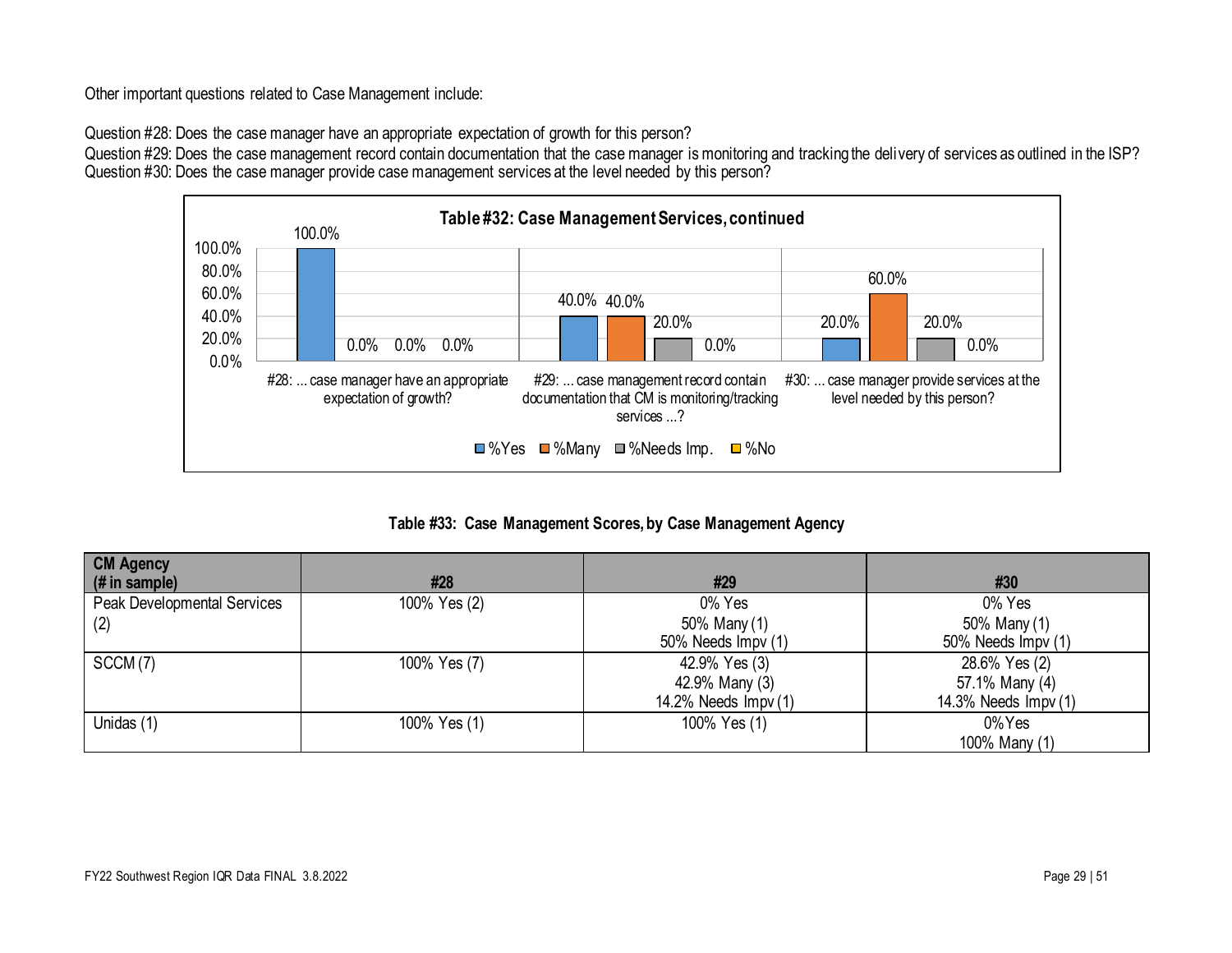Other important questions related to Case Management include:

Question #28: Does the case manager have an appropriate expectation of growth for this person?
Question #29: Does the case management record contain documentation that the case manager is monitoring and tracking the delivery of services as outlined in the ISP?
Question #30: Does the case manager provide case management services at the level needed by this person?

**Table #32: Case Management Services, continued**

| Question | %Yes | %Many | %Needs Imp. | %No |
|---|---|---|---|---|
| #28: ... case manager have an appropriate expectation of growth? | 100.0% | 0.0% | 0.0% | 0.0% |
| #29: ... case management record contain documentation that CM is monitoring/tracking services ...? | 40.0% | 40.0% | 20.0% | 0.0% |
| #30: ... case manager provide services at the level needed by this person? | 20.0% | 60.0% | 20.0% | 0.0% |

**Table #33: Case Management Scores, by Case Management Agency**

| CM Agency (# in sample) | #28 | #29 | #30 |
|---|---|---|---|
| Peak Developmental Services (2) | 100% Yes (2) | 0% Yes<br>50% Many (1)<br>50% Needs Impv (1) | 0% Yes<br>50% Many (1)<br>50% Needs Impv (1) |
| SCCM (7) | 100% Yes (7) | 42.9% Yes (3)<br>42.9% Many (3)<br>14.2% Needs Impv (1) | 28.6% Yes (2)<br>57.1% Many (4)<br>14.3% Needs Impv (1) |
| Unidas (1) | 100% Yes (1) | 100% Yes (1) | 0% Yes<br>100% Many (1) |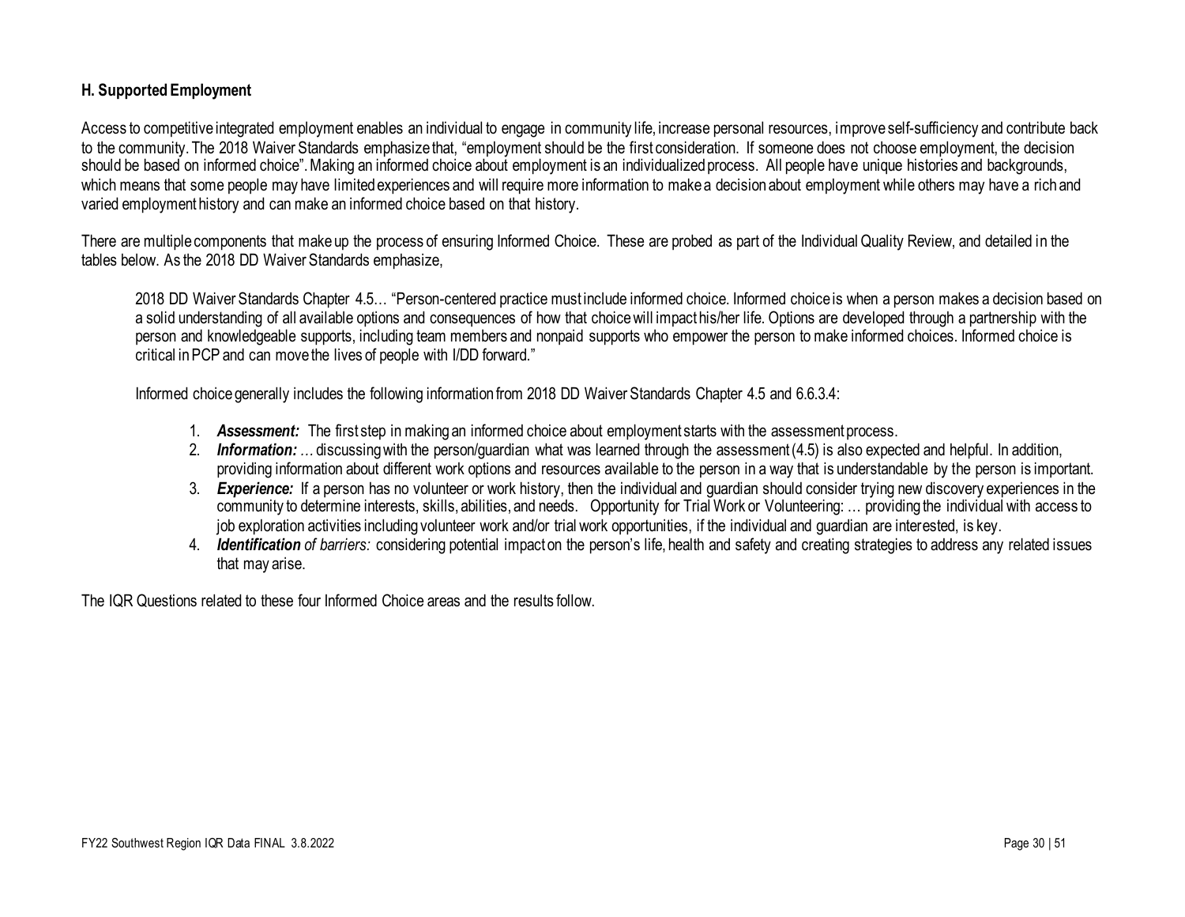### H. Supported Employment

Access to competitive integrated employment enables an individual to engage in community life, increase personal resources, improve self-sufficiency and contribute back to the community. The 2018 Waiver Standards emphasize that, "employment should be the first consideration. If someone does not choose employment, the decision should be based on informed choice". Making an informed choice about employment is an individualized process. All people have unique histories and backgrounds, which means that some people may have limited experiences and will require more information to make a decision about employment while others may have a rich and varied employment history and can make an informed choice based on that history.

There are multiple components that make up the process of ensuring Informed Choice. These are probed as part of the Individual Quality Review, and detailed in the tables below. As the 2018 DD Waiver Standards emphasize,

> 2018 DD Waiver Standards Chapter 4.5… "Person-centered practice must include informed choice. Informed choice is when a person makes a decision based on a solid understanding of all available options and consequences of how that choice will impact his/her life. Options are developed through a partnership with the person and knowledgeable supports, including team members and nonpaid supports who empower the person to make informed choices. Informed choice is critical in PCP and can move the lives of people with I/DD forward."
>
> Informed choice generally includes the following information from 2018 DD Waiver Standards Chapter 4.5 and 6.6.3.4:
>
> 1. ***Assessment:*** The first step in making an informed choice about employment starts with the assessment process.
> 2. ***Information:*** *…* discussing with the person/guardian what was learned through the assessment (4.5) is also expected and helpful. In addition, providing information about different work options and resources available to the person in a way that is understandable by the person is important.
> 3. ***Experience:*** If a person has no volunteer or work history, then the individual and guardian should consider trying new discovery experiences in the community to determine interests, skills, abilities, and needs. Opportunity for Trial Work or Volunteering: … providing the individual with access to job exploration activities including volunteer work and/or trial work opportunities, if the individual and guardian are interested, is key.
> 4. ***Identification*** *of barriers:* considering potential impact on the person's life, health and safety and creating strategies to address any related issues that may arise.

The IQR Questions related to these four Informed Choice areas and the results follow.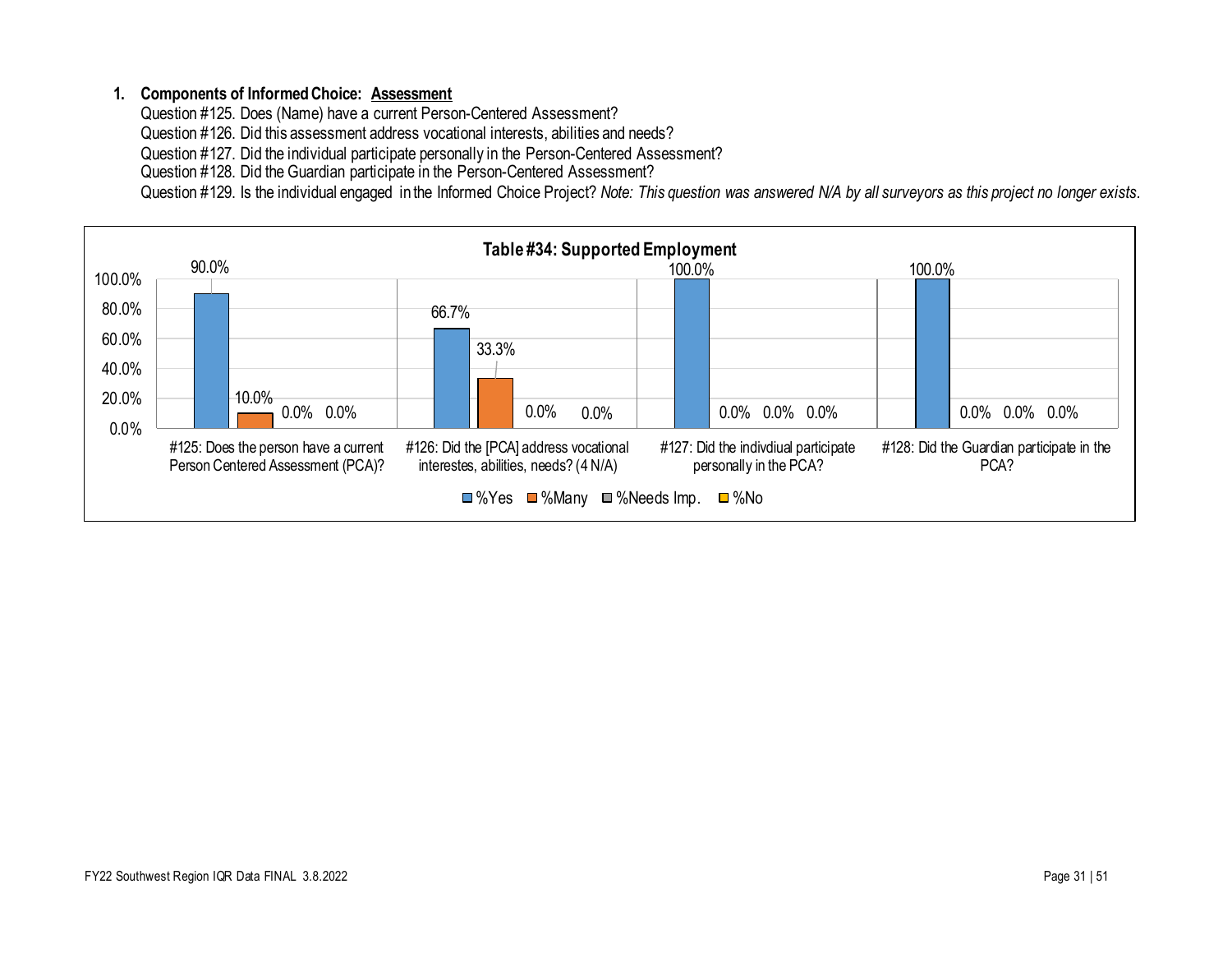1. **Components of Informed Choice: <u>Assessment</u>**

Question #125. Does (Name) have a current Person-Centered Assessment?
Question #126. Did this assessment address vocational interests, abilities and needs?
Question #127. Did the individual participate personally in the Person-Centered Assessment?
Question #128. Did the Guardian participate in the Person-Centered Assessment?
Question #129. Is the individual engaged in the Informed Choice Project? *Note: This question was answered N/A by all surveyors as this project no longer exists.*

**Table #34: Supported Employment**

| Question | %Yes | %Many | %Needs Imp. | %No |
|---|---|---|---|---|
| #125: Does the person have a current Person Centered Assessment (PCA)? | 90.0% | 10.0% | 0.0% | 0.0% |
| #126: Did the [PCA] address vocational interestes, abilities, needs? (4 N/A) | 66.7% | 33.3% | 0.0% | 0.0% |
| #127: Did the indivdiual participate personally in the PCA? | 100.0% | 0.0% | 0.0% | 0.0% |
| #128: Did the Guardian participate in the PCA? | 100.0% | 0.0% | 0.0% | 0.0% |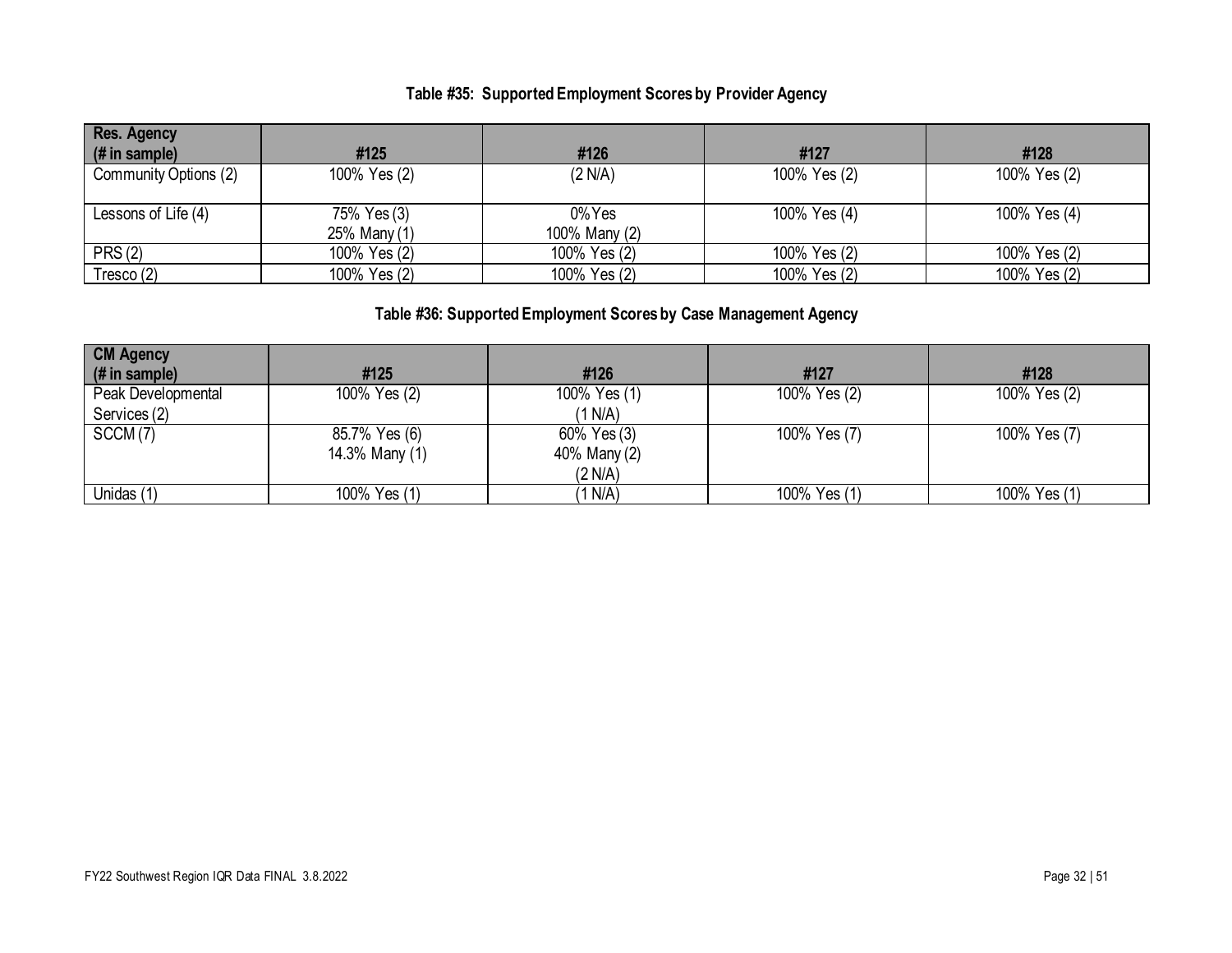**Table #35: Supported Employment Scores by Provider Agency**

| Res. Agency (# in sample) | #125 | #126 | #127 | #128 |
|---|---|---|---|---|
| Community Options (2) | 100% Yes (2) | (2 N/A) | 100% Yes (2) | 100% Yes (2) |
| Lessons of Life (4) | 75% Yes (3) 25% Many (1) | 0% Yes 100% Many (2) | 100% Yes (4) | 100% Yes (4) |
| PRS (2) | 100% Yes (2) | 100% Yes (2) | 100% Yes (2) | 100% Yes (2) |
| Tresco (2) | 100% Yes (2) | 100% Yes (2) | 100% Yes (2) | 100% Yes (2) |

**Table #36: Supported Employment Scores by Case Management Agency**

| CM Agency (# in sample) | #125 | #126 | #127 | #128 |
|---|---|---|---|---|
| Peak Developmental Services (2) | 100% Yes (2) | 100% Yes (1) (1 N/A) | 100% Yes (2) | 100% Yes (2) |
| SCCM (7) | 85.7% Yes (6) 14.3% Many (1) | 60% Yes (3) 40% Many (2) (2 N/A) | 100% Yes (7) | 100% Yes (7) |
| Unidas (1) | 100% Yes (1) | (1 N/A) | 100% Yes (1) | 100% Yes (1) |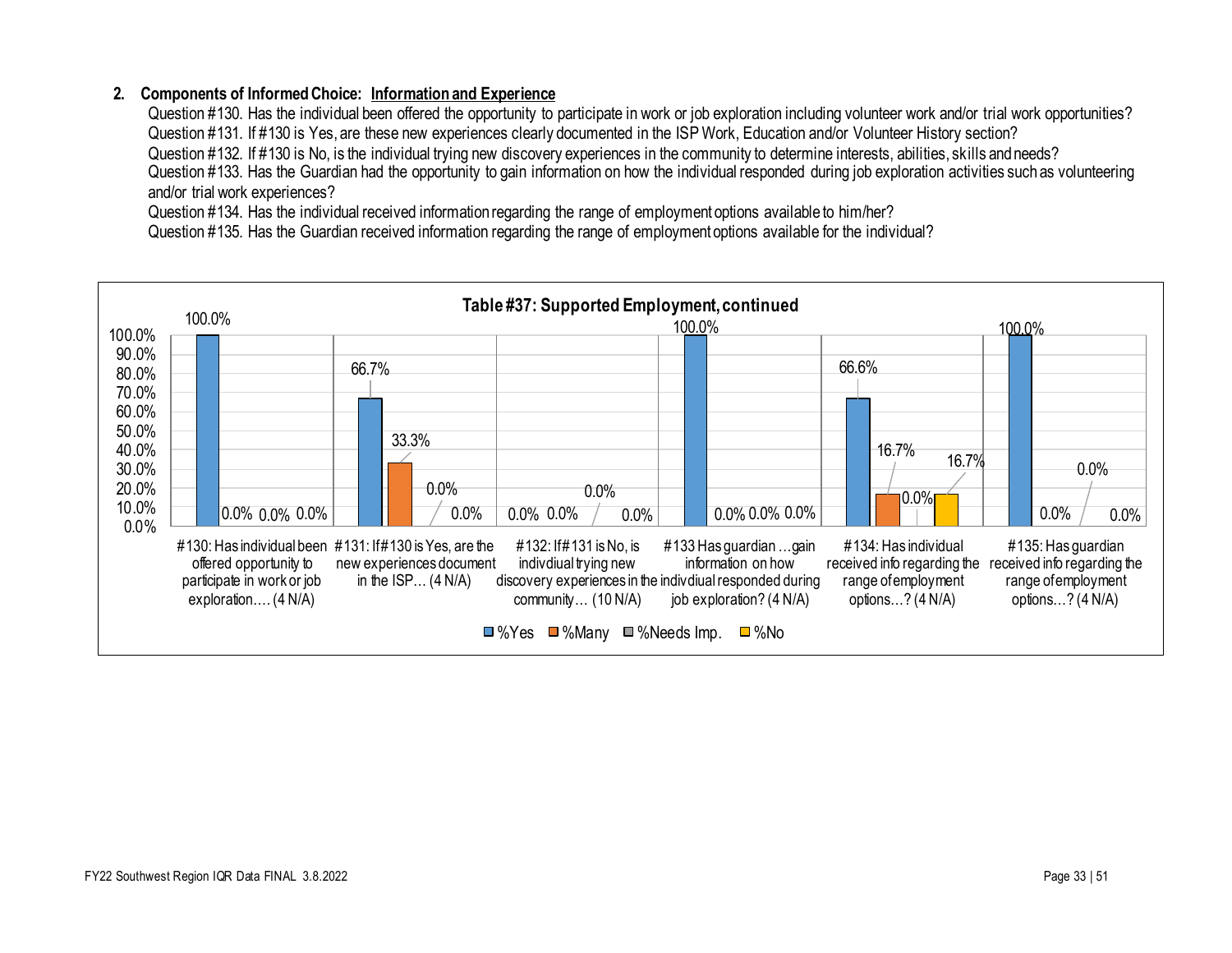## 2. Components of Informed Choice: Information and Experience

Question #130. Has the individual been offered the opportunity to participate in work or job exploration including volunteer work and/or trial work opportunities?
Question #131. If #130 is Yes, are these new experiences clearly documented in the ISP Work, Education and/or Volunteer History section?
Question #132. If #130 is No, is the individual trying new discovery experiences in the community to determine interests, abilities, skills and needs?
Question #133. Has the Guardian had the opportunity to gain information on how the individual responded during job exploration activities such as volunteering and/or trial work experiences?
Question #134. Has the individual received information regarding the range of employment options available to him/her?
Question #135. Has the Guardian received information regarding the range of employment options available for the individual?

**Table #37: Supported Employment, continued**

| | %Yes | %Many | %Needs Imp. | %No |
|---|---|---|---|---|
| #130: Has individual been offered opportunity to participate in work or job exploration…. (4 N/A) | 100.0% | 0.0% | 0.0% | 0.0% |
| #131: If #130 is Yes, are the new experiences document in the ISP… (4 N/A) | 66.7% | 33.3% | 0.0% | 0.0% |
| #132: If #131 is No, is indivdiual trying new discovery experiences in the community… (10 N/A) | 0.0% | 0.0% | 0.0% | 0.0% |
| #133 Has guardian …gain information on how indivdiual responded during job exploration? (4 N/A) | 100.0% | 0.0% | 0.0% | 0.0% |
| #134: Has individual received info regarding the range of employment options…? (4 N/A) | 66.6% | 16.7% | 0.0% | 16.7% |
| #135: Has guardian received info regarding the range of employment options…? (4 N/A) | 100.0% | 0.0% | 0.0% | 0.0% |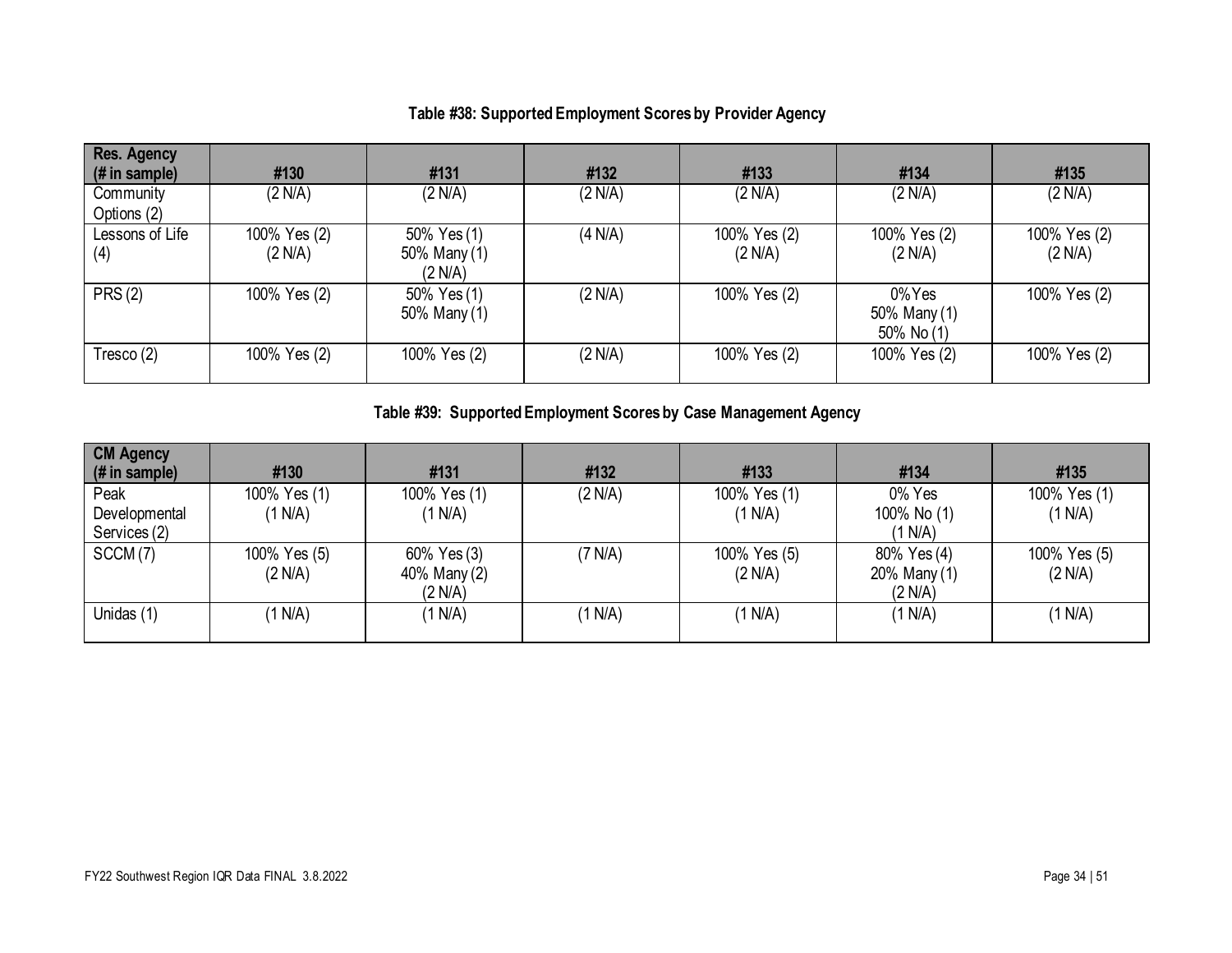**Table #38: Supported Employment Scores by Provider Agency**

| Res. Agency (# in sample) | #130 | #131 | #132 | #133 | #134 | #135 |
|---|---|---|---|---|---|---|
| Community Options (2) | (2 N/A) | (2 N/A) | (2 N/A) | (2 N/A) | (2 N/A) | (2 N/A) |
| Lessons of Life (4) | 100% Yes (2) (2 N/A) | 50% Yes (1) 50% Many (1) (2 N/A) | (4 N/A) | 100% Yes (2) (2 N/A) | 100% Yes (2) (2 N/A) | 100% Yes (2) (2 N/A) |
| PRS (2) | 100% Yes (2) | 50% Yes (1) 50% Many (1) | (2 N/A) | 100% Yes (2) | 0% Yes 50% Many (1) 50% No (1) | 100% Yes (2) |
| Tresco (2) | 100% Yes (2) | 100% Yes (2) | (2 N/A) | 100% Yes (2) | 100% Yes (2) | 100% Yes (2) |

**Table #39: Supported Employment Scores by Case Management Agency**

| CM Agency (# in sample) | #130 | #131 | #132 | #133 | #134 | #135 |
|---|---|---|---|---|---|---|
| Peak Developmental Services (2) | 100% Yes (1) (1 N/A) | 100% Yes (1) (1 N/A) | (2 N/A) | 100% Yes (1) (1 N/A) | 0% Yes 100% No (1) (1 N/A) | 100% Yes (1) (1 N/A) |
| SCCM (7) | 100% Yes (5) (2 N/A) | 60% Yes (3) 40% Many (2) (2 N/A) | (7 N/A) | 100% Yes (5) (2 N/A) | 80% Yes (4) 20% Many (1) (2 N/A) | 100% Yes (5) (2 N/A) |
| Unidas (1) | (1 N/A) | (1 N/A) | (1 N/A) | (1 N/A) | (1 N/A) | (1 N/A) |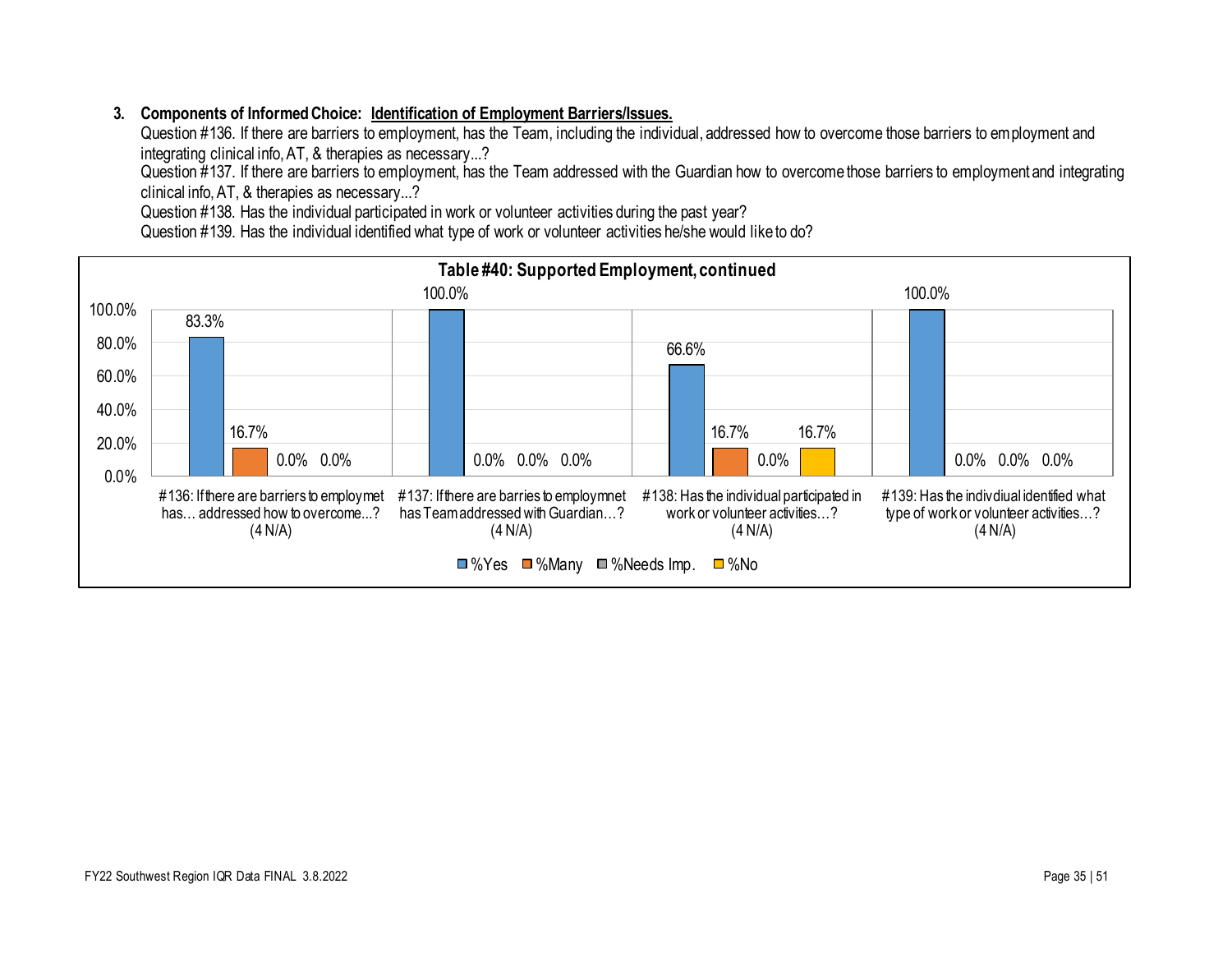**3. Components of Informed Choice: <u>Identification of Employment Barriers/Issues.</u>**

Question #136. If there are barriers to employment, has the Team, including the individual, addressed how to overcome those barriers to employment and integrating clinical info, AT, & therapies as necessary...?

Question #137. If there are barriers to employment, has the Team addressed with the Guardian how to overcome those barriers to employment and integrating clinical info, AT, & therapies as necessary...?

Question #138. Has the individual participated in work or volunteer activities during the past year?

Question #139. Has the individual identified what type of work or volunteer activities he/she would like to do?

**Table #40: Supported Employment, continued**

| Question | %Yes | %Many | %Needs Imp. | %No |
|---|---|---|---|---|
| #136: If there are barriers to employmet has… addressed how to overcome...? (4 N/A) | 83.3% | 16.7% | 0.0% | 0.0% |
| #137: If there are barries to employmnet has Team addressed with Guardian…? (4 N/A) | 100.0% | 0.0% | 0.0% | 0.0% |
| #138: Has the individual participated in work or volunteer activities…? (4 N/A) | 66.6% | 16.7% | 0.0% | 16.7% |
| #139: Has the indivdiual identified what type of work or volunteer activities…? (4 N/A) | 100.0% | 0.0% | 0.0% | 0.0% |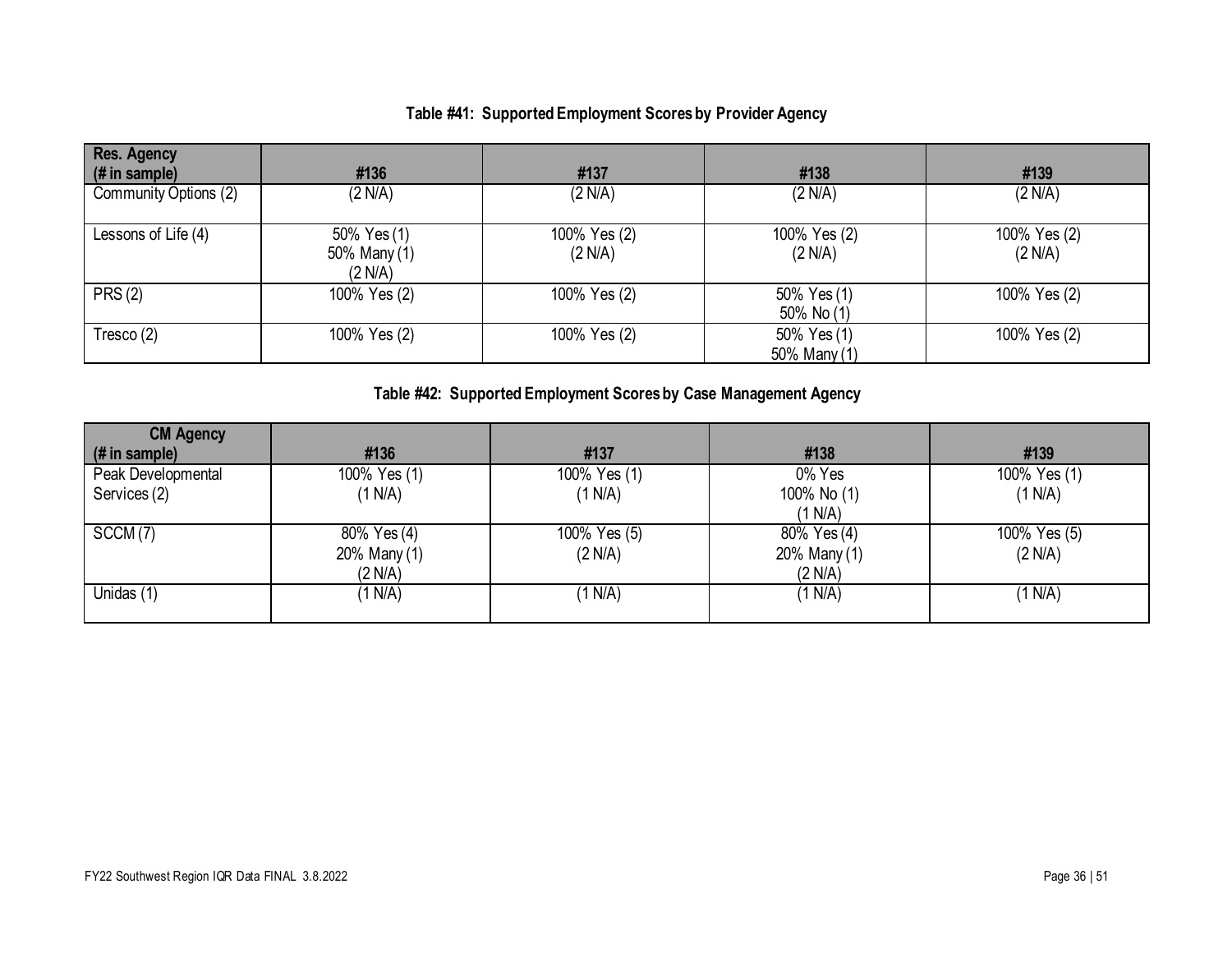**Table #41: Supported Employment Scores by Provider Agency**

| Res. Agency (# in sample) | #136 | #137 | #138 | #139 |
|---|---|---|---|---|
| Community Options (2) | (2 N/A) | (2 N/A) | (2 N/A) | (2 N/A) |
| Lessons of Life (4) | 50% Yes (1)<br>50% Many (1)<br>(2 N/A) | 100% Yes (2)<br>(2 N/A) | 100% Yes (2)<br>(2 N/A) | 100% Yes (2)<br>(2 N/A) |
| PRS (2) | 100% Yes (2) | 100% Yes (2) | 50% Yes (1)<br>50% No (1) | 100% Yes (2) |
| Tresco (2) | 100% Yes (2) | 100% Yes (2) | 50% Yes (1)<br>50% Many (1) | 100% Yes (2) |

**Table #42: Supported Employment Scores by Case Management Agency**

| CM Agency (# in sample) | #136 | #137 | #138 | #139 |
|---|---|---|---|---|
| Peak Developmental Services (2) | 100% Yes (1)<br>(1 N/A) | 100% Yes (1)<br>(1 N/A) | 0% Yes<br>100% No (1)<br>(1 N/A) | 100% Yes (1)<br>(1 N/A) |
| SCCM (7) | 80% Yes (4)<br>20% Many (1)<br>(2 N/A) | 100% Yes (5)<br>(2 N/A) | 80% Yes (4)<br>20% Many (1)<br>(2 N/A) | 100% Yes (5)<br>(2 N/A) |
| Unidas (1) | (1 N/A) | (1 N/A) | (1 N/A) | (1 N/A) |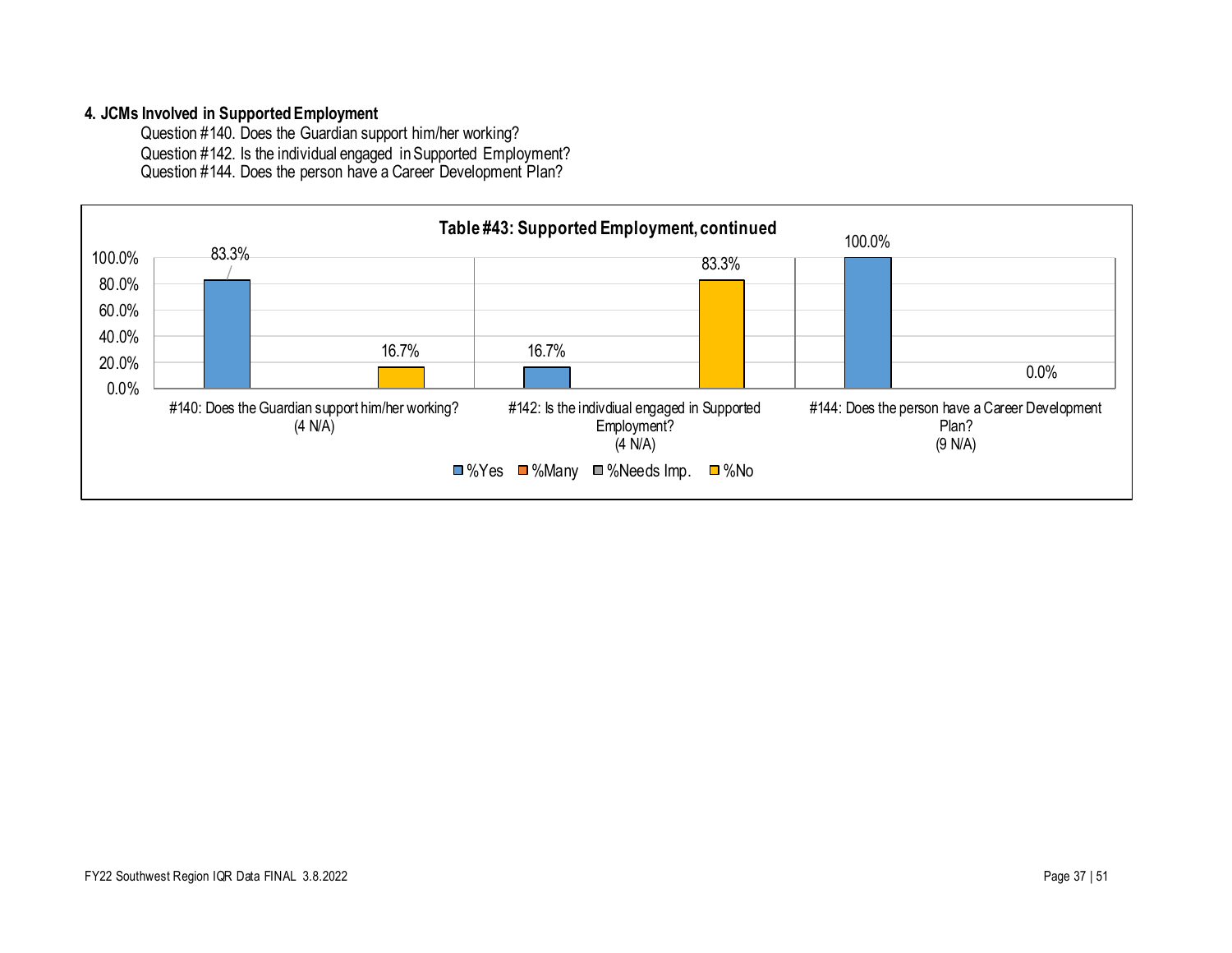**4. JCMs Involved in Supported Employment**

Question #140. Does the Guardian support him/her working?
Question #142. Is the individual engaged in Supported Employment?
Question #144. Does the person have a Career Development Plan?

**Table #43: Supported Employment, continued**

| Question | %Yes | %Many | %Needs Imp. | %No |
|---|---|---|---|---|
| #140: Does the Guardian support him/her working? (4 N/A) | 83.3% | | | 16.7% |
| #142: Is the indivdiual engaged in Supported Employment? (4 N/A) | 16.7% | | | 83.3% |
| #144: Does the person have a Career Development Plan? (9 N/A) | 100.0% | | | 0.0% |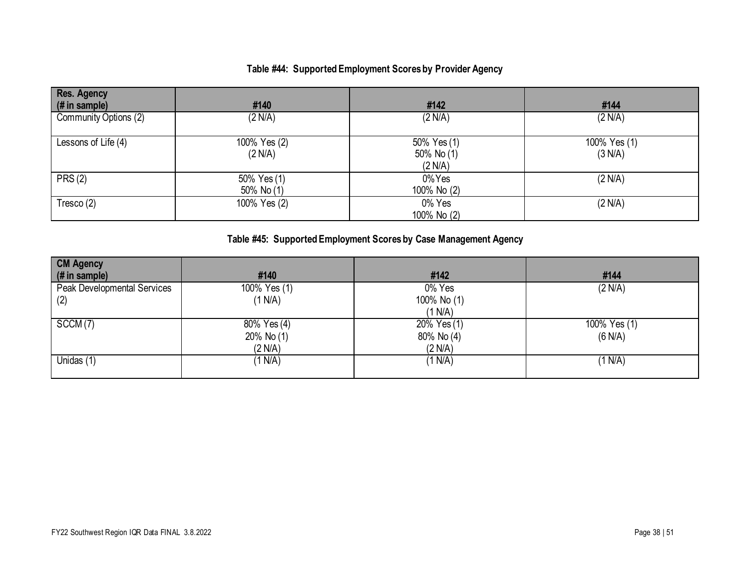### Table #44: Supported Employment Scores by Provider Agency

| Res. Agency (# in sample) | #140 | #142 | #144 |
|---|---|---|---|
| Community Options (2) | (2 N/A) | (2 N/A) | (2 N/A) |
| Lessons of Life (4) | 100% Yes (2)<br>(2 N/A) | 50% Yes (1)<br>50% No (1)<br>(2 N/A) | 100% Yes (1)<br>(3 N/A) |
| PRS (2) | 50% Yes (1)<br>50% No (1) | 0% Yes<br>100% No (2) | (2 N/A) |
| Tresco (2) | 100% Yes (2) | 0% Yes<br>100% No (2) | (2 N/A) |

### Table #45: Supported Employment Scores by Case Management Agency

| CM Agency (# in sample) | #140 | #142 | #144 |
|---|---|---|---|
| Peak Developmental Services (2) | 100% Yes (1)<br>(1 N/A) | 0% Yes<br>100% No (1)<br>(1 N/A) | (2 N/A) |
| SCCM (7) | 80% Yes (4)<br>20% No (1)<br>(2 N/A) | 20% Yes (1)<br>80% No (4)<br>(2 N/A) | 100% Yes (1)<br>(6 N/A) |
| Unidas (1) | (1 N/A) | (1 N/A) | (1 N/A) |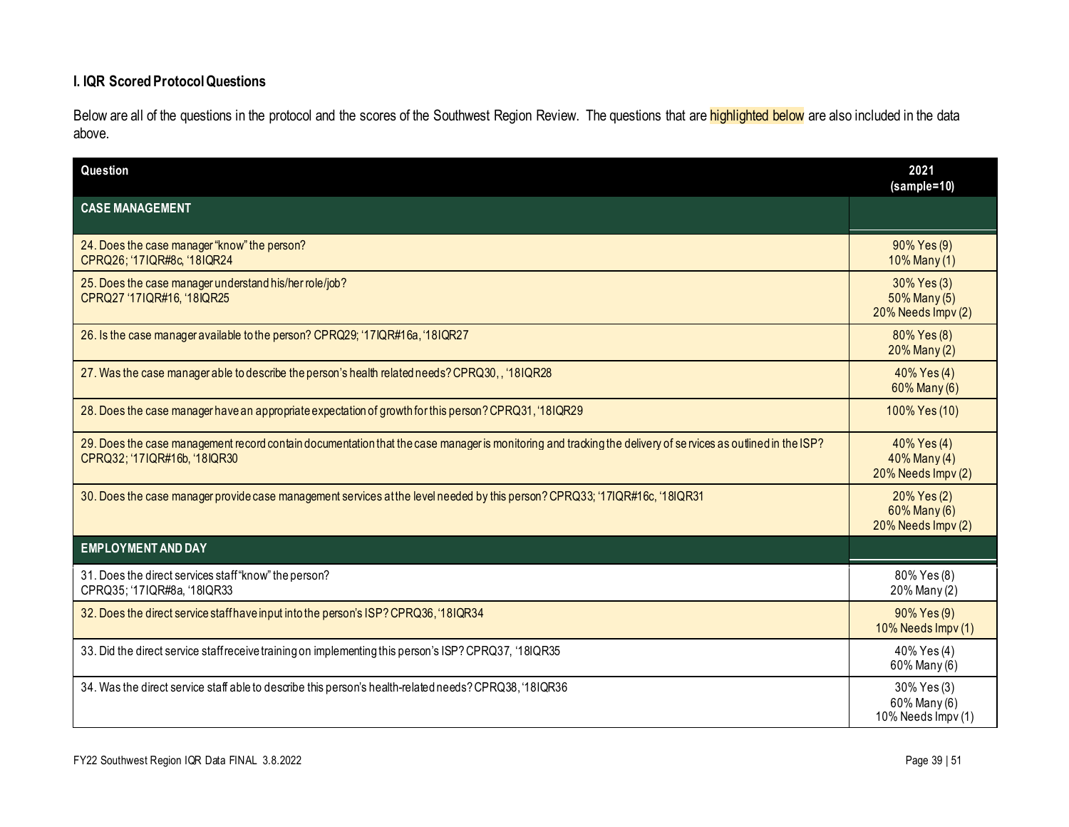### I. IQR Scored Protocol Questions

Below are all of the questions in the protocol and the scores of the Southwest Region Review. The questions that are highlighted below are also included in the data above.

| Question | 2021 (sample=10) |
|---|---|
| **CASE MANAGEMENT** | |
| 24. Does the case manager "know" the person? CPRQ26; '17IQR#8c, '18IQR24 | 90% Yes (9) 10% Many (1) |
| 25. Does the case manager understand his/her role/job? CPRQ27 '17IQR#16, '18IQR25 | 30% Yes (3) 50% Many (5) 20% Needs Impv (2) |
| 26. Is the case manager available to the person? CPRQ29; '17IQR#16a, '18IQR27 | 80% Yes (8) 20% Many (2) |
| 27. Was the case manager able to describe the person's health related needs? CPRQ30, , '18IQR28 | 40% Yes (4) 60% Many (6) |
| 28. Does the case manager have an appropriate expectation of growth for this person? CPRQ31, '18IQR29 | 100% Yes (10) |
| 29. Does the case management record contain documentation that the case manager is monitoring and tracking the delivery of services as outlined in the ISP? CPRQ32; '17IQR#16b, '18IQR30 | 40% Yes (4) 40% Many (4) 20% Needs Impv (2) |
| 30. Does the case manager provide case management services at the level needed by this person? CPRQ33; '17IQR#16c, '18IQR31 | 20% Yes (2) 60% Many (6) 20% Needs Impv (2) |
| **EMPLOYMENT AND DAY** | |
| 31. Does the direct services staff "know" the person? CPRQ35; '17IQR#8a, '18IQR33 | 80% Yes (8) 20% Many (2) |
| 32. Does the direct service staff have input into the person's ISP? CPRQ36, '18IQR34 | 90% Yes (9) 10% Needs Impv (1) |
| 33. Did the direct service staff receive training on implementing this person's ISP? CPRQ37, '18IQR35 | 40% Yes (4) 60% Many (6) |
| 34. Was the direct service staff able to describe this person's health-related needs? CPRQ38, '18IQR36 | 30% Yes (3) 60% Many (6) 10% Needs Impv (1) |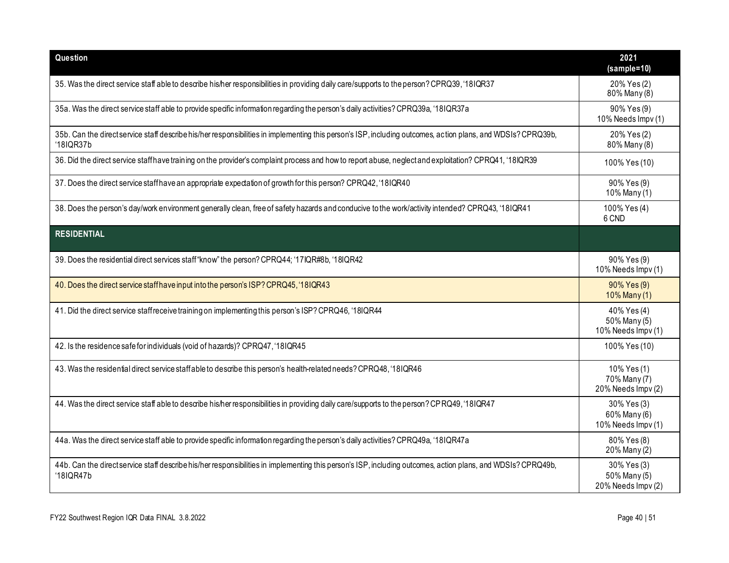| Question | 2021 (sample=10) |
|---|---|
| 35. Was the direct service staff able to describe his/her responsibilities in providing daily care/supports to the person? CPRQ39, '18IQR37 | 20% Yes (2)<br>80% Many (8) |
| 35a. Was the direct service staff able to provide specific information regarding the person's daily activities? CPRQ39a, '18IQR37a | 90% Yes (9)<br>10% Needs Impv (1) |
| 35b. Can the direct service staff describe his/her responsibilities in implementing this person's ISP, including outcomes, action plans, and WDSIs? CPRQ39b, '18IQR37b | 20% Yes (2)<br>80% Many (8) |
| 36. Did the direct service staff have training on the provider's complaint process and how to report abuse, neglect and exploitation? CPRQ41, '18IQR39 | 100% Yes (10) |
| 37. Does the direct service staff have an appropriate expectation of growth for this person? CPRQ42, '18IQR40 | 90% Yes (9)<br>10% Many (1) |
| 38. Does the person's day/work environment generally clean, free of safety hazards and conducive to the work/activity intended? CPRQ43, '18IQR41 | 100% Yes (4)<br>6 CND |
| **RESIDENTIAL** | |
| 39. Does the residential direct services staff "know" the person? CPRQ44; '17IQR#8b, '18IQR42 | 90% Yes (9)<br>10% Needs Impv (1) |
| 40. Does the direct service staff have input into the person's ISP? CPRQ45, '18IQR43 | 90% Yes (9)<br>10% Many (1) |
| 41. Did the direct service staff receive training on implementing this person's ISP? CPRQ46, '18IQR44 | 40% Yes (4)<br>50% Many (5)<br>10% Needs Impv (1) |
| 42. Is the residence safe for individuals (void of hazards)? CPRQ47, '18IQR45 | 100% Yes (10) |
| 43. Was the residential direct service staff able to describe this person's health-related needs? CPRQ48, '18IQR46 | 10% Yes (1)<br>70% Many (7)<br>20% Needs Impv (2) |
| 44. Was the direct service staff able to describe his/her responsibilities in providing daily care/supports to the person? CPRQ49, '18IQR47 | 30% Yes (3)<br>60% Many (6)<br>10% Needs Impv (1) |
| 44a. Was the direct service staff able to provide specific information regarding the person's daily activities? CPRQ49a, '18IQR47a | 80% Yes (8)<br>20% Many (2) |
| 44b. Can the direct service staff describe his/her responsibilities in implementing this person's ISP, including outcomes, action plans, and WDSIs? CPRQ49b, '18IQR47b | 30% Yes (3)<br>50% Many (5)<br>20% Needs Impv (2) |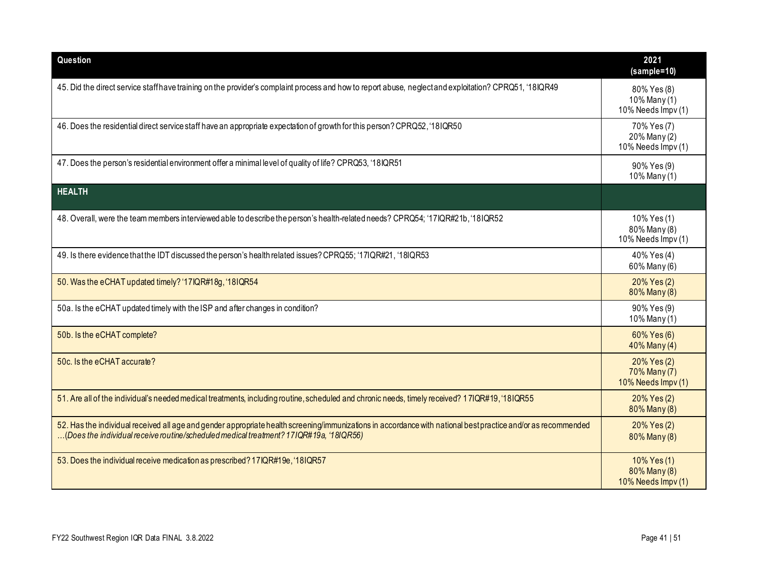| Question | 2021 (sample=10) |
|---|---|
| 45. Did the direct service staff have training on the provider's complaint process and how to report abuse, neglect and exploitation? CPRQ51, '18IQR49 | 80% Yes (8)<br>10% Many (1)<br>10% Needs Impv (1) |
| 46. Does the residential direct service staff have an appropriate expectation of growth for this person? CPRQ52, '18IQR50 | 70% Yes (7)<br>20% Many (2)<br>10% Needs Impv (1) |
| 47. Does the person's residential environment offer a minimal level of quality of life? CPRQ53, '18IQR51 | 90% Yes (9)<br>10% Many (1) |
| **HEALTH** | |
| 48. Overall, were the team members interviewed able to describe the person's health-related needs? CPRQ54; '17IQR#21b, '18IQR52 | 10% Yes (1)<br>80% Many (8)<br>10% Needs Impv (1) |
| 49. Is there evidence that the IDT discussed the person's health related issues? CPRQ55; '17IQR#21, '18IQR53 | 40% Yes (4)<br>60% Many (6) |
| 50. Was the eCHAT updated timely? '17IQR#18g, '18IQR54 | 20% Yes (2)<br>80% Many (8) |
| 50a. Is the eCHAT updated timely with the ISP and after changes in condition? | 90% Yes (9)<br>10% Many (1) |
| 50b. Is the eCHAT complete? | 60% Yes (6)<br>40% Many (4) |
| 50c. Is the eCHAT accurate? | 20% Yes (2)<br>70% Many (7)<br>10% Needs Impv (1) |
| 51. Are all of the individual's needed medical treatments, including routine, scheduled and chronic needs, timely received? 17IQR#19, '18IQR55 | 20% Yes (2)<br>80% Many (8) |
| 52. Has the individual received all age and gender appropriate health screening/immunizations in accordance with national best practice and/or as recommended …*(Does the individual receive routine/scheduled medical treatment? 17IQR#19a, '18IQR56)* | 20% Yes (2)<br>80% Many (8) |
| 53. Does the individual receive medication as prescribed? 17IQR#19e, '18IQR57 | 10% Yes (1)<br>80% Many (8)<br>10% Needs Impv (1) |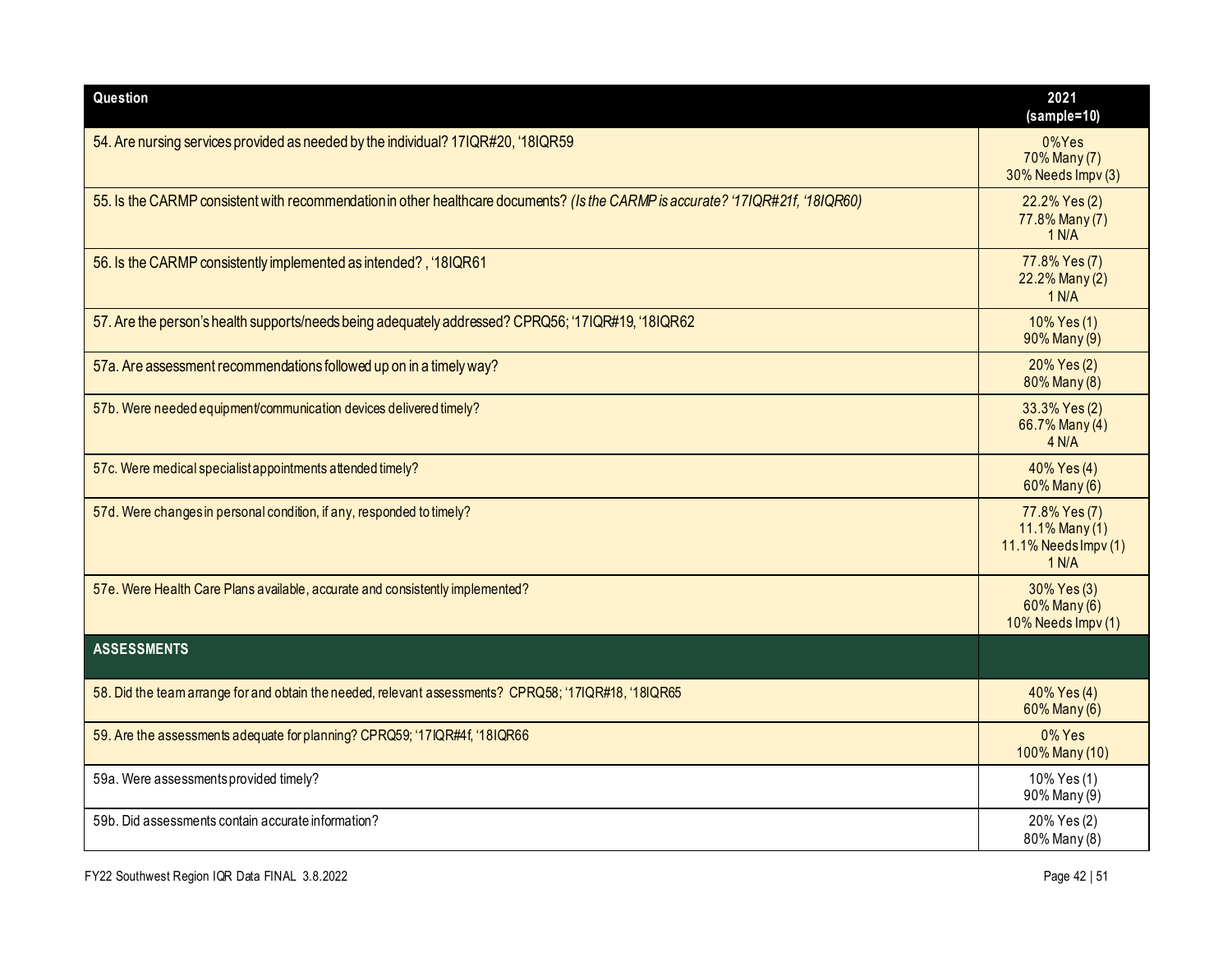| Question | 2021 (sample=10) |
| --- | --- |
| 54. Are nursing services provided as needed by the individual? 17IQR#20, '18IQR59 | 0%Yes<br>70% Many (7)<br>30% Needs Impv (3) |
| 55. Is the CARMP consistent with recommendation in other healthcare documents? *(Is the CARMP is accurate? '17IQR#21f, '18IQR60)* | 22.2% Yes (2)<br>77.8% Many (7)<br>1 N/A |
| 56. Is the CARMP consistently implemented as intended? , '18IQR61 | 77.8% Yes (7)<br>22.2% Many (2)<br>1 N/A |
| 57. Are the person's health supports/needs being adequately addressed? CPRQ56; '17IQR#19, '18IQR62 | 10% Yes (1)<br>90% Many (9) |
| 57a. Are assessment recommendations followed up on in a timely way? | 20% Yes (2)<br>80% Many (8) |
| 57b. Were needed equipment/communication devices delivered timely? | 33.3% Yes (2)<br>66.7% Many (4)<br>4 N/A |
| 57c. Were medical specialist appointments attended timely? | 40% Yes (4)<br>60% Many (6) |
| 57d. Were changes in personal condition, if any, responded to timely? | 77.8% Yes (7)<br>11.1% Many (1)<br>11.1% Needs Impv (1)<br>1 N/A |
| 57e. Were Health Care Plans available, accurate and consistently implemented? | 30% Yes (3)<br>60% Many (6)<br>10% Needs Impv (1) |
| **ASSESSMENTS** | |
| 58. Did the team arrange for and obtain the needed, relevant assessments? CPRQ58; '17IQR#18, '18IQR65 | 40% Yes (4)<br>60% Many (6) |
| 59. Are the assessments adequate for planning? CPRQ59; '17IQR#4f, '18IQR66 | 0% Yes<br>100% Many (10) |
| 59a. Were assessments provided timely? | 10% Yes (1)<br>90% Many (9) |
| 59b. Did assessments contain accurate information? | 20% Yes (2)<br>80% Many (8) |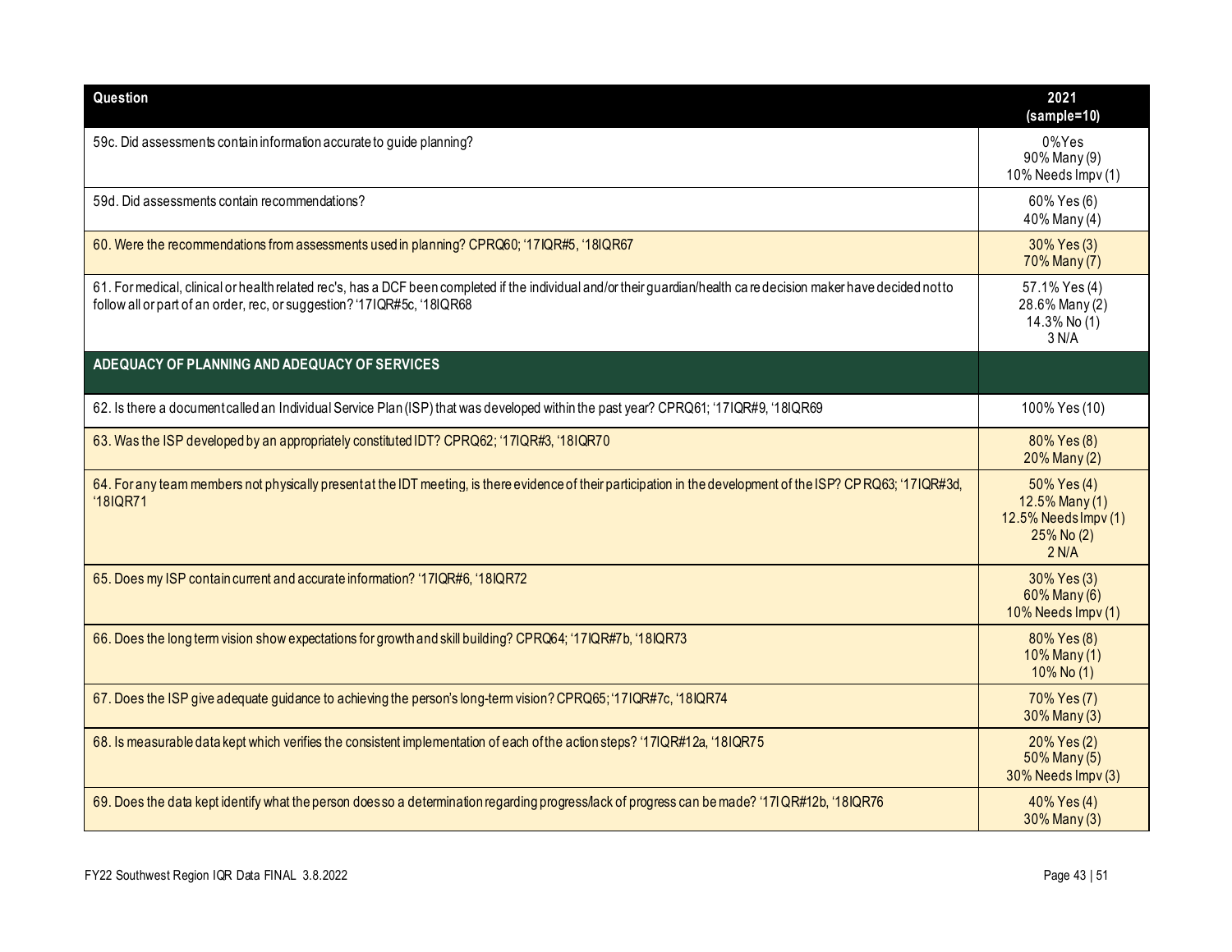| Question | 2021 (sample=10) |
| --- | --- |
| 59c. Did assessments contain information accurate to guide planning? | 0%Yes<br>90% Many (9)<br>10% Needs Impv (1) |
| 59d. Did assessments contain recommendations? | 60% Yes (6)<br>40% Many (4) |
| 60. Were the recommendations from assessments used in planning? CPRQ60; '17IQR#5, '18IQR67 | 30% Yes (3)<br>70% Many (7) |
| 61. For medical, clinical or health related rec's, has a DCF been completed if the individual and/or their guardian/health care decision maker have decided not to follow all or part of an order, rec, or suggestion? '17IQR#5c, '18IQR68 | 57.1% Yes (4)<br>28.6% Many (2)<br>14.3% No (1)<br>3 N/A |
| **ADEQUACY OF PLANNING AND ADEQUACY OF SERVICES** | |
| 62. Is there a document called an Individual Service Plan (ISP) that was developed within the past year? CPRQ61; '17IQR#9, '18IQR69 | 100% Yes (10) |
| 63. Was the ISP developed by an appropriately constituted IDT? CPRQ62; '17IQR#3, '18IQR70 | 80% Yes (8)<br>20% Many (2) |
| 64. For any team members not physically present at the IDT meeting, is there evidence of their participation in the development of the ISP? CPRQ63; '17IQR#3d, '18IQR71 | 50% Yes (4)<br>12.5% Many (1)<br>12.5% Needs Impv (1)<br>25% No (2)<br>2 N/A |
| 65. Does my ISP contain current and accurate information? '17IQR#6, '18IQR72 | 30% Yes (3)<br>60% Many (6)<br>10% Needs Impv (1) |
| 66. Does the long term vision show expectations for growth and skill building? CPRQ64; '17IQR#7b, '18IQR73 | 80% Yes (8)<br>10% Many (1)<br>10% No (1) |
| 67. Does the ISP give adequate guidance to achieving the person's long-term vision? CPRQ65; '17IQR#7c, '18IQR74 | 70% Yes (7)<br>30% Many (3) |
| 68. Is measurable data kept which verifies the consistent implementation of each of the action steps? '17IQR#12a, '18IQR75 | 20% Yes (2)<br>50% Many (5)<br>30% Needs Impv (3) |
| 69. Does the data kept identify what the person does so a determination regarding progress/lack of progress can be made? '17IQR#12b, '18IQR76 | 40% Yes (4)<br>30% Many (3) |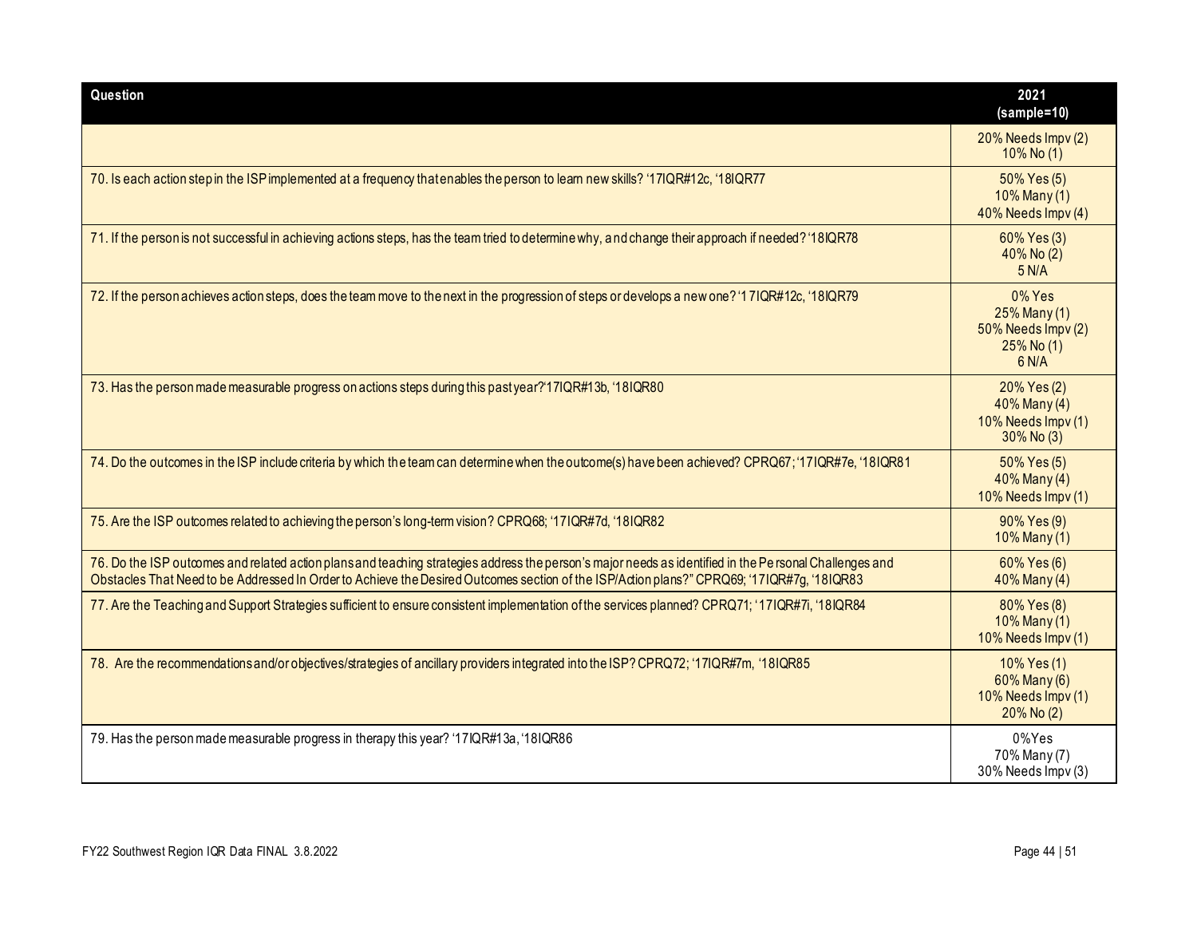| Question | 2021 (sample=10) |
|---|---|
| | 20% Needs Impv (2)<br>10% No (1) |
| 70. Is each action step in the ISP implemented at a frequency that enables the person to learn new skills? '17IQR#12c, '18IQR77 | 50% Yes (5)<br>10% Many (1)<br>40% Needs Impv (4) |
| 71. If the person is not successful in achieving actions steps, has the team tried to determine why, and change their approach if needed? '18IQR78 | 60% Yes (3)<br>40% No (2)<br>5 N/A |
| 72. If the person achieves action steps, does the team move to the next in the progression of steps or develops a new one? '17IQR#12c, '18IQR79 | 0% Yes<br>25% Many (1)<br>50% Needs Impv (2)<br>25% No (1)<br>6 N/A |
| 73. Has the person made measurable progress on actions steps during this past year?'17IQR#13b, '18IQR80 | 20% Yes (2)<br>40% Many (4)<br>10% Needs Impv (1)<br>30% No (3) |
| 74. Do the outcomes in the ISP include criteria by which the team can determine when the outcome(s) have been achieved? CPRQ67; '17IQR#7e, '18IQR81 | 50% Yes (5)<br>40% Many (4)<br>10% Needs Impv (1) |
| 75. Are the ISP outcomes related to achieving the person's long-term vision? CPRQ68; '17IQR#7d, '18IQR82 | 90% Yes (9)<br>10% Many (1) |
| 76. Do the ISP outcomes and related action plans and teaching strategies address the person's major needs as identified in the Personal Challenges and Obstacles That Need to be Addressed In Order to Achieve the Desired Outcomes section of the ISP/Action plans?" CPRQ69; '17IQR#7g, '18IQR83 | 60% Yes (6)<br>40% Many (4) |
| 77. Are the Teaching and Support Strategies sufficient to ensure consistent implementation of the services planned? CPRQ71; '17IQR#7i, '18IQR84 | 80% Yes (8)<br>10% Many (1)<br>10% Needs Impv (1) |
| 78. Are the recommendations and/or objectives/strategies of ancillary providers integrated into the ISP? CPRQ72; '17IQR#7m, '18IQR85 | 10% Yes (1)<br>60% Many (6)<br>10% Needs Impv (1)<br>20% No (2) |
| 79. Has the person made measurable progress in therapy this year? '17IQR#13a, '18IQR86 | 0%Yes<br>70% Many (7)<br>30% Needs Impv (3) |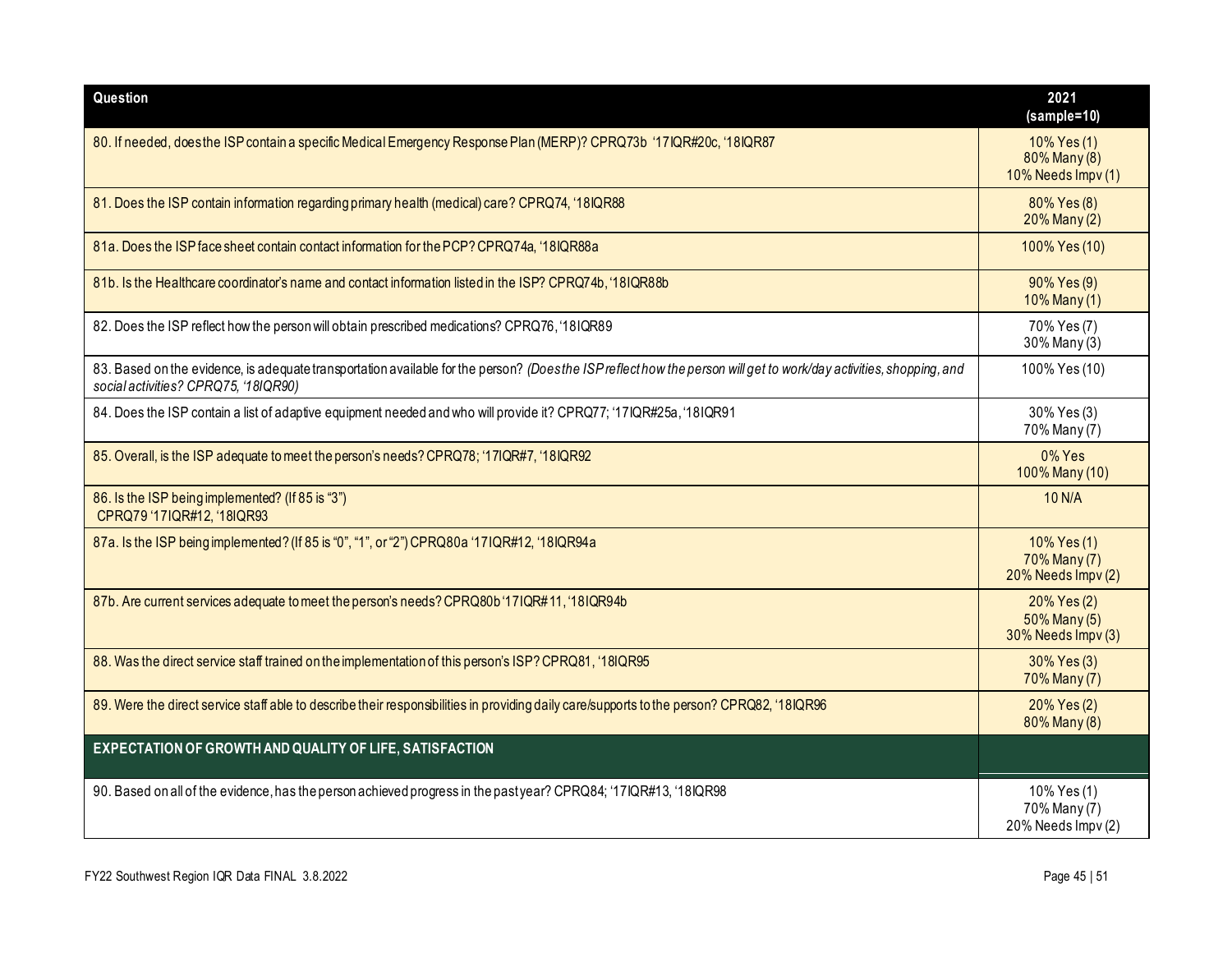| Question | 2021 (sample=10) |
| --- | --- |
| 80. If needed, does the ISP contain a specific Medical Emergency Response Plan (MERP)? CPRQ73b '17IQR#20c, '18IQR87 | 10% Yes (1)<br>80% Many (8)<br>10% Needs Impv (1) |
| 81. Does the ISP contain information regarding primary health (medical) care? CPRQ74, '18IQR88 | 80% Yes (8)<br>20% Many (2) |
| 81a. Does the ISP face sheet contain contact information for the PCP? CPRQ74a, '18IQR88a | 100% Yes (10) |
| 81b. Is the Healthcare coordinator's name and contact information listed in the ISP? CPRQ74b, '18IQR88b | 90% Yes (9)<br>10% Many (1) |
| 82. Does the ISP reflect how the person will obtain prescribed medications? CPRQ76, '18IQR89 | 70% Yes (7)<br>30% Many (3) |
| 83. Based on the evidence, is adequate transportation available for the person? *(Does the ISP reflect how the person will get to work/day activities, shopping, and social activities? CPRQ75, '18IQR90)* | 100% Yes (10) |
| 84. Does the ISP contain a list of adaptive equipment needed and who will provide it? CPRQ77; '17IQR#25a, '18IQR91 | 30% Yes (3)<br>70% Many (7) |
| 85. Overall, is the ISP adequate to meet the person's needs? CPRQ78; '17IQR#7, '18IQR92 | 0% Yes<br>100% Many (10) |
| 86. Is the ISP being implemented? (If 85 is "3")<br>CPRQ79 '17IQR#12, '18IQR93 | 10 N/A |
| 87a. Is the ISP being implemented? (If 85 is "0", "1", or "2") CPRQ80a '17IQR#12, '18IQR94a | 10% Yes (1)<br>70% Many (7)<br>20% Needs Impv (2) |
| 87b. Are current services adequate to meet the person's needs? CPRQ80b '17IQR#11, '18IQR94b | 20% Yes (2)<br>50% Many (5)<br>30% Needs Impv (3) |
| 88. Was the direct service staff trained on the implementation of this person's ISP? CPRQ81, '18IQR95 | 30% Yes (3)<br>70% Many (7) |
| 89. Were the direct service staff able to describe their responsibilities in providing daily care/supports to the person? CPRQ82, '18IQR96 | 20% Yes (2)<br>80% Many (8) |
| **EXPECTATION OF GROWTH AND QUALITY OF LIFE, SATISFACTION** | |
| 90. Based on all of the evidence, has the person achieved progress in the past year? CPRQ84; '17IQR#13, '18IQR98 | 10% Yes (1)<br>70% Many (7)<br>20% Needs Impv (2) |

FY22 Southwest Region IQR Data FINAL 3.8.2022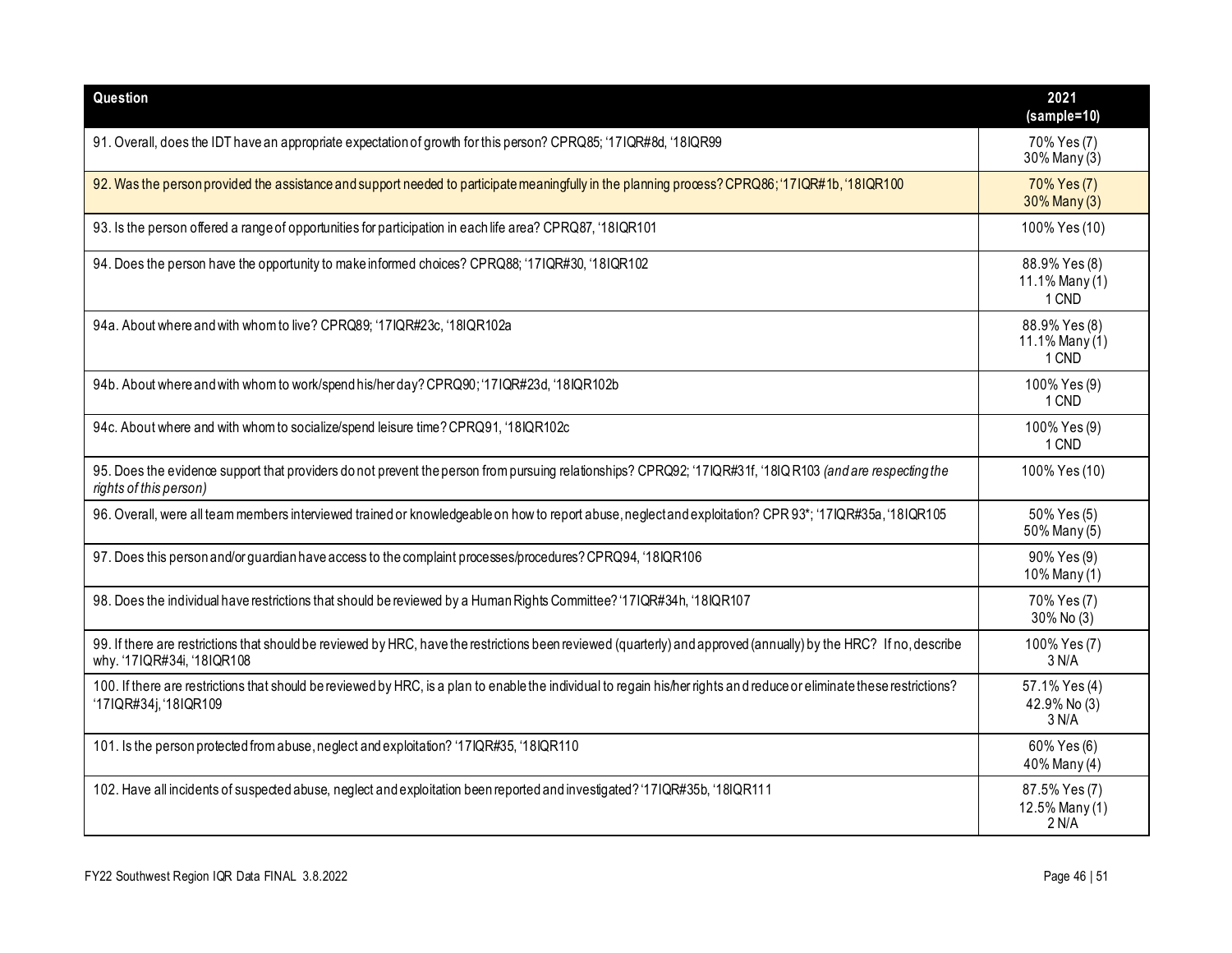| Question | 2021 (sample=10) |
|---|---|
| 91. Overall, does the IDT have an appropriate expectation of growth for this person? CPRQ85; '17IQR#8d, '18IQR99 | 70% Yes (7)<br>30% Many (3) |
| 92. Was the person provided the assistance and support needed to participate meaningfully in the planning process? CPRQ86; '17IQR#1b, '18IQR100 | 70% Yes (7)<br>30% Many (3) |
| 93. Is the person offered a range of opportunities for participation in each life area? CPRQ87, '18IQR101 | 100% Yes (10) |
| 94. Does the person have the opportunity to make informed choices? CPRQ88; '17IQR#30, '18IQR102 | 88.9% Yes (8)<br>11.1% Many (1)<br>1 CND |
| 94a. About where and with whom to live? CPRQ89; '17IQR#23c, '18IQR102a | 88.9% Yes (8)<br>11.1% Many (1)<br>1 CND |
| 94b. About where and with whom to work/spend his/her day? CPRQ90; '17IQR#23d, '18IQR102b | 100% Yes (9)<br>1 CND |
| 94c. About where and with whom to socialize/spend leisure time? CPRQ91, '18IQR102c | 100% Yes (9)<br>1 CND |
| 95. Does the evidence support that providers do not prevent the person from pursuing relationships? CPRQ92; '17IQR#31f, '18IQR103 *(and are respecting the rights of this person)* | 100% Yes (10) |
| 96. Overall, were all team members interviewed trained or knowledgeable on how to report abuse, neglect and exploitation? CPR 93*; '17IQR#35a, '18IQR105 | 50% Yes (5)<br>50% Many (5) |
| 97. Does this person and/or guardian have access to the complaint processes/procedures? CPRQ94, '18IQR106 | 90% Yes (9)<br>10% Many (1) |
| 98. Does the individual have restrictions that should be reviewed by a Human Rights Committee? '17IQR#34h, '18IQR107 | 70% Yes (7)<br>30% No (3) |
| 99. If there are restrictions that should be reviewed by HRC, have the restrictions been reviewed (quarterly) and approved (annually) by the HRC? If no, describe why. '17IQR#34i, '18IQR108 | 100% Yes (7)<br>3 N/A |
| 100. If there are restrictions that should be reviewed by HRC, is a plan to enable the individual to regain his/her rights and reduce or eliminate these restrictions? '17IQR#34j, '18IQR109 | 57.1% Yes (4)<br>42.9% No (3)<br>3 N/A |
| 101. Is the person protected from abuse, neglect and exploitation? '17IQR#35, '18IQR110 | 60% Yes (6)<br>40% Many (4) |
| 102. Have all incidents of suspected abuse, neglect and exploitation been reported and investigated? '17IQR#35b, '18IQR111 | 87.5% Yes (7)<br>12.5% Many (1)<br>2 N/A |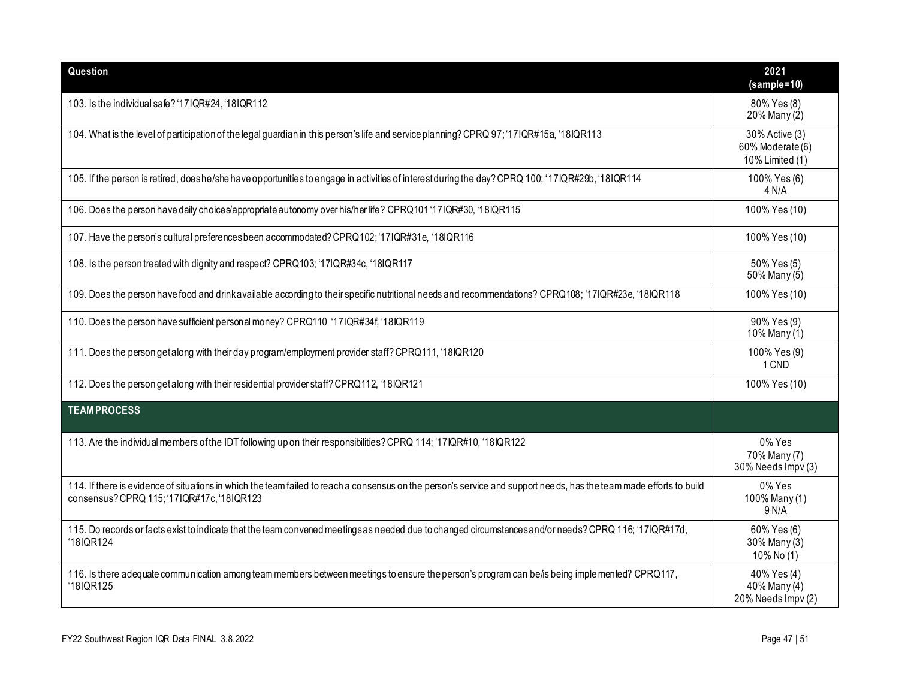| Question | 2021 (sample=10) |
|---|---|
| 103. Is the individual safe? '17IQR#24, '18IQR112 | 80% Yes (8)<br>20% Many (2) |
| 104. What is the level of participation of the legal guardian in this person's life and service planning? CPRQ 97; '17IQR#15a, '18IQR113 | 30% Active (3)<br>60% Moderate (6)<br>10% Limited (1) |
| 105. If the person is retired, does he/she have opportunities to engage in activities of interest during the day? CPRQ 100; '17IQR#29b, '18IQR114 | 100% Yes (6)<br>4 N/A |
| 106. Does the person have daily choices/appropriate autonomy over his/her life? CPRQ101 '17IQR#30, '18IQR115 | 100% Yes (10) |
| 107. Have the person's cultural preferences been accommodated? CPRQ102; '17IQR#31e, '18IQR116 | 100% Yes (10) |
| 108. Is the person treated with dignity and respect? CPRQ103; '17IQR#34c, '18IQR117 | 50% Yes (5)<br>50% Many (5) |
| 109. Does the person have food and drink available according to their specific nutritional needs and recommendations? CPRQ108; '17IQR#23e, '18IQR118 | 100% Yes (10) |
| 110. Does the person have sufficient personal money? CPRQ110 '17IQR#34f, '18IQR119 | 90% Yes (9)<br>10% Many (1) |
| 111. Does the person get along with their day program/employment provider staff? CPRQ111, '18IQR120 | 100% Yes (9)<br>1 CND |
| 112. Does the person get along with their residential provider staff? CPRQ112, '18IQR121 | 100% Yes (10) |
| **TEAM PROCESS** | |
| 113. Are the individual members of the IDT following up on their responsibilities? CPRQ 114; '17IQR#10, '18IQR122 | 0% Yes<br>70% Many (7)<br>30% Needs Impv (3) |
| 114. If there is evidence of situations in which the team failed to reach a consensus on the person's service and support needs, has the team made efforts to build consensus? CPRQ 115; '17IQR#17c, '18IQR123 | 0% Yes<br>100% Many (1)<br>9 N/A |
| 115. Do records or facts exist to indicate that the team convened meetings as needed due to changed circumstances and/or needs? CPRQ 116; '17IQR#17d, '18IQR124 | 60% Yes (6)<br>30% Many (3)<br>10% No (1) |
| 116. Is there adequate communication among team members between meetings to ensure the person's program can be/is being implemented? CPRQ117, '18IQR125 | 40% Yes (4)<br>40% Many (4)<br>20% Needs Impv (2) |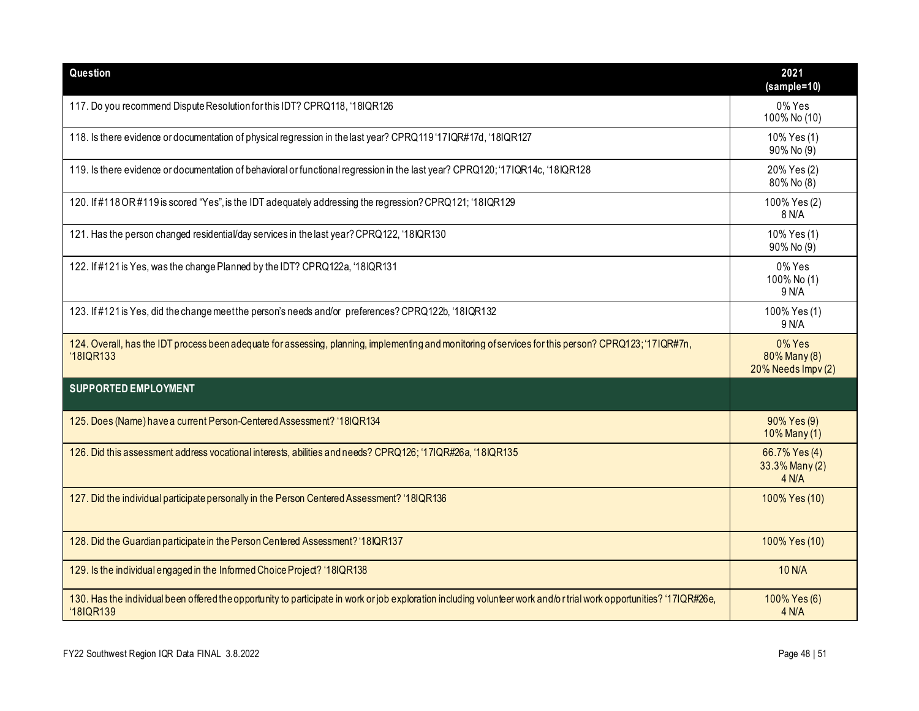| Question | 2021 (sample=10) |
|---|---|
| 117. Do you recommend Dispute Resolution for this IDT? CPRQ118, '18IQR126 | 0% Yes<br>100% No (10) |
| 118. Is there evidence or documentation of physical regression in the last year? CPRQ119 '17IQR#17d, '18IQR127 | 10% Yes (1)<br>90% No (9) |
| 119. Is there evidence or documentation of behavioral or functional regression in the last year? CPRQ120; '17IQR14c, '18IQR128 | 20% Yes (2)<br>80% No (8) |
| 120. If #118 OR #119 is scored "Yes", is the IDT adequately addressing the regression? CPRQ121; '18IQR129 | 100% Yes (2)<br>8 N/A |
| 121. Has the person changed residential/day services in the last year? CPRQ122, '18IQR130 | 10% Yes (1)<br>90% No (9) |
| 122. If #121 is Yes, was the change Planned by the IDT? CPRQ122a, '18IQR131 | 0% Yes<br>100% No (1)<br>9 N/A |
| 123. If #121 is Yes, did the change meet the person's needs and/or preferences? CPRQ122b, '18IQR132 | 100% Yes (1)<br>9 N/A |
| 124. Overall, has the IDT process been adequate for assessing, planning, implementing and monitoring of services for this person? CPRQ123; '17IQR#7n, '18IQR133 | 0% Yes<br>80% Many (8)<br>20% Needs Impv (2) |
| **SUPPORTED EMPLOYMENT** | |
| 125. Does (Name) have a current Person-Centered Assessment? '18IQR134 | 90% Yes (9)<br>10% Many (1) |
| 126. Did this assessment address vocational interests, abilities and needs? CPRQ126; '17IQR#26a, '18IQR135 | 66.7% Yes (4)<br>33.3% Many (2)<br>4 N/A |
| 127. Did the individual participate personally in the Person Centered Assessment? '18IQR136 | 100% Yes (10) |
| 128. Did the Guardian participate in the Person Centered Assessment? '18IQR137 | 100% Yes (10) |
| 129. Is the individual engaged in the Informed Choice Project? '18IQR138 | 10 N/A |
| 130. Has the individual been offered the opportunity to participate in work or job exploration including volunteer work and/or trial work opportunities? '17IQR#26e, '18IQR139 | 100% Yes (6)<br>4 N/A |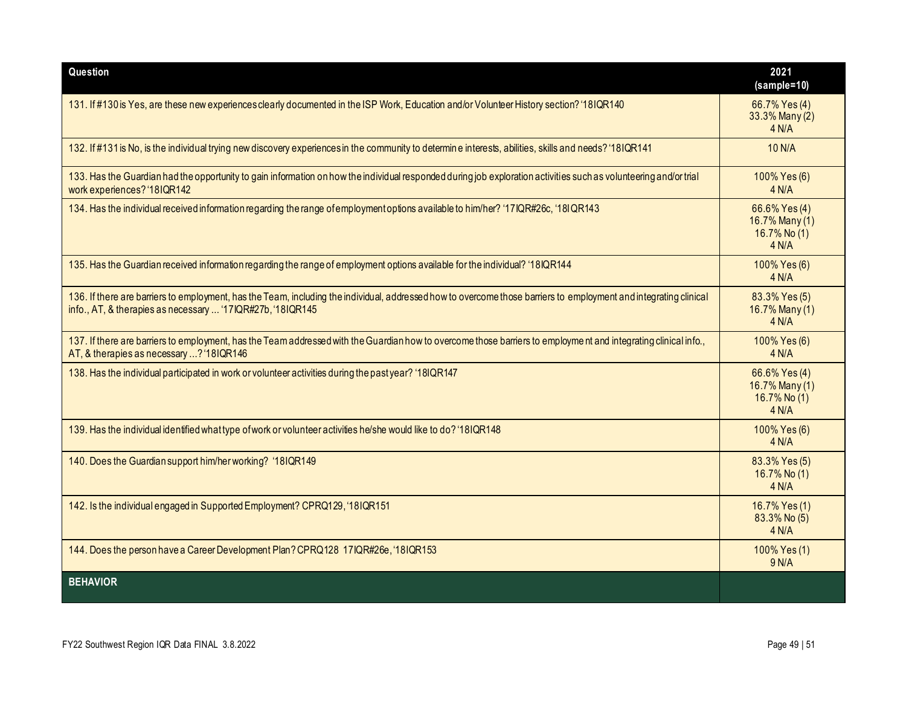| Question | 2021 (sample=10) |
|---|---|
| 131. If #130 is Yes, are these new experiences clearly documented in the ISP Work, Education and/or Volunteer History section? '18IQR140 | 66.7% Yes (4)<br>33.3% Many (2)<br>4 N/A |
| 132. If #131 is No, is the individual trying new discovery experiences in the community to determine interests, abilities, skills and needs? '18IQR141 | 10 N/A |
| 133. Has the Guardian had the opportunity to gain information on how the individual responded during job exploration activities such as volunteering and/or trial work experiences? '18IQR142 | 100% Yes (6)<br>4 N/A |
| 134. Has the individual received information regarding the range of employment options available to him/her? '17IQR#26c, '18IQR143 | 66.6% Yes (4)<br>16.7% Many (1)<br>16.7% No (1)<br>4 N/A |
| 135. Has the Guardian received information regarding the range of employment options available for the individual? '18IQR144 | 100% Yes (6)<br>4 N/A |
| 136. If there are barriers to employment, has the Team, including the individual, addressed how to overcome those barriers to employment and integrating clinical info., AT, & therapies as necessary ... '17IQR#27b, '18IQR145 | 83.3% Yes (5)<br>16.7% Many (1)<br>4 N/A |
| 137. If there are barriers to employment, has the Team addressed with the Guardian how to overcome those barriers to employment and integrating clinical info., AT, & therapies as necessary ...? '18IQR146 | 100% Yes (6)<br>4 N/A |
| 138. Has the individual participated in work or volunteer activities during the past year? '18IQR147 | 66.6% Yes (4)<br>16.7% Many (1)<br>16.7% No (1)<br>4 N/A |
| 139. Has the individual identified what type of work or volunteer activities he/she would like to do? '18IQR148 | 100% Yes (6)<br>4 N/A |
| 140. Does the Guardian support him/her working? '18IQR149 | 83.3% Yes (5)<br>16.7% No (1)<br>4 N/A |
| 142. Is the individual engaged in Supported Employment? CPRQ129, '18IQR151 | 16.7% Yes (1)<br>83.3% No (5)<br>4 N/A |
| 144. Does the person have a Career Development Plan? CPRQ128 17IQR#26e, '18IQR153 | 100% Yes (1)<br>9 N/A |
| **BEHAVIOR** | |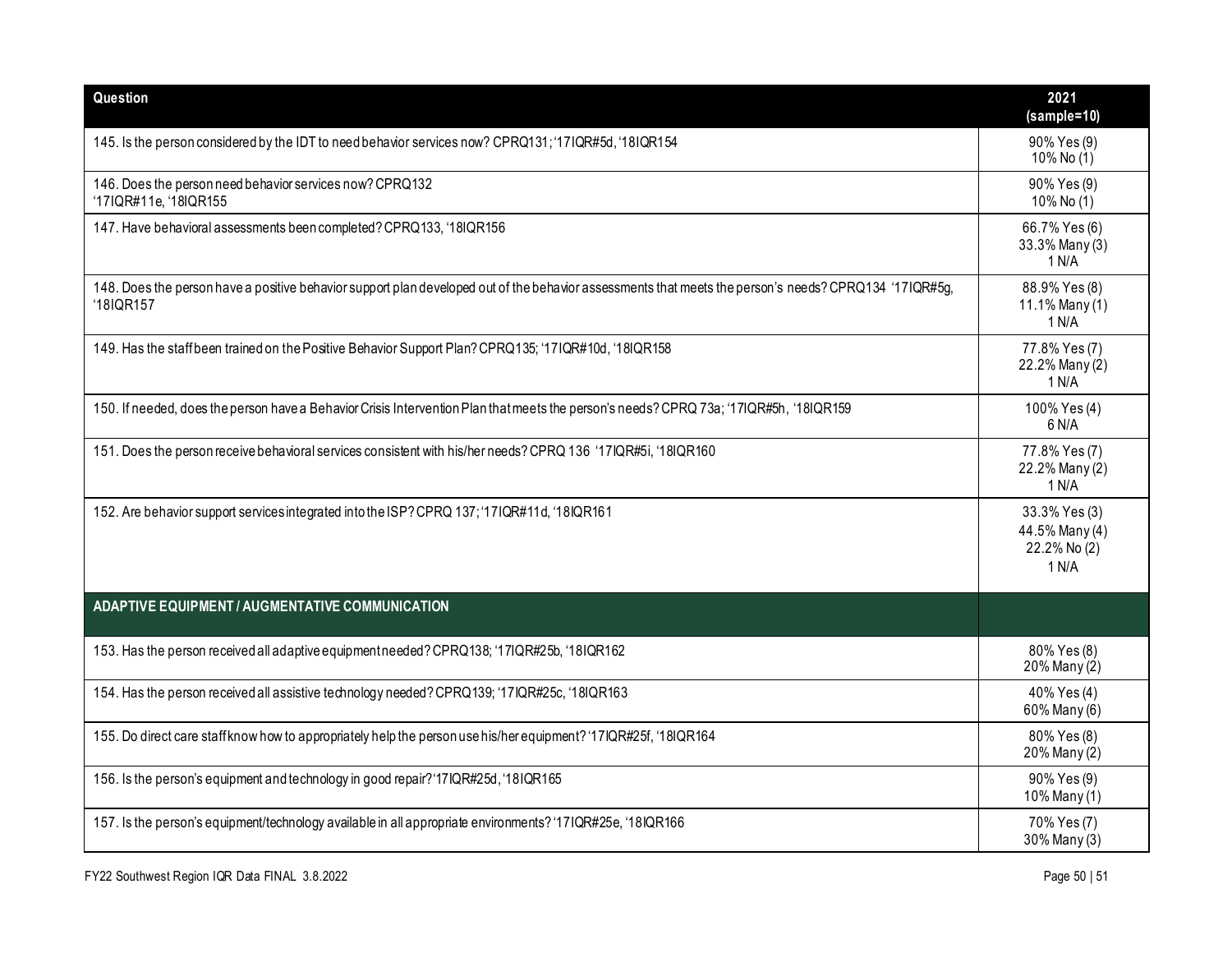| Question | 2021 (sample=10) |
|---|---|
| 145. Is the person considered by the IDT to need behavior services now? CPRQ131; '17IQR#5d, '18IQR154 | 90% Yes (9)<br>10% No (1) |
| 146. Does the person need behavior services now? CPRQ132<br>'17IQR#11e, '18IQR155 | 90% Yes (9)<br>10% No (1) |
| 147. Have behavioral assessments been completed? CPRQ133, '18IQR156 | 66.7% Yes (6)<br>33.3% Many (3)<br>1 N/A |
| 148. Does the person have a positive behavior support plan developed out of the behavior assessments that meets the person's needs? CPRQ134 '17IQR#5g, '18IQR157 | 88.9% Yes (8)<br>11.1% Many (1)<br>1 N/A |
| 149. Has the staff been trained on the Positive Behavior Support Plan? CPRQ135; '17IQR#10d, '18IQR158 | 77.8% Yes (7)<br>22.2% Many (2)<br>1 N/A |
| 150. If needed, does the person have a Behavior Crisis Intervention Plan that meets the person's needs? CPRQ 73a; '17IQR#5h, '18IQR159 | 100% Yes (4)<br>6 N/A |
| 151. Does the person receive behavioral services consistent with his/her needs? CPRQ 136 '17IQR#5i, '18IQR160 | 77.8% Yes (7)<br>22.2% Many (2)<br>1 N/A |
| 152. Are behavior support services integrated into the ISP? CPRQ 137; '17IQR#11d, '18IQR161 | 33.3% Yes (3)<br>44.5% Many (4)<br>22.2% No (2)<br>1 N/A |
| **ADAPTIVE EQUIPMENT / AUGMENTATIVE COMMUNICATION** | |
| 153. Has the person received all adaptive equipment needed? CPRQ138; '17IQR#25b, '18IQR162 | 80% Yes (8)<br>20% Many (2) |
| 154. Has the person received all assistive technology needed? CPRQ139; '17IQR#25c, '18IQR163 | 40% Yes (4)<br>60% Many (6) |
| 155. Do direct care staff know how to appropriately help the person use his/her equipment? '17IQR#25f, '18IQR164 | 80% Yes (8)<br>20% Many (2) |
| 156. Is the person's equipment and technology in good repair? '17IQR#25d, '18IQR165 | 90% Yes (9)<br>10% Many (1) |
| 157. Is the person's equipment/technology available in all appropriate environments? '17IQR#25e, '18IQR166 | 70% Yes (7)<br>30% Many (3) |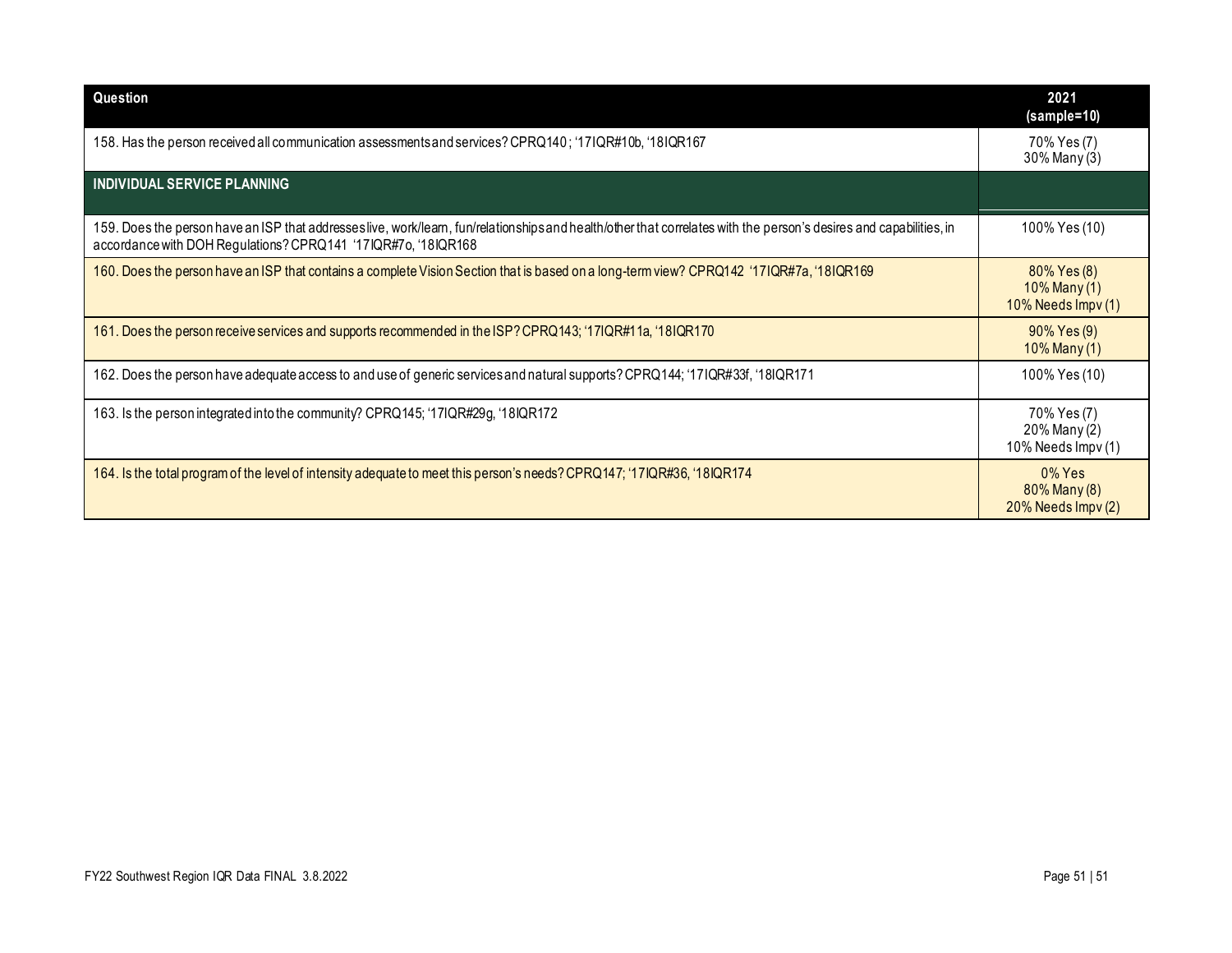| Question | 2021 (sample=10) |
|---|---|
| 158. Has the person received all communication assessments and services? CPRQ140 ; '17IQR#10b, '18IQR167 | 70% Yes (7)<br>30% Many (3) |
| **INDIVIDUAL SERVICE PLANNING** | |
| 159. Does the person have an ISP that addresses live, work/learn, fun/relationships and health/other that correlates with the person's desires and capabilities, in accordance with DOH Regulations? CPRQ141 '17IQR#7o, '18IQR168 | 100% Yes (10) |
| 160. Does the person have an ISP that contains a complete Vision Section that is based on a long-term view? CPRQ142 '17IQR#7a, '18IQR169 | 80% Yes (8)<br>10% Many (1)<br>10% Needs Impv (1) |
| 161. Does the person receive services and supports recommended in the ISP? CPRQ143; '17IQR#11a, '18IQR170 | 90% Yes (9)<br>10% Many (1) |
| 162. Does the person have adequate access to and use of generic services and natural supports? CPRQ144; '17IQR#33f, '18IQR171 | 100% Yes (10) |
| 163. Is the person integrated into the community? CPRQ145; '17IQR#29g, '18IQR172 | 70% Yes (7)<br>20% Many (2)<br>10% Needs Impv (1) |
| 164. Is the total program of the level of intensity adequate to meet this person's needs? CPRQ147; '17IQR#36, '18IQR174 | 0% Yes<br>80% Many (8)<br>20% Needs Impv (2) |